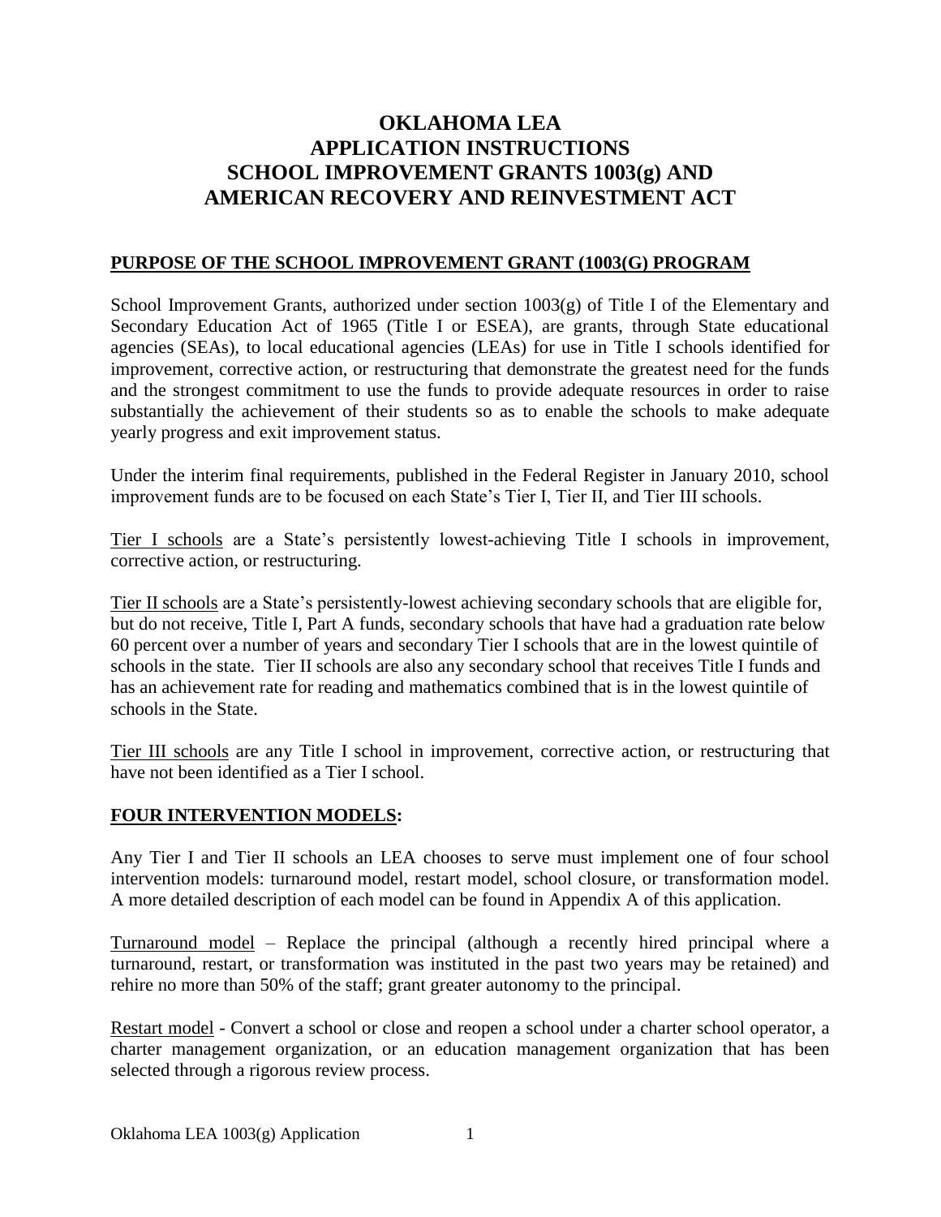# OKLAHOMA LEA APPLICATION INSTRUCTIONS SCHOOL IMPROVEMENT GRANTS 1003(g) AND AMERICAN RECOVERY AND REINVESTMENT ACT

## PURPOSE OF THE SCHOOL IMPROVEMENT GRANT (1003(G) PROGRAM

School Improvement Grants, authorized under section 1003(g) of Title I of the Elementary and Secondary Education Act of 1965 (Title I or ESEA), are grants, through State educational agencies (SEAs), to local educational agencies (LEAs) for use in Title I schools identified for improvement, corrective action, or restructuring that demonstrate the greatest need for the funds and the strongest commitment to use the funds to provide adequate resources in order to raise substantially the achievement of their students so as to enable the schools to make adequate yearly progress and exit improvement status.

Under the interim final requirements, published in the Federal Register in January 2010, school improvement funds are to be focused on each State's Tier I, Tier II, and Tier III schools.

Tier I schools are a State's persistently lowest-achieving Title I schools in improvement, corrective action, or restructuring.

Tier II schools are a State's persistently-lowest achieving secondary schools that are eligible for, but do not receive, Title I, Part A funds, secondary schools that have had a graduation rate below 60 percent over a number of years and secondary Tier I schools that are in the lowest quintile of schools in the state. Tier II schools are also any secondary school that receives Title I funds and has an achievement rate for reading and mathematics combined that is in the lowest quintile of schools in the State.

Tier III schools are any Title I school in improvement, corrective action, or restructuring that have not been identified as a Tier I school.

## FOUR INTERVENTION MODELS:

Any Tier I and Tier II schools an LEA chooses to serve must implement one of four school intervention models: turnaround model, restart model, school closure, or transformation model. A more detailed description of each model can be found in Appendix A of this application.

Turnaround model – Replace the principal (although a recently hired principal where a turnaround, restart, or transformation was instituted in the past two years may be retained) and rehire no more than 50% of the staff; grant greater autonomy to the principal.

Restart model - Convert a school or close and reopen a school under a charter school operator, a charter management organization, or an education management organization that has been selected through a rigorous review process.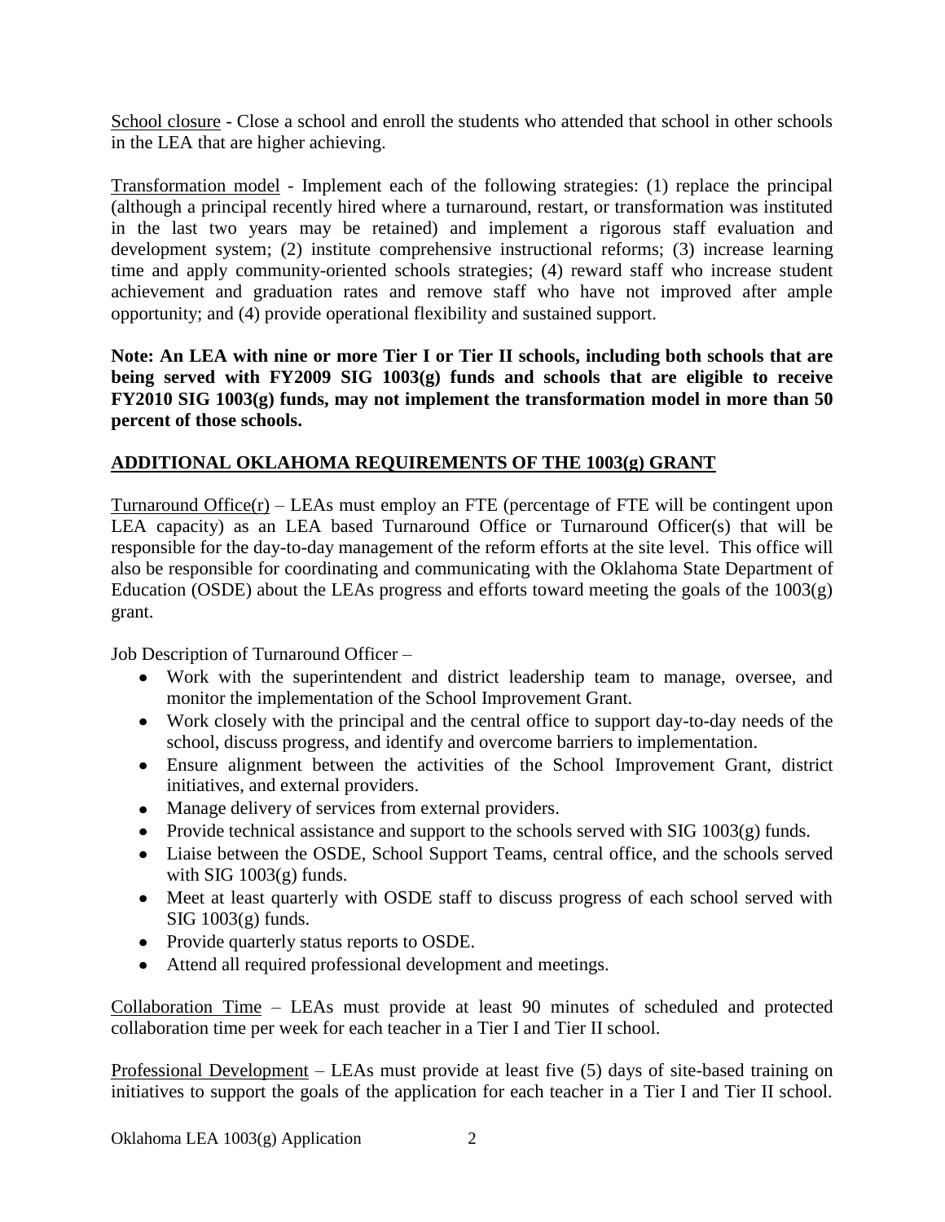School closure - Close a school and enroll the students who attended that school in other schools in the LEA that are higher achieving.

Transformation model - Implement each of the following strategies: (1) replace the principal (although a principal recently hired where a turnaround, restart, or transformation was instituted in the last two years may be retained) and implement a rigorous staff evaluation and development system; (2) institute comprehensive instructional reforms; (3) increase learning time and apply community-oriented schools strategies; (4) reward staff who increase student achievement and graduation rates and remove staff who have not improved after ample opportunity; and (4) provide operational flexibility and sustained support.

**Note: An LEA with nine or more Tier I or Tier II schools, including both schools that are being served with FY2009 SIG 1003(g) funds and schools that are eligible to receive FY2010 SIG 1003(g) funds, may not implement the transformation model in more than 50 percent of those schools.**

## ADDITIONAL OKLAHOMA REQUIREMENTS OF THE 1003(g) GRANT

Turnaround Office(r) – LEAs must employ an FTE (percentage of FTE will be contingent upon LEA capacity) as an LEA based Turnaround Office or Turnaround Officer(s) that will be responsible for the day-to-day management of the reform efforts at the site level. This office will also be responsible for coordinating and communicating with the Oklahoma State Department of Education (OSDE) about the LEAs progress and efforts toward meeting the goals of the 1003(g) grant.

Job Description of Turnaround Officer –

- Work with the superintendent and district leadership team to manage, oversee, and monitor the implementation of the School Improvement Grant.
- Work closely with the principal and the central office to support day-to-day needs of the school, discuss progress, and identify and overcome barriers to implementation.
- Ensure alignment between the activities of the School Improvement Grant, district initiatives, and external providers.
- Manage delivery of services from external providers.
- Provide technical assistance and support to the schools served with SIG 1003(g) funds.
- Liaise between the OSDE, School Support Teams, central office, and the schools served with SIG 1003(g) funds.
- Meet at least quarterly with OSDE staff to discuss progress of each school served with SIG 1003(g) funds.
- Provide quarterly status reports to OSDE.
- Attend all required professional development and meetings.

Collaboration Time – LEAs must provide at least 90 minutes of scheduled and protected collaboration time per week for each teacher in a Tier I and Tier II school.

Professional Development – LEAs must provide at least five (5) days of site-based training on initiatives to support the goals of the application for each teacher in a Tier I and Tier II school.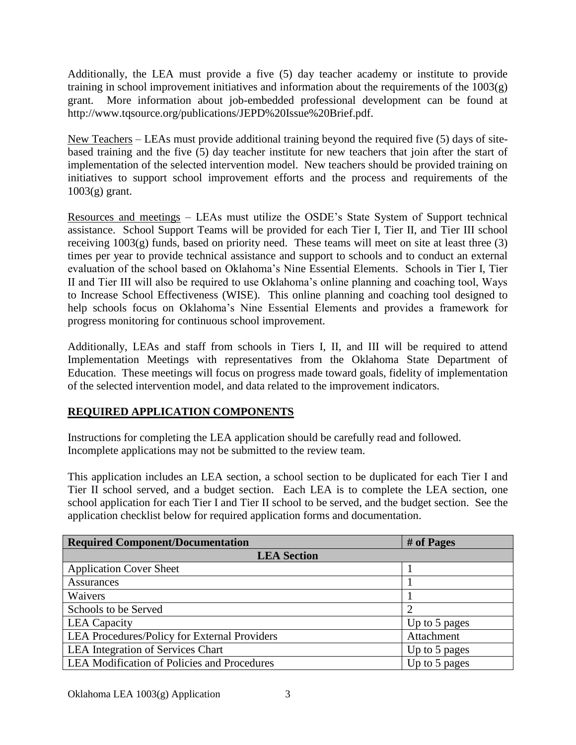Additionally, the LEA must provide a five (5) day teacher academy or institute to provide training in school improvement initiatives and information about the requirements of the 1003(g) grant. More information about job-embedded professional development can be found at http://www.tqsource.org/publications/JEPD%20Issue%20Brief.pdf.

New Teachers – LEAs must provide additional training beyond the required five (5) days of site-based training and the five (5) day teacher institute for new teachers that join after the start of implementation of the selected intervention model. New teachers should be provided training on initiatives to support school improvement efforts and the process and requirements of the 1003(g) grant.

Resources and meetings – LEAs must utilize the OSDE's State System of Support technical assistance. School Support Teams will be provided for each Tier I, Tier II, and Tier III school receiving 1003(g) funds, based on priority need. These teams will meet on site at least three (3) times per year to provide technical assistance and support to schools and to conduct an external evaluation of the school based on Oklahoma's Nine Essential Elements. Schools in Tier I, Tier II and Tier III will also be required to use Oklahoma's online planning and coaching tool, Ways to Increase School Effectiveness (WISE). This online planning and coaching tool designed to help schools focus on Oklahoma's Nine Essential Elements and provides a framework for progress monitoring for continuous school improvement.

Additionally, LEAs and staff from schools in Tiers I, II, and III will be required to attend Implementation Meetings with representatives from the Oklahoma State Department of Education. These meetings will focus on progress made toward goals, fidelity of implementation of the selected intervention model, and data related to the improvement indicators.

## REQUIRED APPLICATION COMPONENTS

Instructions for completing the LEA application should be carefully read and followed. Incomplete applications may not be submitted to the review team.

This application includes an LEA section, a school section to be duplicated for each Tier I and Tier II school served, and a budget section. Each LEA is to complete the LEA section, one school application for each Tier I and Tier II school to be served, and the budget section. See the application checklist below for required application forms and documentation.

| Required Component/Documentation | # of Pages |
|---|---|
| **LEA Section** | |
| Application Cover Sheet | 1 |
| Assurances | 1 |
| Waivers | 1 |
| Schools to be Served | 2 |
| LEA Capacity | Up to 5 pages |
| LEA Procedures/Policy for External Providers | Attachment |
| LEA Integration of Services Chart | Up to 5 pages |
| LEA Modification of Policies and Procedures | Up to 5 pages |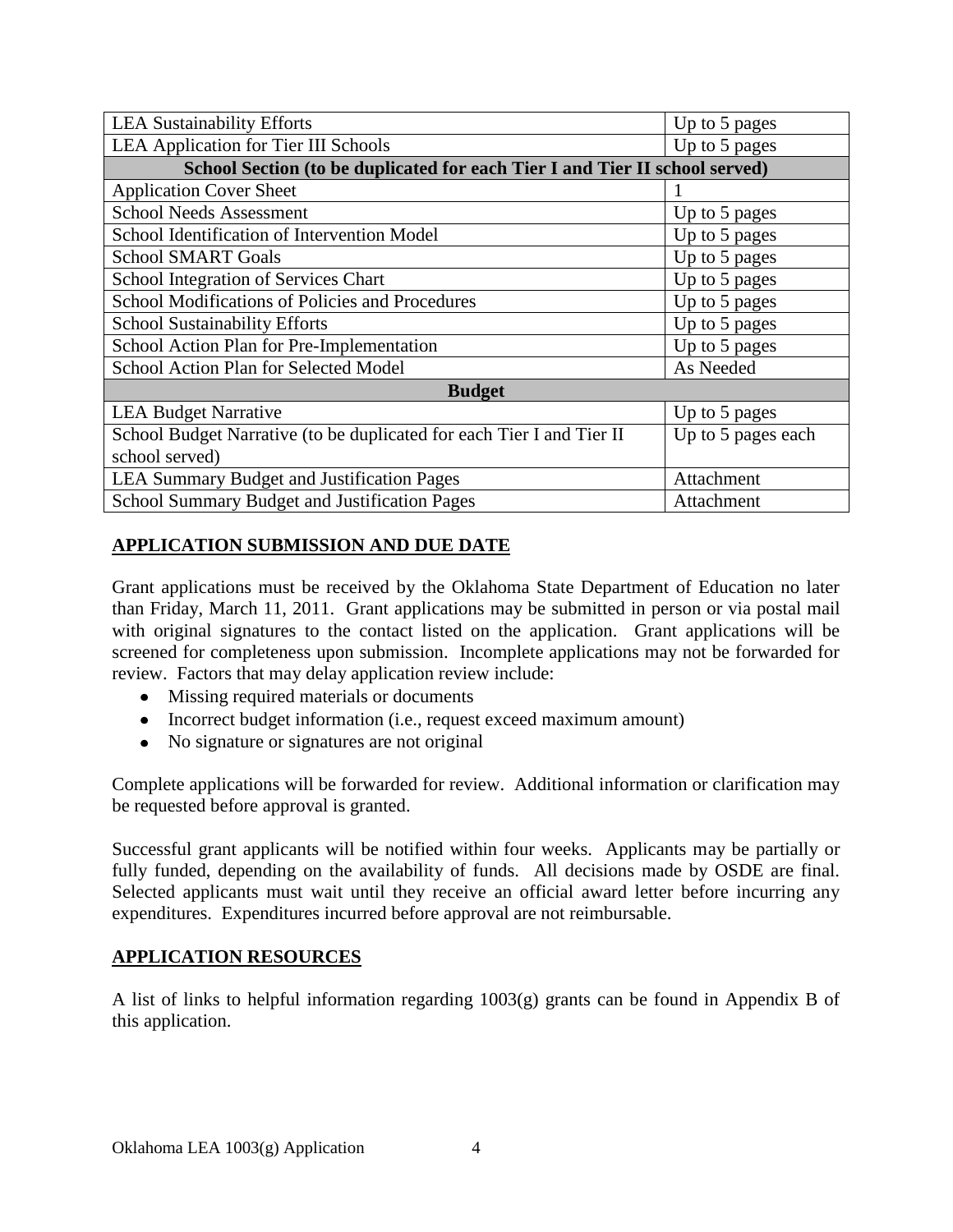| LEA Sustainability Efforts | Up to 5 pages |
|---|---|
| LEA Application for Tier III Schools | Up to 5 pages |
| **School Section (to be duplicated for each Tier I and Tier II school served)** | |
| Application Cover Sheet | 1 |
| School Needs Assessment | Up to 5 pages |
| School Identification of Intervention Model | Up to 5 pages |
| School SMART Goals | Up to 5 pages |
| School Integration of Services Chart | Up to 5 pages |
| School Modifications of Policies and Procedures | Up to 5 pages |
| School Sustainability Efforts | Up to 5 pages |
| School Action Plan for Pre-Implementation | Up to 5 pages |
| School Action Plan for Selected Model | As Needed |
| **Budget** | |
| LEA Budget Narrative | Up to 5 pages |
| School Budget Narrative (to be duplicated for each Tier I and Tier II school served) | Up to 5 pages each |
| LEA Summary Budget and Justification Pages | Attachment |
| School Summary Budget and Justification Pages | Attachment |

## APPLICATION SUBMISSION AND DUE DATE

Grant applications must be received by the Oklahoma State Department of Education no later than Friday, March 11, 2011. Grant applications may be submitted in person or via postal mail with original signatures to the contact listed on the application. Grant applications will be screened for completeness upon submission. Incomplete applications may not be forwarded for review. Factors that may delay application review include:

- Missing required materials or documents
- Incorrect budget information (i.e., request exceed maximum amount)
- No signature or signatures are not original

Complete applications will be forwarded for review. Additional information or clarification may be requested before approval is granted.

Successful grant applicants will be notified within four weeks. Applicants may be partially or fully funded, depending on the availability of funds. All decisions made by OSDE are final. Selected applicants must wait until they receive an official award letter before incurring any expenditures. Expenditures incurred before approval are not reimbursable.

## APPLICATION RESOURCES

A list of links to helpful information regarding 1003(g) grants can be found in Appendix B of this application.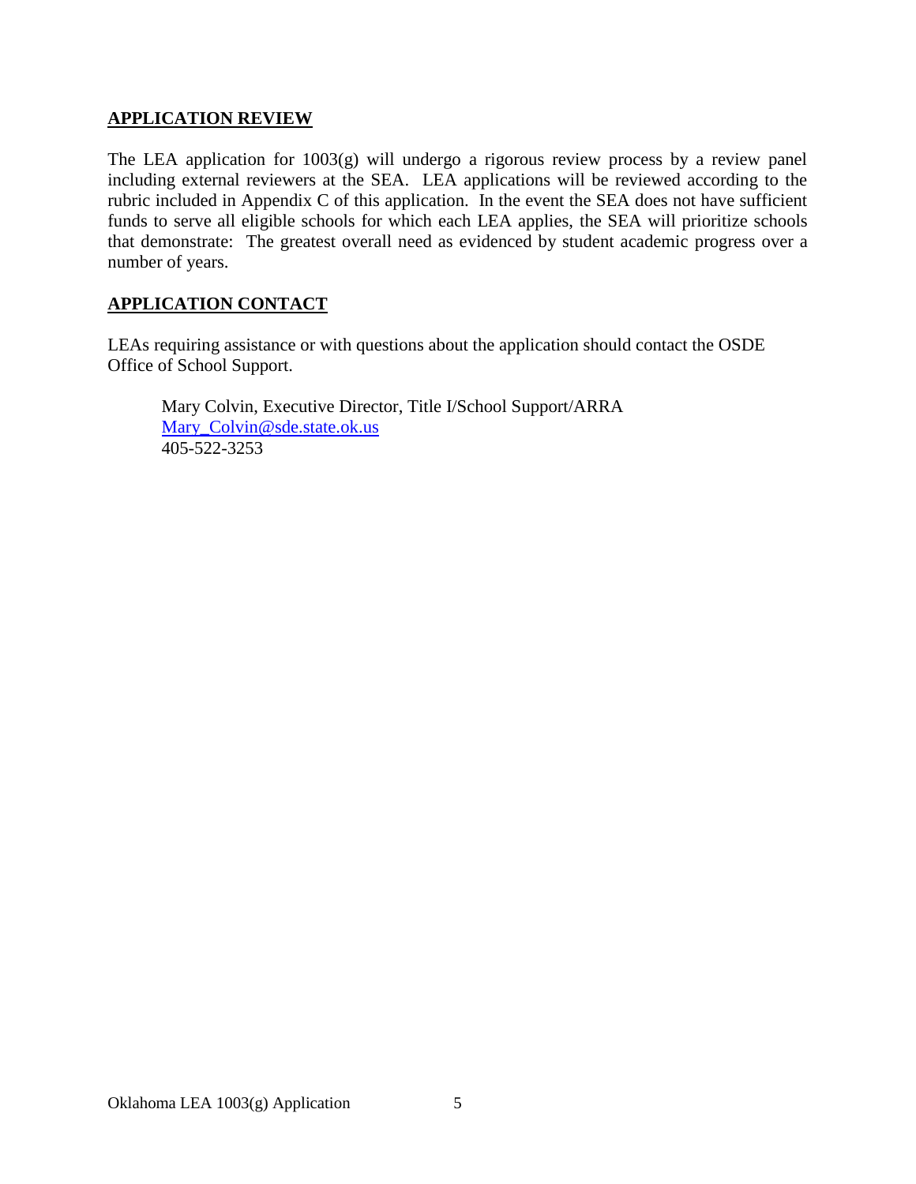## APPLICATION REVIEW

The LEA application for 1003(g) will undergo a rigorous review process by a review panel including external reviewers at the SEA. LEA applications will be reviewed according to the rubric included in Appendix C of this application. In the event the SEA does not have sufficient funds to serve all eligible schools for which each LEA applies, the SEA will prioritize schools that demonstrate: The greatest overall need as evidenced by student academic progress over a number of years.

## APPLICATION CONTACT

LEAs requiring assistance or with questions about the application should contact the OSDE Office of School Support.

Mary Colvin, Executive Director, Title I/School Support/ARRA
Mary_Colvin@sde.state.ok.us
405-522-3253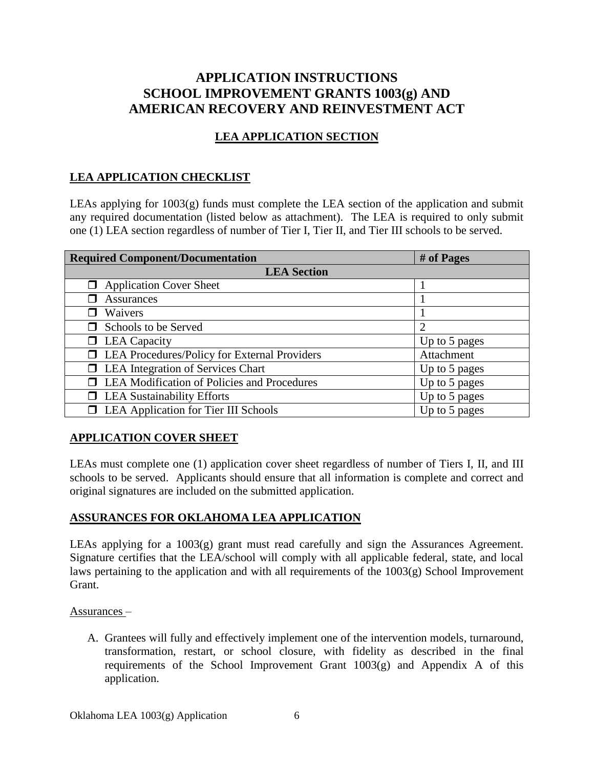# APPLICATION INSTRUCTIONS
# SCHOOL IMPROVEMENT GRANTS 1003(g) AND AMERICAN RECOVERY AND REINVESTMENT ACT

## LEA APPLICATION SECTION

### LEA APPLICATION CHECKLIST

LEAs applying for 1003(g) funds must complete the LEA section of the application and submit any required documentation (listed below as attachment). The LEA is required to only submit one (1) LEA section regardless of number of Tier I, Tier II, and Tier III schools to be served.

| Required Component/Documentation | # of Pages |
|---|---|
| **LEA Section** | |
| ❒ Application Cover Sheet | 1 |
| ❒ Assurances | 1 |
| ❒ Waivers | 1 |
| ❒ Schools to be Served | 2 |
| ❒ LEA Capacity | Up to 5 pages |
| ❒ LEA Procedures/Policy for External Providers | Attachment |
| ❒ LEA Integration of Services Chart | Up to 5 pages |
| ❒ LEA Modification of Policies and Procedures | Up to 5 pages |
| ❒ LEA Sustainability Efforts | Up to 5 pages |
| ❒ LEA Application for Tier III Schools | Up to 5 pages |

### APPLICATION COVER SHEET

LEAs must complete one (1) application cover sheet regardless of number of Tiers I, II, and III schools to be served. Applicants should ensure that all information is complete and correct and original signatures are included on the submitted application.

### ASSURANCES FOR OKLAHOMA LEA APPLICATION

LEAs applying for a 1003(g) grant must read carefully and sign the Assurances Agreement. Signature certifies that the LEA/school will comply with all applicable federal, state, and local laws pertaining to the application and with all requirements of the 1003(g) School Improvement Grant.

Assurances –

A. Grantees will fully and effectively implement one of the intervention models, turnaround, transformation, restart, or school closure, with fidelity as described in the final requirements of the School Improvement Grant 1003(g) and Appendix A of this application.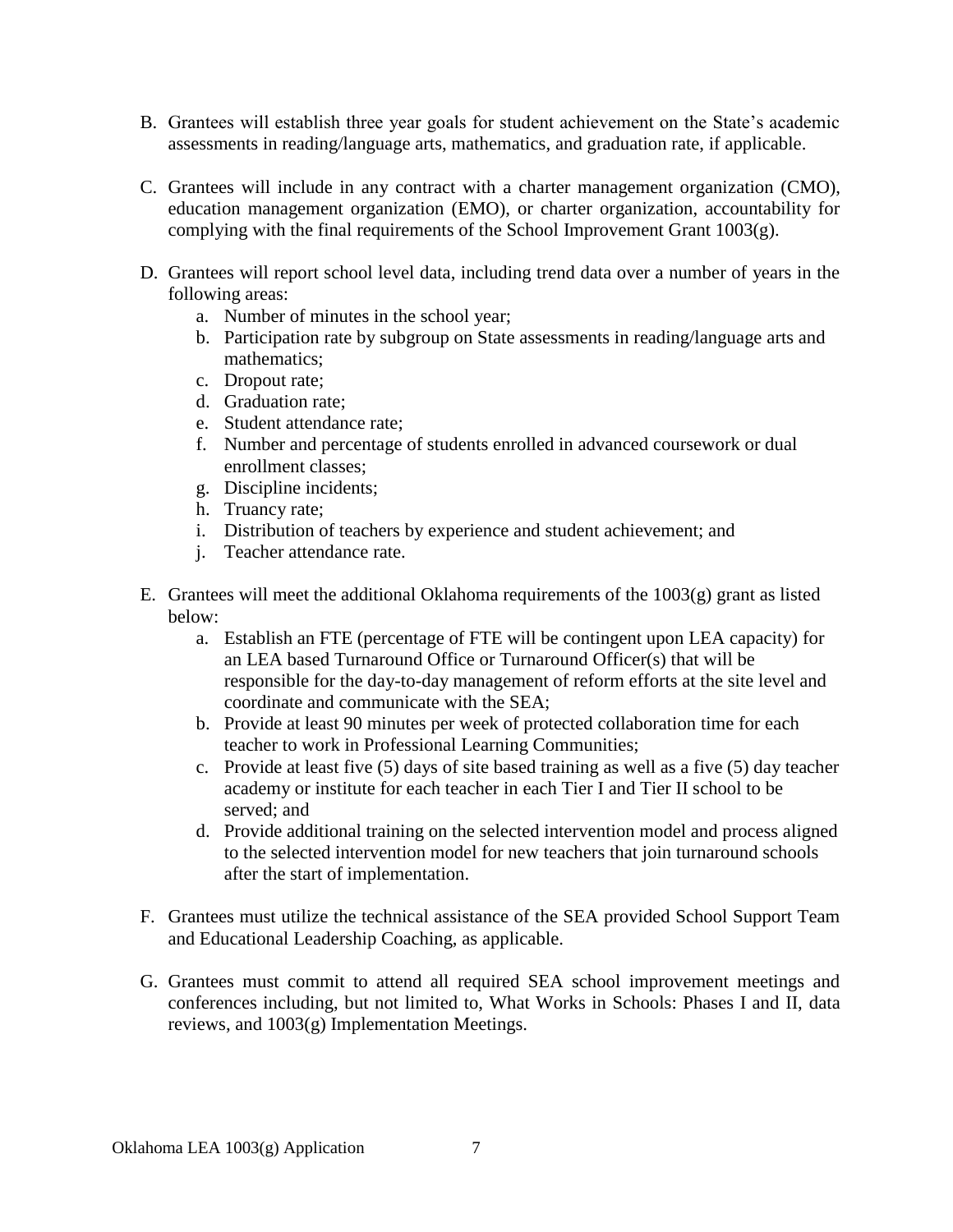B. Grantees will establish three year goals for student achievement on the State's academic assessments in reading/language arts, mathematics, and graduation rate, if applicable.

C. Grantees will include in any contract with a charter management organization (CMO), education management organization (EMO), or charter organization, accountability for complying with the final requirements of the School Improvement Grant 1003(g).

D. Grantees will report school level data, including trend data over a number of years in the following areas:
   a. Number of minutes in the school year;
   b. Participation rate by subgroup on State assessments in reading/language arts and mathematics;
   c. Dropout rate;
   d. Graduation rate;
   e. Student attendance rate;
   f. Number and percentage of students enrolled in advanced coursework or dual enrollment classes;
   g. Discipline incidents;
   h. Truancy rate;
   i. Distribution of teachers by experience and student achievement; and
   j. Teacher attendance rate.

E. Grantees will meet the additional Oklahoma requirements of the 1003(g) grant as listed below:
   a. Establish an FTE (percentage of FTE will be contingent upon LEA capacity) for an LEA based Turnaround Office or Turnaround Officer(s) that will be responsible for the day-to-day management of reform efforts at the site level and coordinate and communicate with the SEA;
   b. Provide at least 90 minutes per week of protected collaboration time for each teacher to work in Professional Learning Communities;
   c. Provide at least five (5) days of site based training as well as a five (5) day teacher academy or institute for each teacher in each Tier I and Tier II school to be served; and
   d. Provide additional training on the selected intervention model and process aligned to the selected intervention model for new teachers that join turnaround schools after the start of implementation.

F. Grantees must utilize the technical assistance of the SEA provided School Support Team and Educational Leadership Coaching, as applicable.

G. Grantees must commit to attend all required SEA school improvement meetings and conferences including, but not limited to, What Works in Schools: Phases I and II, data reviews, and 1003(g) Implementation Meetings.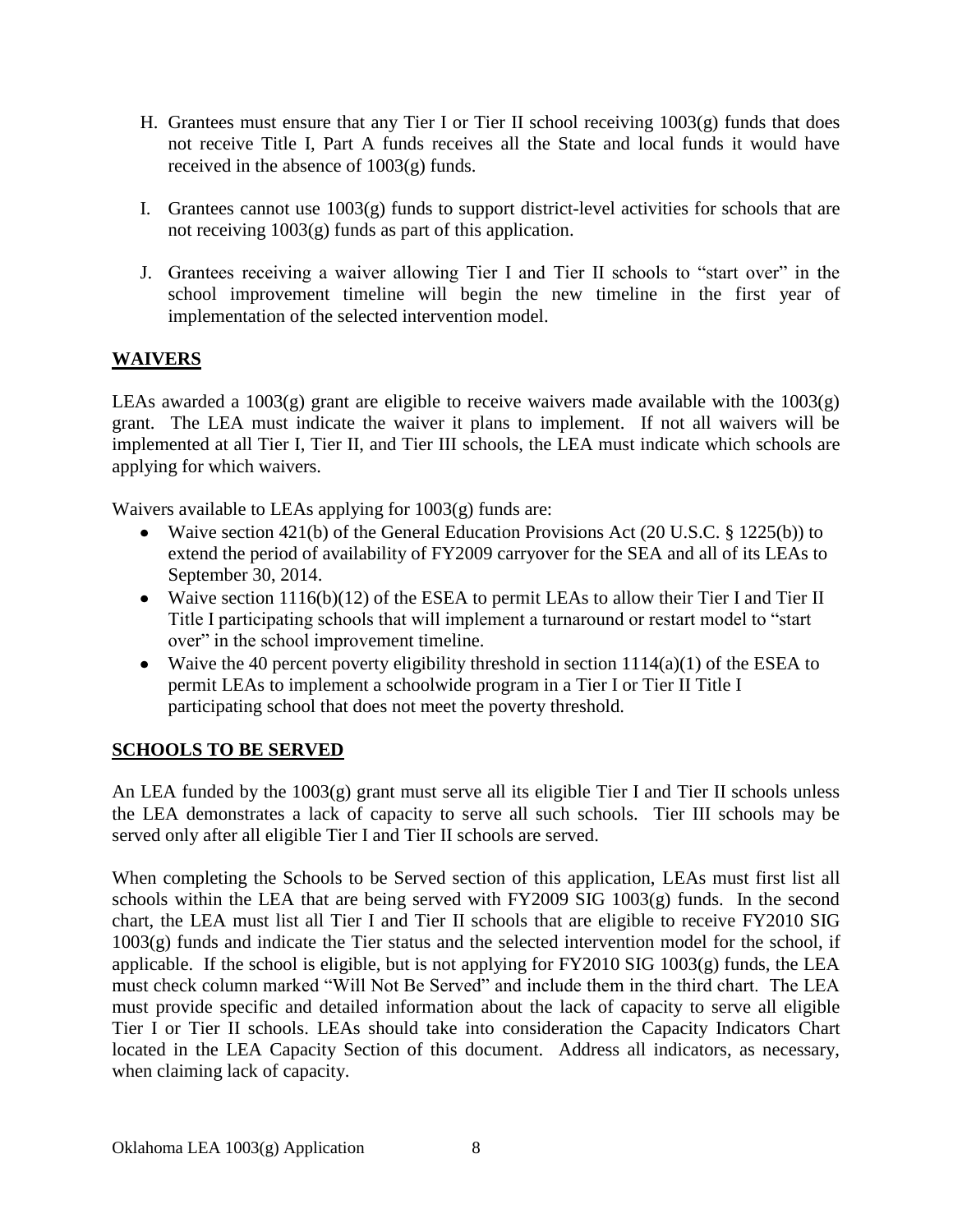H. Grantees must ensure that any Tier I or Tier II school receiving 1003(g) funds that does not receive Title I, Part A funds receives all the State and local funds it would have received in the absence of 1003(g) funds.

I. Grantees cannot use 1003(g) funds to support district-level activities for schools that are not receiving 1003(g) funds as part of this application.

J. Grantees receiving a waiver allowing Tier I and Tier II schools to "start over" in the school improvement timeline will begin the new timeline in the first year of implementation of the selected intervention model.

## **WAIVERS**

LEAs awarded a 1003(g) grant are eligible to receive waivers made available with the 1003(g) grant. The LEA must indicate the waiver it plans to implement. If not all waivers will be implemented at all Tier I, Tier II, and Tier III schools, the LEA must indicate which schools are applying for which waivers.

Waivers available to LEAs applying for 1003(g) funds are:

- Waive section 421(b) of the General Education Provisions Act (20 U.S.C. § 1225(b)) to extend the period of availability of FY2009 carryover for the SEA and all of its LEAs to September 30, 2014.
- Waive section 1116(b)(12) of the ESEA to permit LEAs to allow their Tier I and Tier II Title I participating schools that will implement a turnaround or restart model to "start over" in the school improvement timeline.
- Waive the 40 percent poverty eligibility threshold in section 1114(a)(1) of the ESEA to permit LEAs to implement a schoolwide program in a Tier I or Tier II Title I participating school that does not meet the poverty threshold.

## **SCHOOLS TO BE SERVED**

An LEA funded by the 1003(g) grant must serve all its eligible Tier I and Tier II schools unless the LEA demonstrates a lack of capacity to serve all such schools. Tier III schools may be served only after all eligible Tier I and Tier II schools are served.

When completing the Schools to be Served section of this application, LEAs must first list all schools within the LEA that are being served with FY2009 SIG 1003(g) funds. In the second chart, the LEA must list all Tier I and Tier II schools that are eligible to receive FY2010 SIG 1003(g) funds and indicate the Tier status and the selected intervention model for the school, if applicable. If the school is eligible, but is not applying for FY2010 SIG 1003(g) funds, the LEA must check column marked "Will Not Be Served" and include them in the third chart. The LEA must provide specific and detailed information about the lack of capacity to serve all eligible Tier I or Tier II schools. LEAs should take into consideration the Capacity Indicators Chart located in the LEA Capacity Section of this document. Address all indicators, as necessary, when claiming lack of capacity.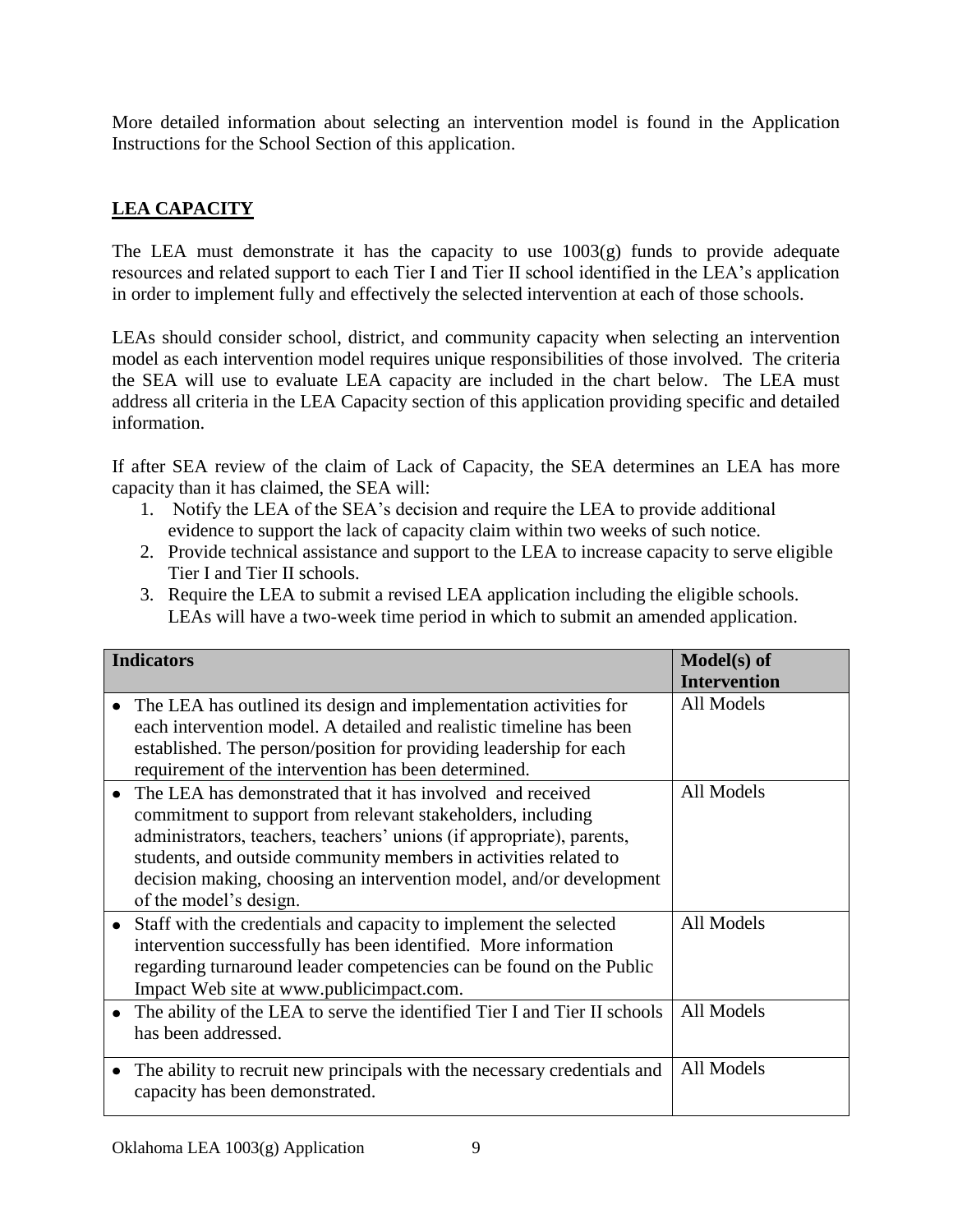More detailed information about selecting an intervention model is found in the Application Instructions for the School Section of this application.

## LEA CAPACITY

The LEA must demonstrate it has the capacity to use 1003(g) funds to provide adequate resources and related support to each Tier I and Tier II school identified in the LEA's application in order to implement fully and effectively the selected intervention at each of those schools.

LEAs should consider school, district, and community capacity when selecting an intervention model as each intervention model requires unique responsibilities of those involved. The criteria the SEA will use to evaluate LEA capacity are included in the chart below. The LEA must address all criteria in the LEA Capacity section of this application providing specific and detailed information.

If after SEA review of the claim of Lack of Capacity, the SEA determines an LEA has more capacity than it has claimed, the SEA will:

1. Notify the LEA of the SEA's decision and require the LEA to provide additional evidence to support the lack of capacity claim within two weeks of such notice.
2. Provide technical assistance and support to the LEA to increase capacity to serve eligible Tier I and Tier II schools.
3. Require the LEA to submit a revised LEA application including the eligible schools. LEAs will have a two-week time period in which to submit an amended application.

| Indicators | Model(s) of Intervention |
|---|---|
| • The LEA has outlined its design and implementation activities for each intervention model. A detailed and realistic timeline has been established. The person/position for providing leadership for each requirement of the intervention has been determined. | All Models |
| • The LEA has demonstrated that it has involved and received commitment to support from relevant stakeholders, including administrators, teachers, teachers' unions (if appropriate), parents, students, and outside community members in activities related to decision making, choosing an intervention model, and/or development of the model's design. | All Models |
| • Staff with the credentials and capacity to implement the selected intervention successfully has been identified. More information regarding turnaround leader competencies can be found on the Public Impact Web site at www.publicimpact.com. | All Models |
| • The ability of the LEA to serve the identified Tier I and Tier II schools has been addressed. | All Models |
| • The ability to recruit new principals with the necessary credentials and capacity has been demonstrated. | All Models |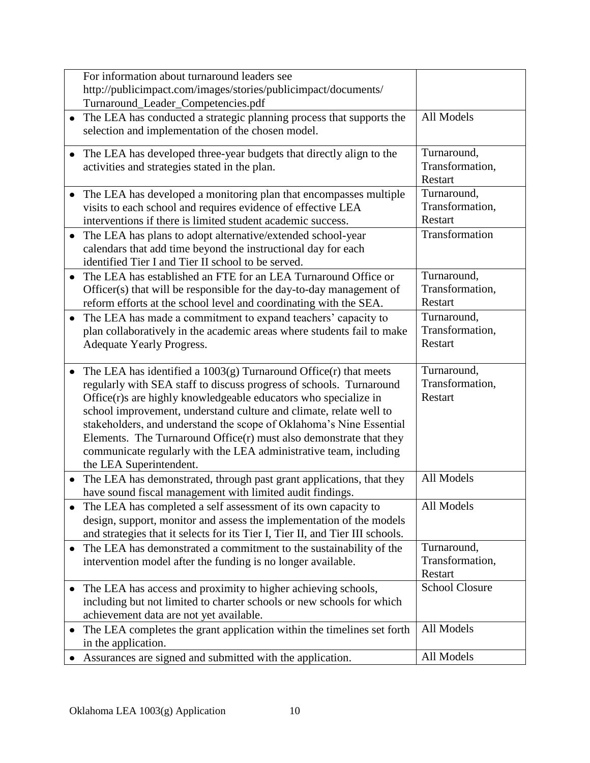| | |
|---|---|
| For information about turnaround leaders see http://publicimpact.com/images/stories/publicimpact/documents/ Turnaround_Leader_Competencies.pdf | |
| • The LEA has conducted a strategic planning process that supports the selection and implementation of the chosen model. | All Models |
| • The LEA has developed three-year budgets that directly align to the activities and strategies stated in the plan. | Turnaround, Transformation, Restart |
| • The LEA has developed a monitoring plan that encompasses multiple visits to each school and requires evidence of effective LEA interventions if there is limited student academic success. | Turnaround, Transformation, Restart |
| • The LEA has plans to adopt alternative/extended school-year calendars that add time beyond the instructional day for each identified Tier I and Tier II school to be served. | Transformation |
| • The LEA has established an FTE for an LEA Turnaround Office or Officer(s) that will be responsible for the day-to-day management of reform efforts at the school level and coordinating with the SEA. | Turnaround, Transformation, Restart |
| • The LEA has made a commitment to expand teachers' capacity to plan collaboratively in the academic areas where students fail to make Adequate Yearly Progress. | Turnaround, Transformation, Restart |
| • The LEA has identified a 1003(g) Turnaround Office(r) that meets regularly with SEA staff to discuss progress of schools. Turnaround Office(r)s are highly knowledgeable educators who specialize in school improvement, understand culture and climate, relate well to stakeholders, and understand the scope of Oklahoma's Nine Essential Elements. The Turnaround Office(r) must also demonstrate that they communicate regularly with the LEA administrative team, including the LEA Superintendent. | Turnaround, Transformation, Restart |
| • The LEA has demonstrated, through past grant applications, that they have sound fiscal management with limited audit findings. | All Models |
| • The LEA has completed a self assessment of its own capacity to design, support, monitor and assess the implementation of the models and strategies that it selects for its Tier I, Tier II, and Tier III schools. | All Models |
| • The LEA has demonstrated a commitment to the sustainability of the intervention model after the funding is no longer available. | Turnaround, Transformation, Restart |
| • The LEA has access and proximity to higher achieving schools, including but not limited to charter schools or new schools for which achievement data are not yet available. | School Closure |
| • The LEA completes the grant application within the timelines set forth in the application. | All Models |
| • Assurances are signed and submitted with the application. | All Models |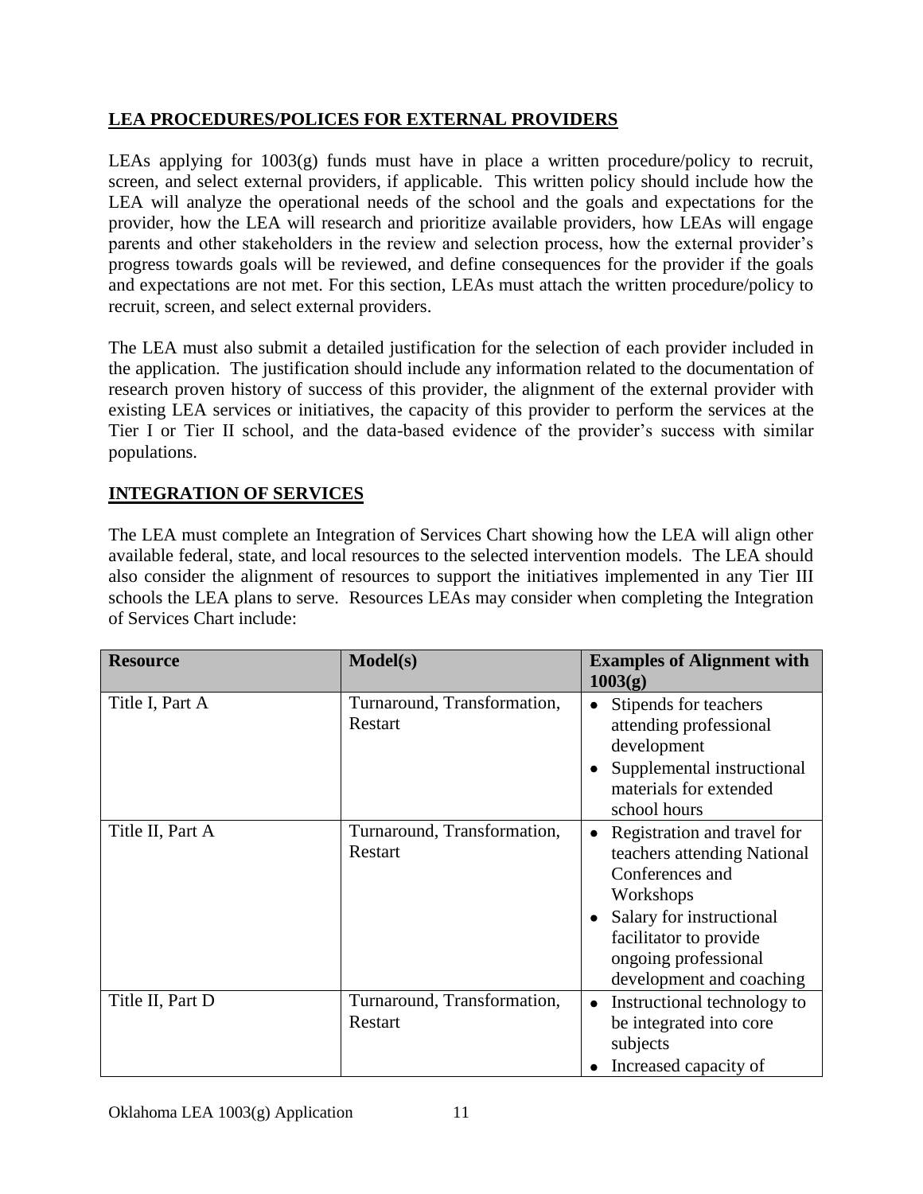## LEA PROCEDURES/POLICES FOR EXTERNAL PROVIDERS

LEAs applying for 1003(g) funds must have in place a written procedure/policy to recruit, screen, and select external providers, if applicable. This written policy should include how the LEA will analyze the operational needs of the school and the goals and expectations for the provider, how the LEA will research and prioritize available providers, how LEAs will engage parents and other stakeholders in the review and selection process, how the external provider's progress towards goals will be reviewed, and define consequences for the provider if the goals and expectations are not met. For this section, LEAs must attach the written procedure/policy to recruit, screen, and select external providers.

The LEA must also submit a detailed justification for the selection of each provider included in the application. The justification should include any information related to the documentation of research proven history of success of this provider, the alignment of the external provider with existing LEA services or initiatives, the capacity of this provider to perform the services at the Tier I or Tier II school, and the data-based evidence of the provider's success with similar populations.

## INTEGRATION OF SERVICES

The LEA must complete an Integration of Services Chart showing how the LEA will align other available federal, state, and local resources to the selected intervention models. The LEA should also consider the alignment of resources to support the initiatives implemented in any Tier III schools the LEA plans to serve. Resources LEAs may consider when completing the Integration of Services Chart include:

| Resource | Model(s) | Examples of Alignment with 1003(g) |
|---|---|---|
| Title I, Part A | Turnaround, Transformation, Restart | • Stipends for teachers attending professional development<br>• Supplemental instructional materials for extended school hours |
| Title II, Part A | Turnaround, Transformation, Restart | • Registration and travel for teachers attending National Conferences and Workshops<br>• Salary for instructional facilitator to provide ongoing professional development and coaching |
| Title II, Part D | Turnaround, Transformation, Restart | • Instructional technology to be integrated into core subjects<br>• Increased capacity of |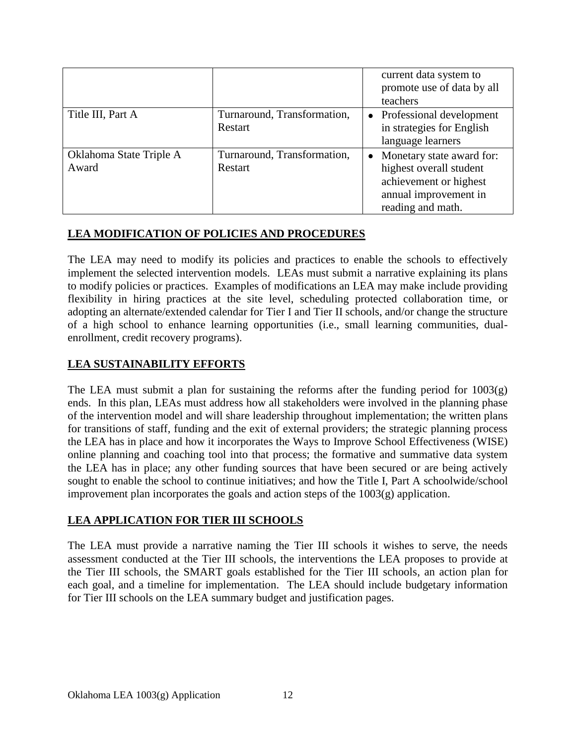| | | |
|---|---|---|
| | | current data system to promote use of data by all teachers |
| Title III, Part A | Turnaround, Transformation, Restart | • Professional development in strategies for English language learners |
| Oklahoma State Triple A Award | Turnaround, Transformation, Restart | • Monetary state award for: highest overall student achievement or highest annual improvement in reading and math. |

## LEA MODIFICATION OF POLICIES AND PROCEDURES

The LEA may need to modify its policies and practices to enable the schools to effectively implement the selected intervention models. LEAs must submit a narrative explaining its plans to modify policies or practices. Examples of modifications an LEA may make include providing flexibility in hiring practices at the site level, scheduling protected collaboration time, or adopting an alternate/extended calendar for Tier I and Tier II schools, and/or change the structure of a high school to enhance learning opportunities (i.e., small learning communities, dual-enrollment, credit recovery programs).

## LEA SUSTAINABILITY EFFORTS

The LEA must submit a plan for sustaining the reforms after the funding period for 1003(g) ends. In this plan, LEAs must address how all stakeholders were involved in the planning phase of the intervention model and will share leadership throughout implementation; the written plans for transitions of staff, funding and the exit of external providers; the strategic planning process the LEA has in place and how it incorporates the Ways to Improve School Effectiveness (WISE) online planning and coaching tool into that process; the formative and summative data system the LEA has in place; any other funding sources that have been secured or are being actively sought to enable the school to continue initiatives; and how the Title I, Part A schoolwide/school improvement plan incorporates the goals and action steps of the 1003(g) application.

## LEA APPLICATION FOR TIER III SCHOOLS

The LEA must provide a narrative naming the Tier III schools it wishes to serve, the needs assessment conducted at the Tier III schools, the interventions the LEA proposes to provide at the Tier III schools, the SMART goals established for the Tier III schools, an action plan for each goal, and a timeline for implementation. The LEA should include budgetary information for Tier III schools on the LEA summary budget and justification pages.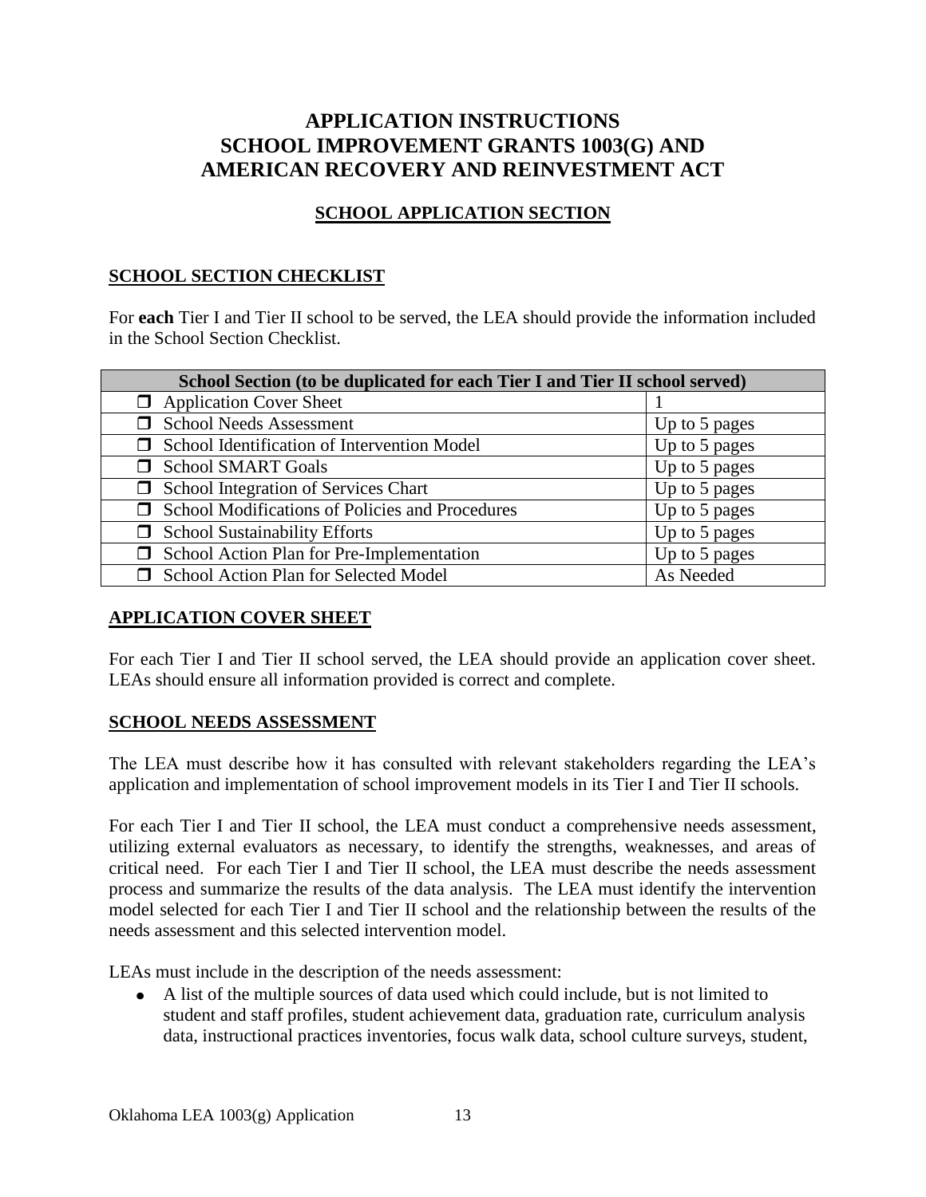# APPLICATION INSTRUCTIONS
# SCHOOL IMPROVEMENT GRANTS 1003(G) AND AMERICAN RECOVERY AND REINVESTMENT ACT

## SCHOOL APPLICATION SECTION

### SCHOOL SECTION CHECKLIST

For **each** Tier I and Tier II school to be served, the LEA should provide the information included in the School Section Checklist.

| School Section (to be duplicated for each Tier I and Tier II school served) | |
|---|---|
| ❐ Application Cover Sheet | 1 |
| ❐ School Needs Assessment | Up to 5 pages |
| ❐ School Identification of Intervention Model | Up to 5 pages |
| ❐ School SMART Goals | Up to 5 pages |
| ❐ School Integration of Services Chart | Up to 5 pages |
| ❐ School Modifications of Policies and Procedures | Up to 5 pages |
| ❐ School Sustainability Efforts | Up to 5 pages |
| ❐ School Action Plan for Pre-Implementation | Up to 5 pages |
| ❐ School Action Plan for Selected Model | As Needed |

### APPLICATION COVER SHEET

For each Tier I and Tier II school served, the LEA should provide an application cover sheet. LEAs should ensure all information provided is correct and complete.

### SCHOOL NEEDS ASSESSMENT

The LEA must describe how it has consulted with relevant stakeholders regarding the LEA's application and implementation of school improvement models in its Tier I and Tier II schools.

For each Tier I and Tier II school, the LEA must conduct a comprehensive needs assessment, utilizing external evaluators as necessary, to identify the strengths, weaknesses, and areas of critical need. For each Tier I and Tier II school, the LEA must describe the needs assessment process and summarize the results of the data analysis. The LEA must identify the intervention model selected for each Tier I and Tier II school and the relationship between the results of the needs assessment and this selected intervention model.

LEAs must include in the description of the needs assessment:

- A list of the multiple sources of data used which could include, but is not limited to student and staff profiles, student achievement data, graduation rate, curriculum analysis data, instructional practices inventories, focus walk data, school culture surveys, student,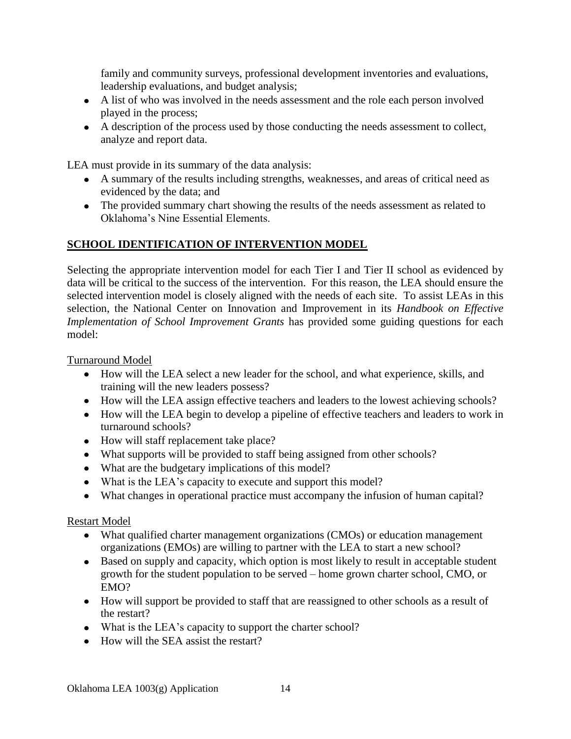family and community surveys, professional development inventories and evaluations, leadership evaluations, and budget analysis;

- A list of who was involved in the needs assessment and the role each person involved played in the process;
- A description of the process used by those conducting the needs assessment to collect, analyze and report data.

LEA must provide in its summary of the data analysis:

- A summary of the results including strengths, weaknesses, and areas of critical need as evidenced by the data; and
- The provided summary chart showing the results of the needs assessment as related to Oklahoma's Nine Essential Elements.

## SCHOOL IDENTIFICATION OF INTERVENTION MODEL

Selecting the appropriate intervention model for each Tier I and Tier II school as evidenced by data will be critical to the success of the intervention. For this reason, the LEA should ensure the selected intervention model is closely aligned with the needs of each site. To assist LEAs in this selection, the National Center on Innovation and Improvement in its *Handbook on Effective Implementation of School Improvement Grants* has provided some guiding questions for each model:

Turnaround Model

- How will the LEA select a new leader for the school, and what experience, skills, and training will the new leaders possess?
- How will the LEA assign effective teachers and leaders to the lowest achieving schools?
- How will the LEA begin to develop a pipeline of effective teachers and leaders to work in turnaround schools?
- How will staff replacement take place?
- What supports will be provided to staff being assigned from other schools?
- What are the budgetary implications of this model?
- What is the LEA's capacity to execute and support this model?
- What changes in operational practice must accompany the infusion of human capital?

Restart Model

- What qualified charter management organizations (CMOs) or education management organizations (EMOs) are willing to partner with the LEA to start a new school?
- Based on supply and capacity, which option is most likely to result in acceptable student growth for the student population to be served – home grown charter school, CMO, or EMO?
- How will support be provided to staff that are reassigned to other schools as a result of the restart?
- What is the LEA's capacity to support the charter school?
- How will the SEA assist the restart?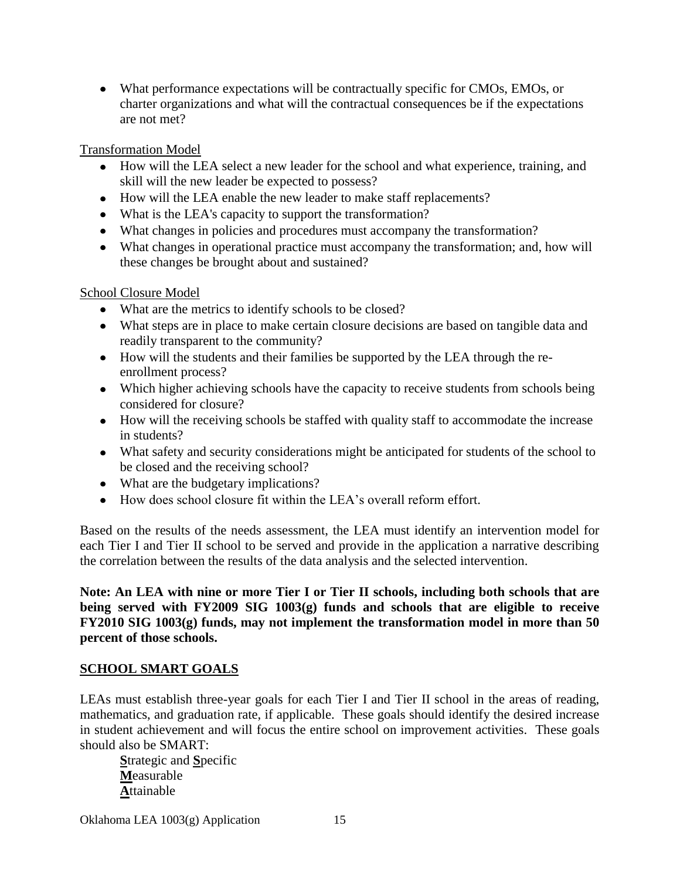- What performance expectations will be contractually specific for CMOs, EMOs, or charter organizations and what will the contractual consequences be if the expectations are not met?

Transformation Model

- How will the LEA select a new leader for the school and what experience, training, and skill will the new leader be expected to possess?
- How will the LEA enable the new leader to make staff replacements?
- What is the LEA's capacity to support the transformation?
- What changes in policies and procedures must accompany the transformation?
- What changes in operational practice must accompany the transformation; and, how will these changes be brought about and sustained?

School Closure Model

- What are the metrics to identify schools to be closed?
- What steps are in place to make certain closure decisions are based on tangible data and readily transparent to the community?
- How will the students and their families be supported by the LEA through the re-enrollment process?
- Which higher achieving schools have the capacity to receive students from schools being considered for closure?
- How will the receiving schools be staffed with quality staff to accommodate the increase in students?
- What safety and security considerations might be anticipated for students of the school to be closed and the receiving school?
- What are the budgetary implications?
- How does school closure fit within the LEA's overall reform effort.

Based on the results of the needs assessment, the LEA must identify an intervention model for each Tier I and Tier II school to be served and provide in the application a narrative describing the correlation between the results of the data analysis and the selected intervention.

**Note: An LEA with nine or more Tier I or Tier II schools, including both schools that are being served with FY2009 SIG 1003(g) funds and schools that are eligible to receive FY2010 SIG 1003(g) funds, may not implement the transformation model in more than 50 percent of those schools.**

## SCHOOL SMART GOALS

LEAs must establish three-year goals for each Tier I and Tier II school in the areas of reading, mathematics, and graduation rate, if applicable. These goals should identify the desired increase in student achievement and will focus the entire school on improvement activities. These goals should also be SMART:

**S**trategic and **S**pecific
**M**easurable
**A**ttainable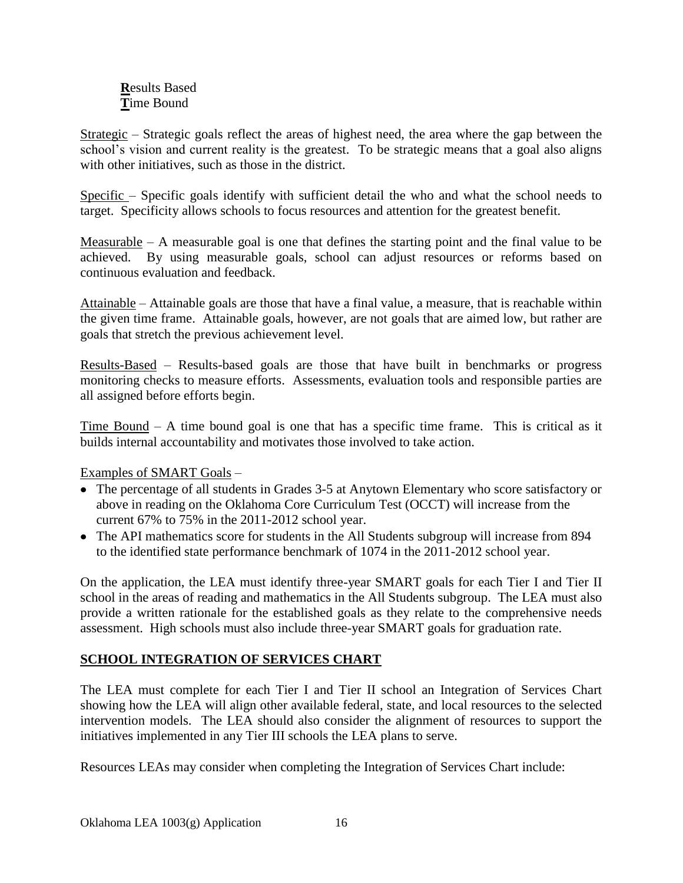**R**esults Based
**T**ime Bound

Strategic – Strategic goals reflect the areas of highest need, the area where the gap between the school's vision and current reality is the greatest. To be strategic means that a goal also aligns with other initiatives, such as those in the district.

Specific – Specific goals identify with sufficient detail the who and what the school needs to target. Specificity allows schools to focus resources and attention for the greatest benefit.

Measurable – A measurable goal is one that defines the starting point and the final value to be achieved. By using measurable goals, school can adjust resources or reforms based on continuous evaluation and feedback.

Attainable – Attainable goals are those that have a final value, a measure, that is reachable within the given time frame. Attainable goals, however, are not goals that are aimed low, but rather are goals that stretch the previous achievement level.

Results-Based – Results-based goals are those that have built in benchmarks or progress monitoring checks to measure efforts. Assessments, evaluation tools and responsible parties are all assigned before efforts begin.

Time Bound – A time bound goal is one that has a specific time frame. This is critical as it builds internal accountability and motivates those involved to take action.

Examples of SMART Goals –

- The percentage of all students in Grades 3-5 at Anytown Elementary who score satisfactory or above in reading on the Oklahoma Core Curriculum Test (OCCT) will increase from the current 67% to 75% in the 2011-2012 school year.
- The API mathematics score for students in the All Students subgroup will increase from 894 to the identified state performance benchmark of 1074 in the 2011-2012 school year.

On the application, the LEA must identify three-year SMART goals for each Tier I and Tier II school in the areas of reading and mathematics in the All Students subgroup. The LEA must also provide a written rationale for the established goals as they relate to the comprehensive needs assessment. High schools must also include three-year SMART goals for graduation rate.

## SCHOOL INTEGRATION OF SERVICES CHART

The LEA must complete for each Tier I and Tier II school an Integration of Services Chart showing how the LEA will align other available federal, state, and local resources to the selected intervention models. The LEA should also consider the alignment of resources to support the initiatives implemented in any Tier III schools the LEA plans to serve.

Resources LEAs may consider when completing the Integration of Services Chart include: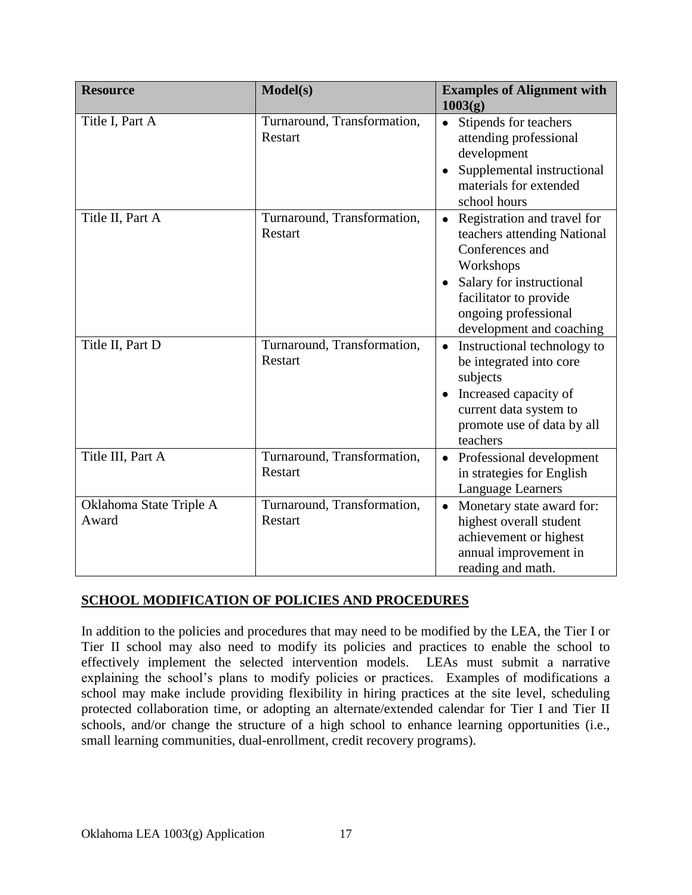| Resource | Model(s) | Examples of Alignment with 1003(g) |
| --- | --- | --- |
| Title I, Part A | Turnaround, Transformation, Restart | • Stipends for teachers attending professional development<br>• Supplemental instructional materials for extended school hours |
| Title II, Part A | Turnaround, Transformation, Restart | • Registration and travel for teachers attending National Conferences and Workshops<br>• Salary for instructional facilitator to provide ongoing professional development and coaching |
| Title II, Part D | Turnaround, Transformation, Restart | • Instructional technology to be integrated into core subjects<br>• Increased capacity of current data system to promote use of data by all teachers |
| Title III, Part A | Turnaround, Transformation, Restart | • Professional development in strategies for English Language Learners |
| Oklahoma State Triple A Award | Turnaround, Transformation, Restart | • Monetary state award for: highest overall student achievement or highest annual improvement in reading and math. |

## SCHOOL MODIFICATION OF POLICIES AND PROCEDURES

In addition to the policies and procedures that may need to be modified by the LEA, the Tier I or Tier II school may also need to modify its policies and practices to enable the school to effectively implement the selected intervention models. LEAs must submit a narrative explaining the school's plans to modify policies or practices. Examples of modifications a school may make include providing flexibility in hiring practices at the site level, scheduling protected collaboration time, or adopting an alternate/extended calendar for Tier I and Tier II schools, and/or change the structure of a high school to enhance learning opportunities (i.e., small learning communities, dual-enrollment, credit recovery programs).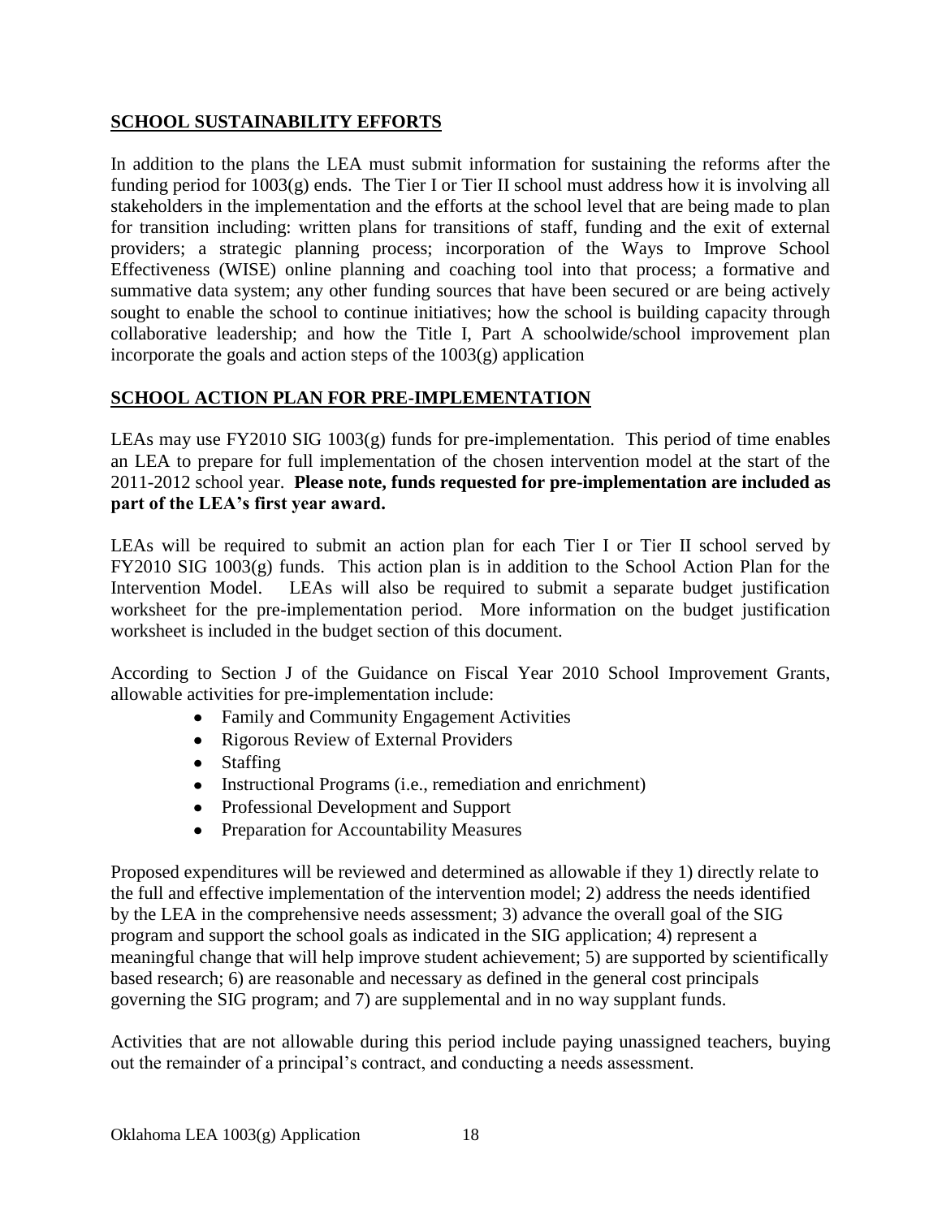## SCHOOL SUSTAINABILITY EFFORTS

In addition to the plans the LEA must submit information for sustaining the reforms after the funding period for 1003(g) ends. The Tier I or Tier II school must address how it is involving all stakeholders in the implementation and the efforts at the school level that are being made to plan for transition including: written plans for transitions of staff, funding and the exit of external providers; a strategic planning process; incorporation of the Ways to Improve School Effectiveness (WISE) online planning and coaching tool into that process; a formative and summative data system; any other funding sources that have been secured or are being actively sought to enable the school to continue initiatives; how the school is building capacity through collaborative leadership; and how the Title I, Part A schoolwide/school improvement plan incorporate the goals and action steps of the 1003(g) application

## SCHOOL ACTION PLAN FOR PRE-IMPLEMENTATION

LEAs may use FY2010 SIG 1003(g) funds for pre-implementation. This period of time enables an LEA to prepare for full implementation of the chosen intervention model at the start of the 2011-2012 school year. **Please note, funds requested for pre-implementation are included as part of the LEA's first year award.**

LEAs will be required to submit an action plan for each Tier I or Tier II school served by FY2010 SIG 1003(g) funds. This action plan is in addition to the School Action Plan for the Intervention Model. LEAs will also be required to submit a separate budget justification worksheet for the pre-implementation period. More information on the budget justification worksheet is included in the budget section of this document.

According to Section J of the Guidance on Fiscal Year 2010 School Improvement Grants, allowable activities for pre-implementation include:

- Family and Community Engagement Activities
- Rigorous Review of External Providers
- Staffing
- Instructional Programs (i.e., remediation and enrichment)
- Professional Development and Support
- Preparation for Accountability Measures

Proposed expenditures will be reviewed and determined as allowable if they 1) directly relate to the full and effective implementation of the intervention model; 2) address the needs identified by the LEA in the comprehensive needs assessment; 3) advance the overall goal of the SIG program and support the school goals as indicated in the SIG application; 4) represent a meaningful change that will help improve student achievement; 5) are supported by scientifically based research; 6) are reasonable and necessary as defined in the general cost principals governing the SIG program; and 7) are supplemental and in no way supplant funds.

Activities that are not allowable during this period include paying unassigned teachers, buying out the remainder of a principal's contract, and conducting a needs assessment.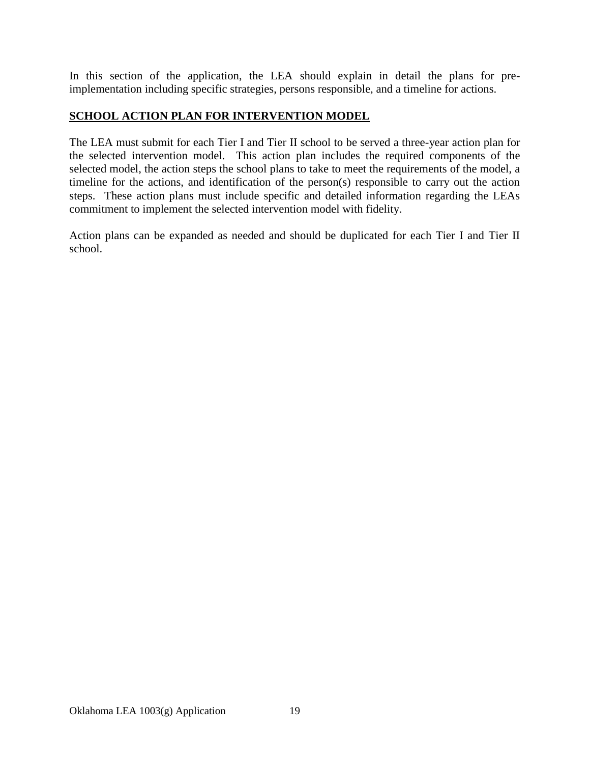In this section of the application, the LEA should explain in detail the plans for pre-implementation including specific strategies, persons responsible, and a timeline for actions.

## SCHOOL ACTION PLAN FOR INTERVENTION MODEL

The LEA must submit for each Tier I and Tier II school to be served a three-year action plan for the selected intervention model. This action plan includes the required components of the selected model, the action steps the school plans to take to meet the requirements of the model, a timeline for the actions, and identification of the person(s) responsible to carry out the action steps. These action plans must include specific and detailed information regarding the LEAs commitment to implement the selected intervention model with fidelity.

Action plans can be expanded as needed and should be duplicated for each Tier I and Tier II school.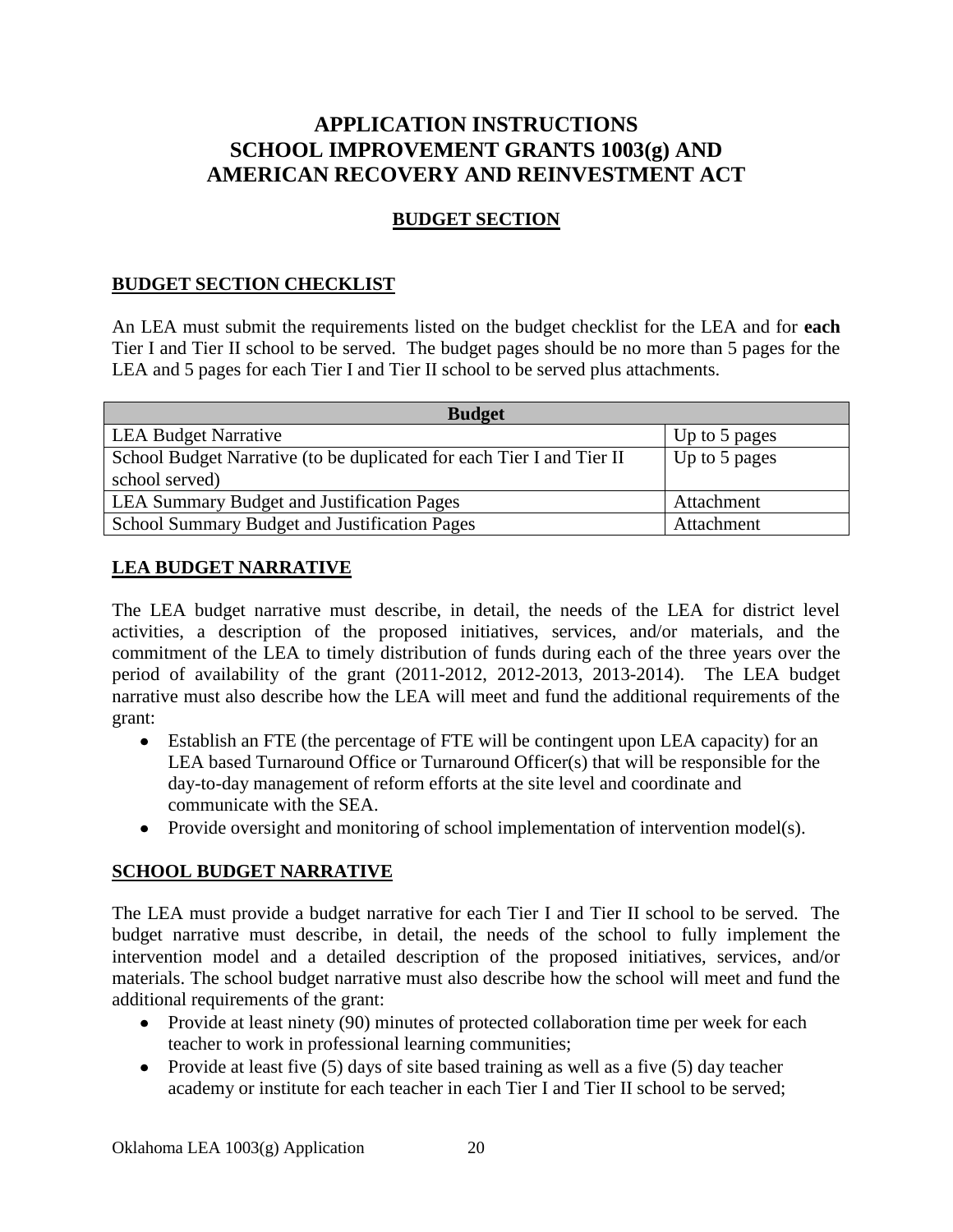# APPLICATION INSTRUCTIONS
# SCHOOL IMPROVEMENT GRANTS 1003(g) AND AMERICAN RECOVERY AND REINVESTMENT ACT

## BUDGET SECTION

### BUDGET SECTION CHECKLIST

An LEA must submit the requirements listed on the budget checklist for the LEA and for **each** Tier I and Tier II school to be served. The budget pages should be no more than 5 pages for the LEA and 5 pages for each Tier I and Tier II school to be served plus attachments.

| Budget | |
|---|---|
| LEA Budget Narrative | Up to 5 pages |
| School Budget Narrative (to be duplicated for each Tier I and Tier II school served) | Up to 5 pages |
| LEA Summary Budget and Justification Pages | Attachment |
| School Summary Budget and Justification Pages | Attachment |

### LEA BUDGET NARRATIVE

The LEA budget narrative must describe, in detail, the needs of the LEA for district level activities, a description of the proposed initiatives, services, and/or materials, and the commitment of the LEA to timely distribution of funds during each of the three years over the period of availability of the grant (2011-2012, 2012-2013, 2013-2014). The LEA budget narrative must also describe how the LEA will meet and fund the additional requirements of the grant:

- Establish an FTE (the percentage of FTE will be contingent upon LEA capacity) for an LEA based Turnaround Office or Turnaround Officer(s) that will be responsible for the day-to-day management of reform efforts at the site level and coordinate and communicate with the SEA.
- Provide oversight and monitoring of school implementation of intervention model(s).

### SCHOOL BUDGET NARRATIVE

The LEA must provide a budget narrative for each Tier I and Tier II school to be served. The budget narrative must describe, in detail, the needs of the school to fully implement the intervention model and a detailed description of the proposed initiatives, services, and/or materials. The school budget narrative must also describe how the school will meet and fund the additional requirements of the grant:

- Provide at least ninety (90) minutes of protected collaboration time per week for each teacher to work in professional learning communities;
- Provide at least five (5) days of site based training as well as a five (5) day teacher academy or institute for each teacher in each Tier I and Tier II school to be served;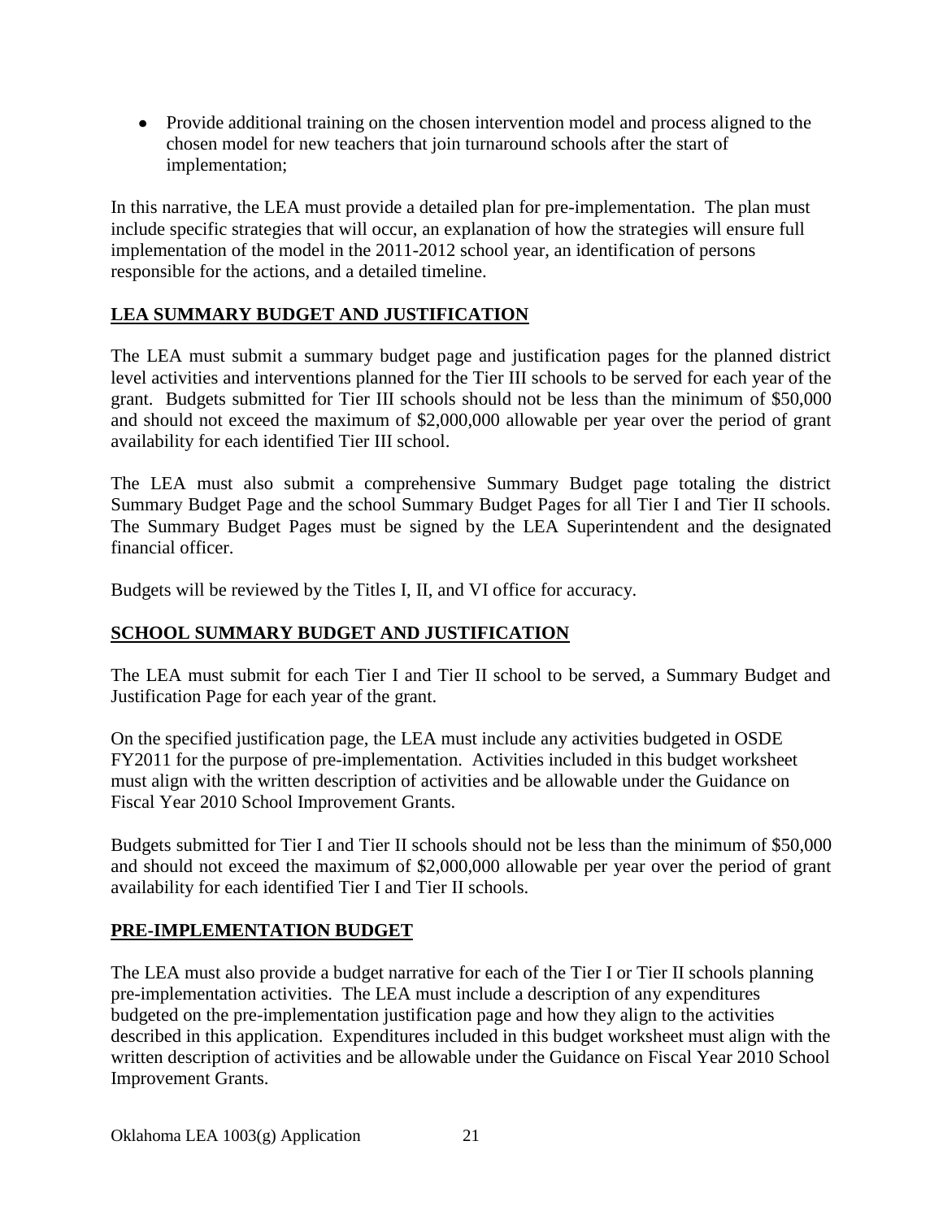- Provide additional training on the chosen intervention model and process aligned to the chosen model for new teachers that join turnaround schools after the start of implementation;

In this narrative, the LEA must provide a detailed plan for pre-implementation. The plan must include specific strategies that will occur, an explanation of how the strategies will ensure full implementation of the model in the 2011-2012 school year, an identification of persons responsible for the actions, and a detailed timeline.

## LEA SUMMARY BUDGET AND JUSTIFICATION

The LEA must submit a summary budget page and justification pages for the planned district level activities and interventions planned for the Tier III schools to be served for each year of the grant. Budgets submitted for Tier III schools should not be less than the minimum of $50,000 and should not exceed the maximum of $2,000,000 allowable per year over the period of grant availability for each identified Tier III school.

The LEA must also submit a comprehensive Summary Budget page totaling the district Summary Budget Page and the school Summary Budget Pages for all Tier I and Tier II schools. The Summary Budget Pages must be signed by the LEA Superintendent and the designated financial officer.

Budgets will be reviewed by the Titles I, II, and VI office for accuracy.

## SCHOOL SUMMARY BUDGET AND JUSTIFICATION

The LEA must submit for each Tier I and Tier II school to be served, a Summary Budget and Justification Page for each year of the grant.

On the specified justification page, the LEA must include any activities budgeted in OSDE FY2011 for the purpose of pre-implementation. Activities included in this budget worksheet must align with the written description of activities and be allowable under the Guidance on Fiscal Year 2010 School Improvement Grants.

Budgets submitted for Tier I and Tier II schools should not be less than the minimum of $50,000 and should not exceed the maximum of $2,000,000 allowable per year over the period of grant availability for each identified Tier I and Tier II schools.

## PRE-IMPLEMENTATION BUDGET

The LEA must also provide a budget narrative for each of the Tier I or Tier II schools planning pre-implementation activities. The LEA must include a description of any expenditures budgeted on the pre-implementation justification page and how they align to the activities described in this application. Expenditures included in this budget worksheet must align with the written description of activities and be allowable under the Guidance on Fiscal Year 2010 School Improvement Grants.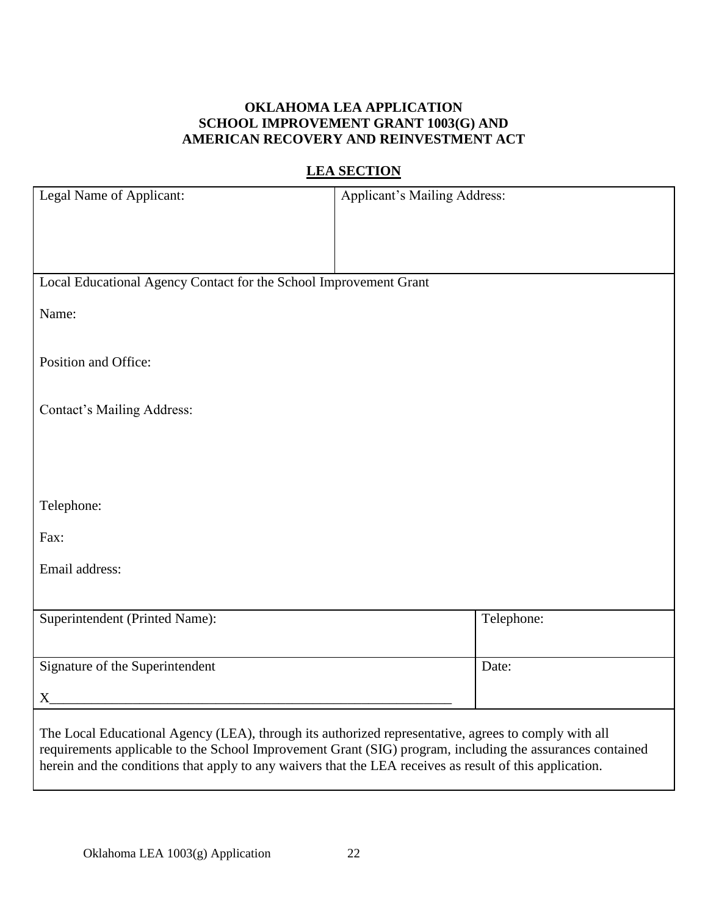**OKLAHOMA LEA APPLICATION**
**SCHOOL IMPROVEMENT GRANT 1003(G) AND**
**AMERICAN RECOVERY AND REINVESTMENT ACT**

**LEA SECTION**

| Legal Name of Applicant: | Applicant's Mailing Address: |
|---|---|

Local Educational Agency Contact for the School Improvement Grant

Name:

Position and Office:

Contact's Mailing Address:

Telephone:

Fax:

Email address:

| Superintendent (Printed Name): | Telephone: |
|---|---|
| Signature of the Superintendent<br><br>X___________________________________________ | Date: |

The Local Educational Agency (LEA), through its authorized representative, agrees to comply with all requirements applicable to the School Improvement Grant (SIG) program, including the assurances contained herein and the conditions that apply to any waivers that the LEA receives as result of this application.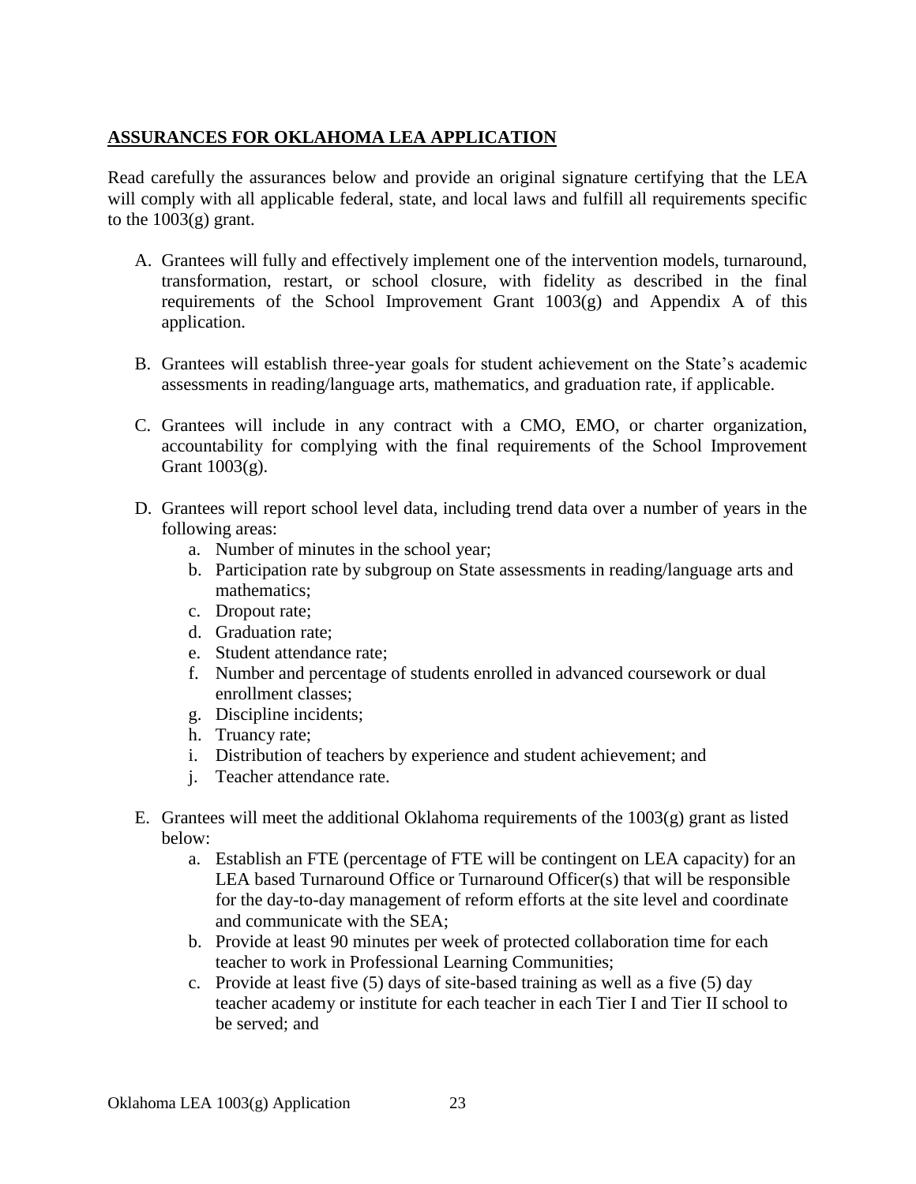## ASSURANCES FOR OKLAHOMA LEA APPLICATION

Read carefully the assurances below and provide an original signature certifying that the LEA will comply with all applicable federal, state, and local laws and fulfill all requirements specific to the 1003(g) grant.

A. Grantees will fully and effectively implement one of the intervention models, turnaround, transformation, restart, or school closure, with fidelity as described in the final requirements of the School Improvement Grant 1003(g) and Appendix A of this application.

B. Grantees will establish three-year goals for student achievement on the State's academic assessments in reading/language arts, mathematics, and graduation rate, if applicable.

C. Grantees will include in any contract with a CMO, EMO, or charter organization, accountability for complying with the final requirements of the School Improvement Grant 1003(g).

D. Grantees will report school level data, including trend data over a number of years in the following areas:
   a. Number of minutes in the school year;
   b. Participation rate by subgroup on State assessments in reading/language arts and mathematics;
   c. Dropout rate;
   d. Graduation rate;
   e. Student attendance rate;
   f. Number and percentage of students enrolled in advanced coursework or dual enrollment classes;
   g. Discipline incidents;
   h. Truancy rate;
   i. Distribution of teachers by experience and student achievement; and
   j. Teacher attendance rate.

E. Grantees will meet the additional Oklahoma requirements of the 1003(g) grant as listed below:
   a. Establish an FTE (percentage of FTE will be contingent on LEA capacity) for an LEA based Turnaround Office or Turnaround Officer(s) that will be responsible for the day-to-day management of reform efforts at the site level and coordinate and communicate with the SEA;
   b. Provide at least 90 minutes per week of protected collaboration time for each teacher to work in Professional Learning Communities;
   c. Provide at least five (5) days of site-based training as well as a five (5) day teacher academy or institute for each teacher in each Tier I and Tier II school to be served; and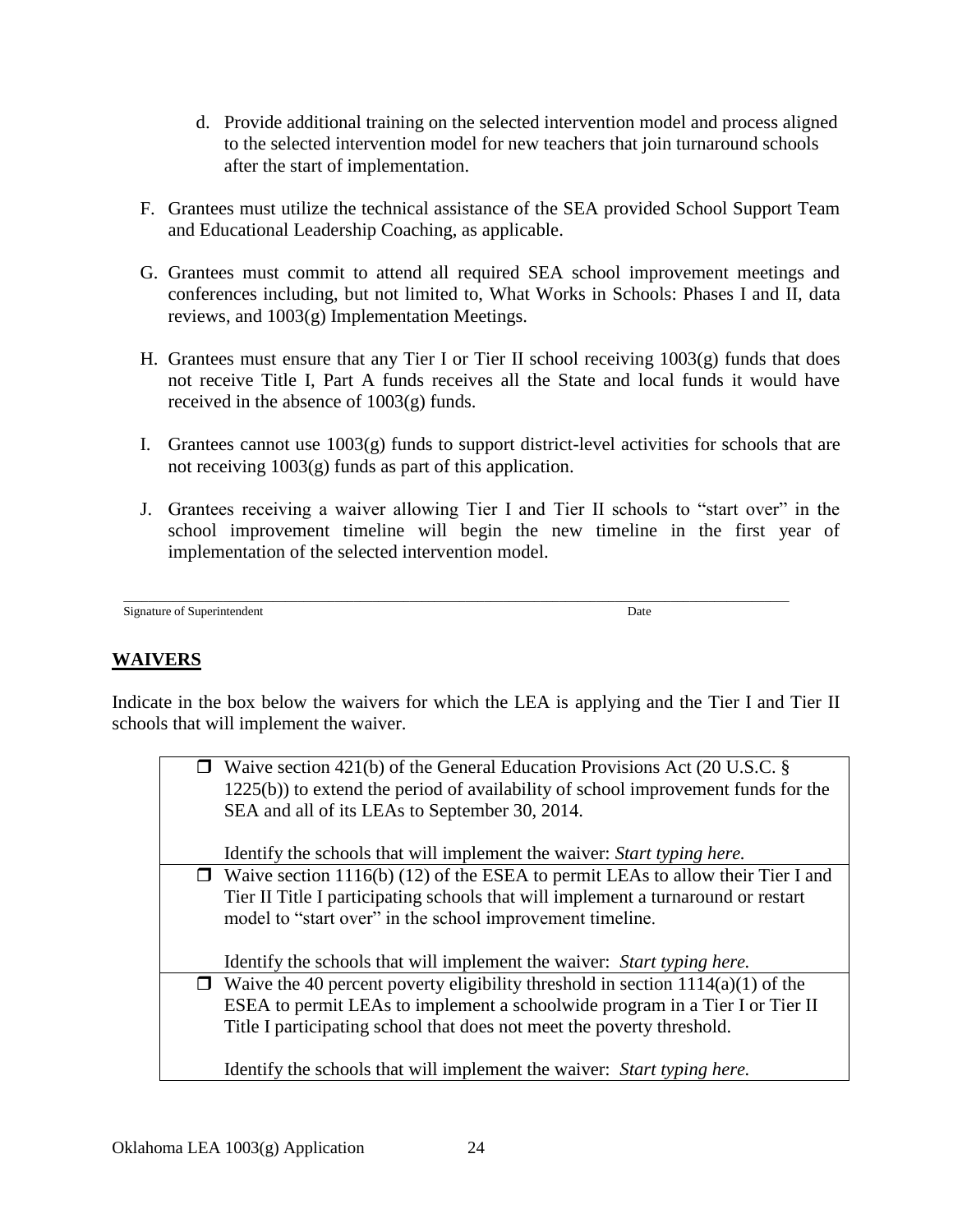d. Provide additional training on the selected intervention model and process aligned to the selected intervention model for new teachers that join turnaround schools after the start of implementation.

F. Grantees must utilize the technical assistance of the SEA provided School Support Team and Educational Leadership Coaching, as applicable.

G. Grantees must commit to attend all required SEA school improvement meetings and conferences including, but not limited to, What Works in Schools: Phases I and II, data reviews, and 1003(g) Implementation Meetings.

H. Grantees must ensure that any Tier I or Tier II school receiving 1003(g) funds that does not receive Title I, Part A funds receives all the State and local funds it would have received in the absence of 1003(g) funds.

I. Grantees cannot use 1003(g) funds to support district-level activities for schools that are not receiving 1003(g) funds as part of this application.

J. Grantees receiving a waiver allowing Tier I and Tier II schools to "start over" in the school improvement timeline will begin the new timeline in the first year of implementation of the selected intervention model.

\_\_\_\_\_\_\_\_\_\_\_\_\_\_\_\_\_\_\_\_\_\_\_\_\_\_\_\_\_\_\_\_\_\_\_\_\_\_\_\_\_\_\_\_\_\_\_\_\_\_\_\_\_\_\_\_\_\_\_\_\_\_\_\_\_\_\_\_\_\_\_\_

Signature of Superintendent Date

## WAIVERS

Indicate in the box below the waivers for which the LEA is applying and the Tier I and Tier II schools that will implement the waiver.

| |
|---|
| ☐ Waive section 421(b) of the General Education Provisions Act (20 U.S.C. § 1225(b)) to extend the period of availability of school improvement funds for the SEA and all of its LEAs to September 30, 2014.<br><br>Identify the schools that will implement the waiver: *Start typing here.* |
| ☐ Waive section 1116(b) (12) of the ESEA to permit LEAs to allow their Tier I and Tier II Title I participating schools that will implement a turnaround or restart model to "start over" in the school improvement timeline.<br><br>Identify the schools that will implement the waiver: *Start typing here.* |
| ☐ Waive the 40 percent poverty eligibility threshold in section 1114(a)(1) of the ESEA to permit LEAs to implement a schoolwide program in a Tier I or Tier II Title I participating school that does not meet the poverty threshold.<br><br>Identify the schools that will implement the waiver: *Start typing here.* |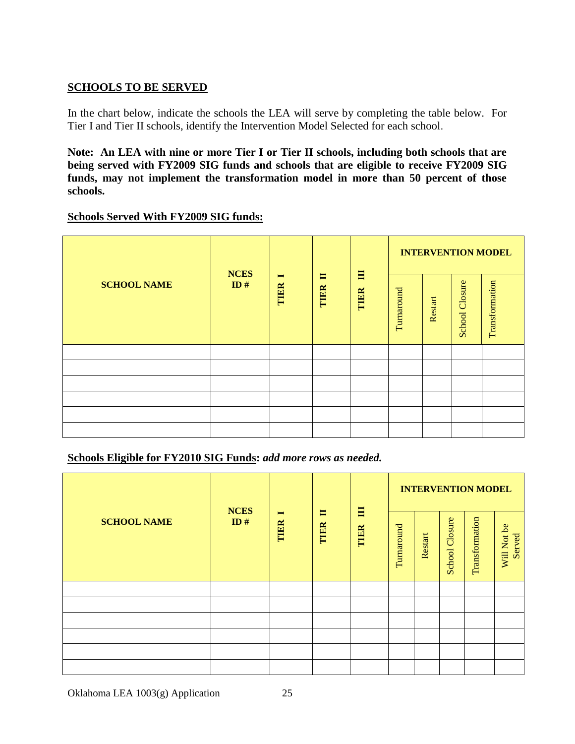## SCHOOLS TO BE SERVED

In the chart below, indicate the schools the LEA will serve by completing the table below. For Tier I and Tier II schools, identify the Intervention Model Selected for each school.

**Note: An LEA with nine or more Tier I or Tier II schools, including both schools that are being served with FY2009 SIG funds and schools that are eligible to receive FY2009 SIG funds, may not implement the transformation model in more than 50 percent of those schools.**

**Schools Served With FY2009 SIG funds:**

| SCHOOL NAME | NCES ID # | TIER I | TIER II | TIER III | INTERVENTION MODEL | | | |
|---|---|---|---|---|---|---|---|---|
| | | | | | Turnaround | Restart | School Closure | Transformation |
| | | | | | | | | |
| | | | | | | | | |
| | | | | | | | | |
| | | | | | | | | |
| | | | | | | | | |
| | | | | | | | | |

**Schools Eligible for FY2010 SIG Funds:** ***add more rows as needed.***

| SCHOOL NAME | NCES ID # | TIER I | TIER II | TIER III | INTERVENTION MODEL | | | | |
|---|---|---|---|---|---|---|---|---|---|
| | | | | | Turnaround | Restart | School Closure | Transformation | Will Not be Served |
| | | | | | | | | | |
| | | | | | | | | | |
| | | | | | | | | | |
| | | | | | | | | | |
| | | | | | | | | | |
| | | | | | | | | | |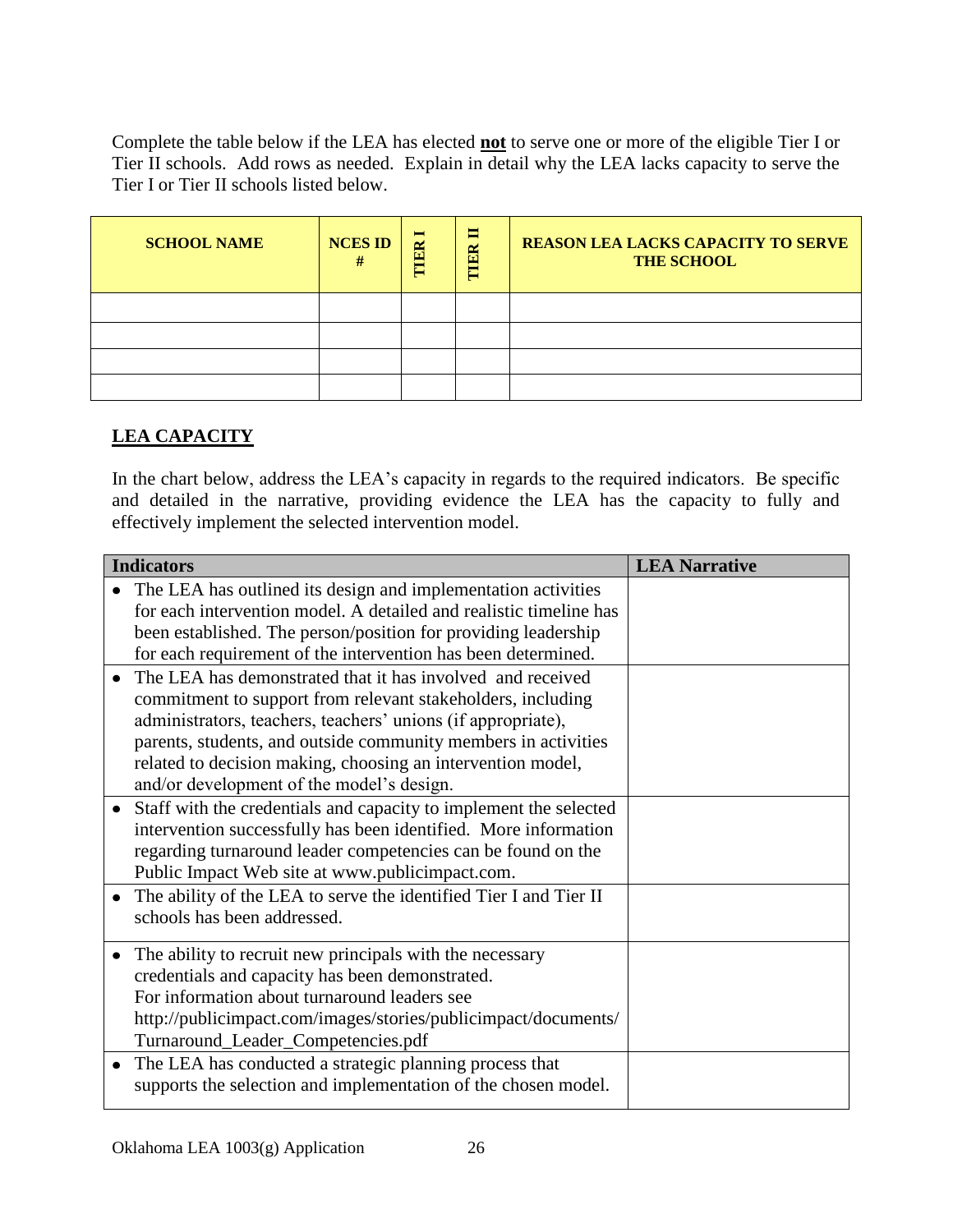Complete the table below if the LEA has elected **not** to serve one or more of the eligible Tier I or Tier II schools. Add rows as needed. Explain in detail why the LEA lacks capacity to serve the Tier I or Tier II schools listed below.

| SCHOOL NAME | NCES ID # | TIER I | TIER II | REASON LEA LACKS CAPACITY TO SERVE THE SCHOOL |
|---|---|---|---|---|
| | | | | |
| | | | | |
| | | | | |
| | | | | |

## LEA CAPACITY

In the chart below, address the LEA's capacity in regards to the required indicators. Be specific and detailed in the narrative, providing evidence the LEA has the capacity to fully and effectively implement the selected intervention model.

| Indicators | LEA Narrative |
|---|---|
| • The LEA has outlined its design and implementation activities for each intervention model. A detailed and realistic timeline has been established. The person/position for providing leadership for each requirement of the intervention has been determined. | |
| • The LEA has demonstrated that it has involved and received commitment to support from relevant stakeholders, including administrators, teachers, teachers' unions (if appropriate), parents, students, and outside community members in activities related to decision making, choosing an intervention model, and/or development of the model's design. | |
| • Staff with the credentials and capacity to implement the selected intervention successfully has been identified. More information regarding turnaround leader competencies can be found on the Public Impact Web site at www.publicimpact.com. | |
| • The ability of the LEA to serve the identified Tier I and Tier II schools has been addressed. | |
| • The ability to recruit new principals with the necessary credentials and capacity has been demonstrated. For information about turnaround leaders see http://publicimpact.com/images/stories/publicimpact/documents/Turnaround_Leader_Competencies.pdf | |
| • The LEA has conducted a strategic planning process that supports the selection and implementation of the chosen model. | |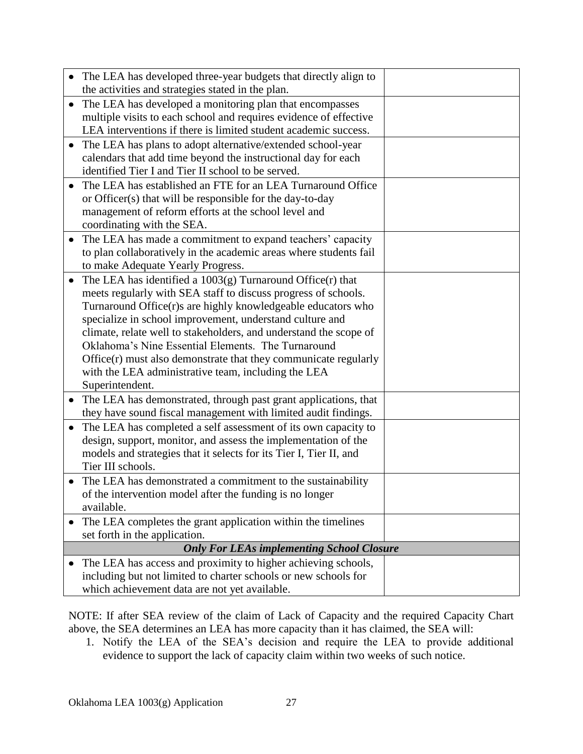| | |
|---|---|
| • The LEA has developed three-year budgets that directly align to the activities and strategies stated in the plan. | |
| • The LEA has developed a monitoring plan that encompasses multiple visits to each school and requires evidence of effective LEA interventions if there is limited student academic success. | |
| • The LEA has plans to adopt alternative/extended school-year calendars that add time beyond the instructional day for each identified Tier I and Tier II school to be served. | |
| • The LEA has established an FTE for an LEA Turnaround Office or Officer(s) that will be responsible for the day-to-day management of reform efforts at the school level and coordinating with the SEA. | |
| • The LEA has made a commitment to expand teachers' capacity to plan collaboratively in the academic areas where students fail to make Adequate Yearly Progress. | |
| • The LEA has identified a 1003(g) Turnaround Office(r) that meets regularly with SEA staff to discuss progress of schools. Turnaround Office(r)s are highly knowledgeable educators who specialize in school improvement, understand culture and climate, relate well to stakeholders, and understand the scope of Oklahoma's Nine Essential Elements. The Turnaround Office(r) must also demonstrate that they communicate regularly with the LEA administrative team, including the LEA Superintendent. | |
| • The LEA has demonstrated, through past grant applications, that they have sound fiscal management with limited audit findings. | |
| • The LEA has completed a self assessment of its own capacity to design, support, monitor, and assess the implementation of the models and strategies that it selects for its Tier I, Tier II, and Tier III schools. | |
| • The LEA has demonstrated a commitment to the sustainability of the intervention model after the funding is no longer available. | |
| • The LEA completes the grant application within the timelines set forth in the application. | |
| ***Only For LEAs implementing School Closure*** | |
| • The LEA has access and proximity to higher achieving schools, including but not limited to charter schools or new schools for which achievement data are not yet available. | |

NOTE: If after SEA review of the claim of Lack of Capacity and the required Capacity Chart above, the SEA determines an LEA has more capacity than it has claimed, the SEA will:

1. Notify the LEA of the SEA's decision and require the LEA to provide additional evidence to support the lack of capacity claim within two weeks of such notice.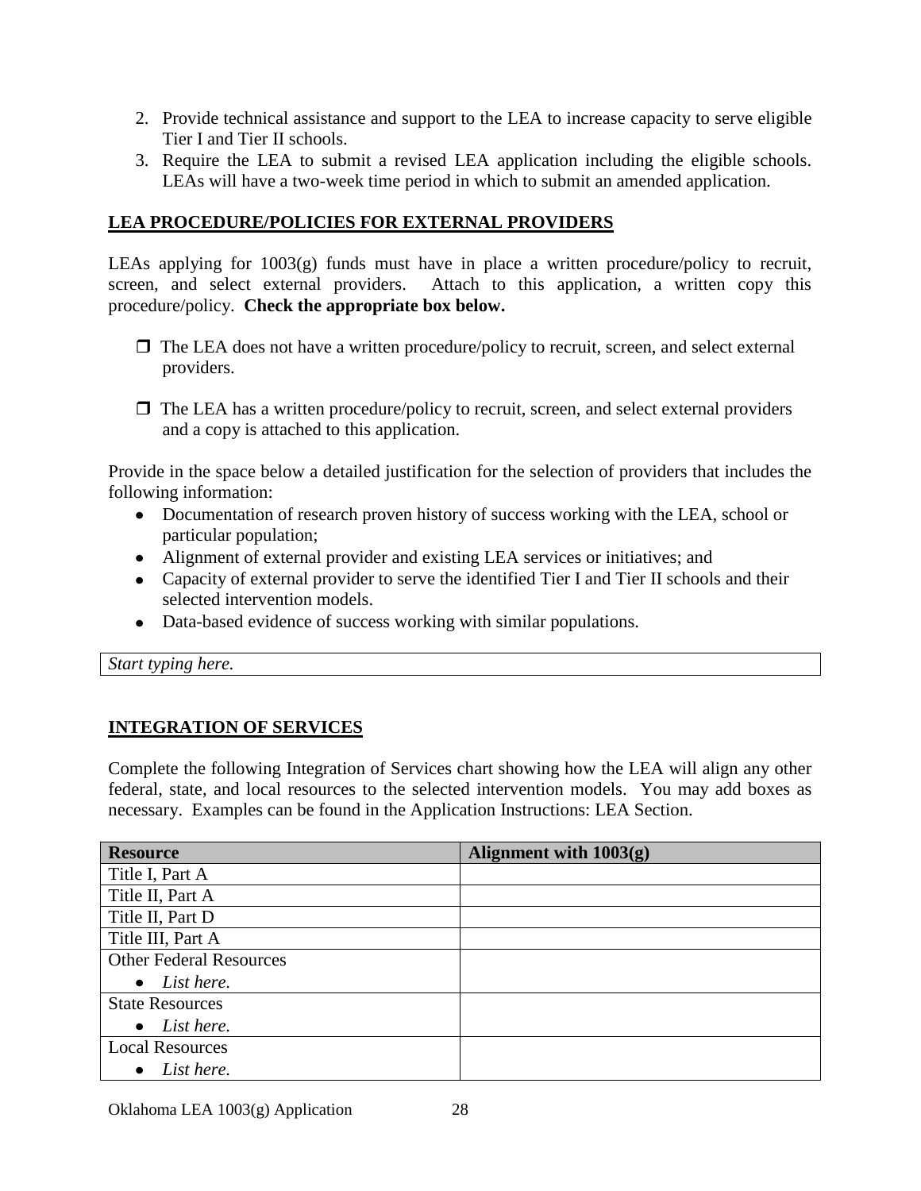2. Provide technical assistance and support to the LEA to increase capacity to serve eligible Tier I and Tier II schools.
3. Require the LEA to submit a revised LEA application including the eligible schools. LEAs will have a two-week time period in which to submit an amended application.

## LEA PROCEDURE/POLICIES FOR EXTERNAL PROVIDERS

LEAs applying for 1003(g) funds must have in place a written procedure/policy to recruit, screen, and select external providers. Attach to this application, a written copy this procedure/policy. **Check the appropriate box below.**

- ❐ The LEA does not have a written procedure/policy to recruit, screen, and select external providers.

- ❐ The LEA has a written procedure/policy to recruit, screen, and select external providers and a copy is attached to this application.

Provide in the space below a detailed justification for the selection of providers that includes the following information:

- Documentation of research proven history of success working with the LEA, school or particular population;
- Alignment of external provider and existing LEA services or initiatives; and
- Capacity of external provider to serve the identified Tier I and Tier II schools and their selected intervention models.
- Data-based evidence of success working with similar populations.

| *Start typing here.* |
|---|

## INTEGRATION OF SERVICES

Complete the following Integration of Services chart showing how the LEA will align any other federal, state, and local resources to the selected intervention models. You may add boxes as necessary. Examples can be found in the Application Instructions: LEA Section.

| Resource | Alignment with 1003(g) |
|---|---|
| Title I, Part A | |
| Title II, Part A | |
| Title II, Part D | |
| Title III, Part A | |
| Other Federal Resources<br>• *List here.* | |
| State Resources<br>• *List here.* | |
| Local Resources<br>• *List here.* | |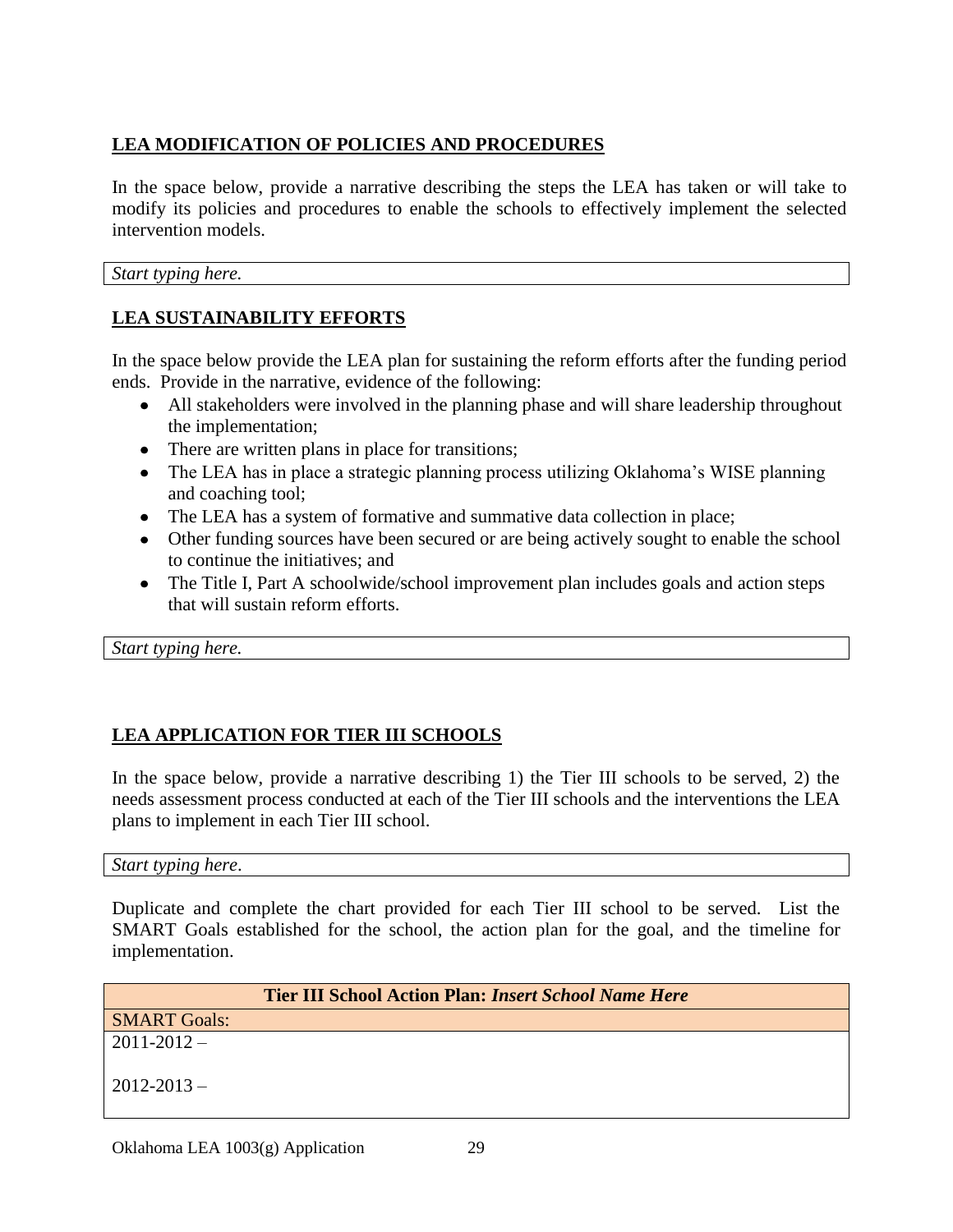## LEA MODIFICATION OF POLICIES AND PROCEDURES

In the space below, provide a narrative describing the steps the LEA has taken or will take to modify its policies and procedures to enable the schools to effectively implement the selected intervention models.

| *Start typing here.* |
|---|

## LEA SUSTAINABILITY EFFORTS

In the space below provide the LEA plan for sustaining the reform efforts after the funding period ends. Provide in the narrative, evidence of the following:

- All stakeholders were involved in the planning phase and will share leadership throughout the implementation;
- There are written plans in place for transitions;
- The LEA has in place a strategic planning process utilizing Oklahoma's WISE planning and coaching tool;
- The LEA has a system of formative and summative data collection in place;
- Other funding sources have been secured or are being actively sought to enable the school to continue the initiatives; and
- The Title I, Part A schoolwide/school improvement plan includes goals and action steps that will sustain reform efforts.

| *Start typing here.* |
|---|

## LEA APPLICATION FOR TIER III SCHOOLS

In the space below, provide a narrative describing 1) the Tier III schools to be served, 2) the needs assessment process conducted at each of the Tier III schools and the interventions the LEA plans to implement in each Tier III school.

| *Start typing here*. |
|---|

Duplicate and complete the chart provided for each Tier III school to be served. List the SMART Goals established for the school, the action plan for the goal, and the timeline for implementation.

| **Tier III School Action Plan: *Insert School Name Here*** |
|---|
| SMART Goals: |
| 2011-2012 –<br><br>2012-2013 – |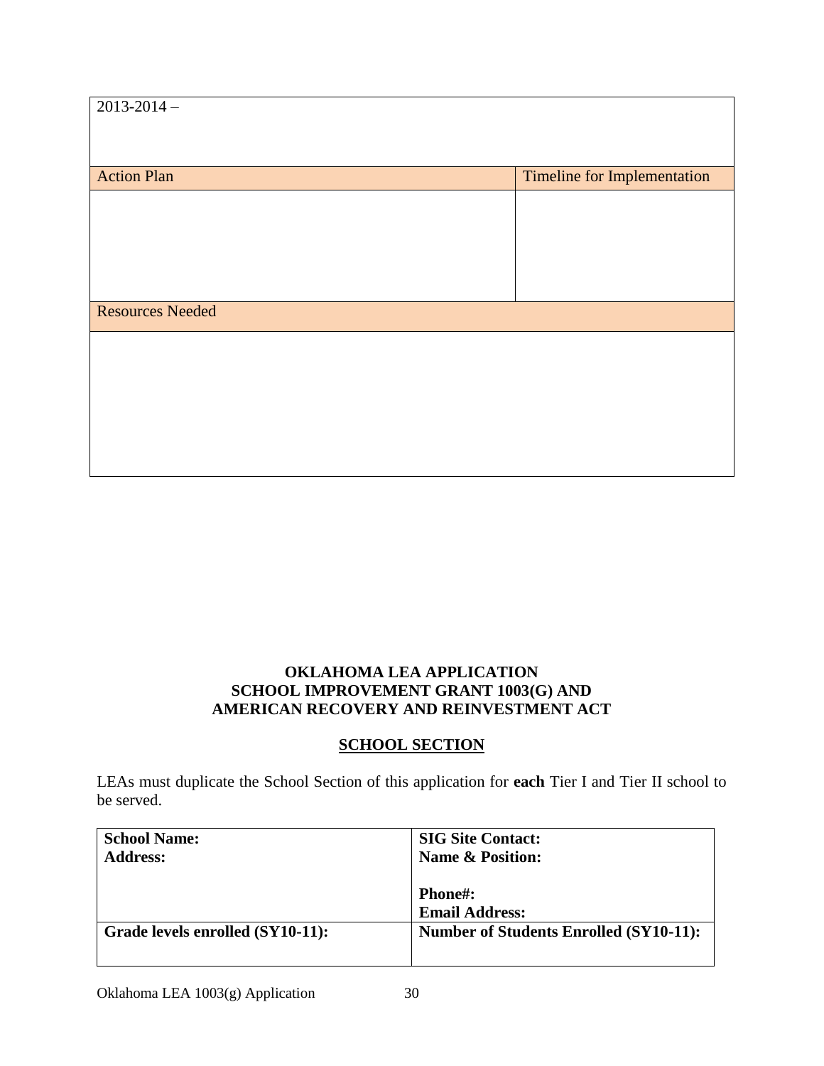| 2013-2014 – | |
|---|---|
| Action Plan | Timeline for Implementation |
| | |
| Resources Needed | |
| | |

**OKLAHOMA LEA APPLICATION**
**SCHOOL IMPROVEMENT GRANT 1003(G) AND**
**AMERICAN RECOVERY AND REINVESTMENT ACT**

## SCHOOL SECTION

LEAs must duplicate the School Section of this application for **each** Tier I and Tier II school to be served.

| **School Name:**<br>**Address:** | **SIG Site Contact:**<br>**Name & Position:**<br><br>**Phone#:**<br>**Email Address:** |
|---|---|
| **Grade levels enrolled (SY10-11):** | **Number of Students Enrolled (SY10-11):** |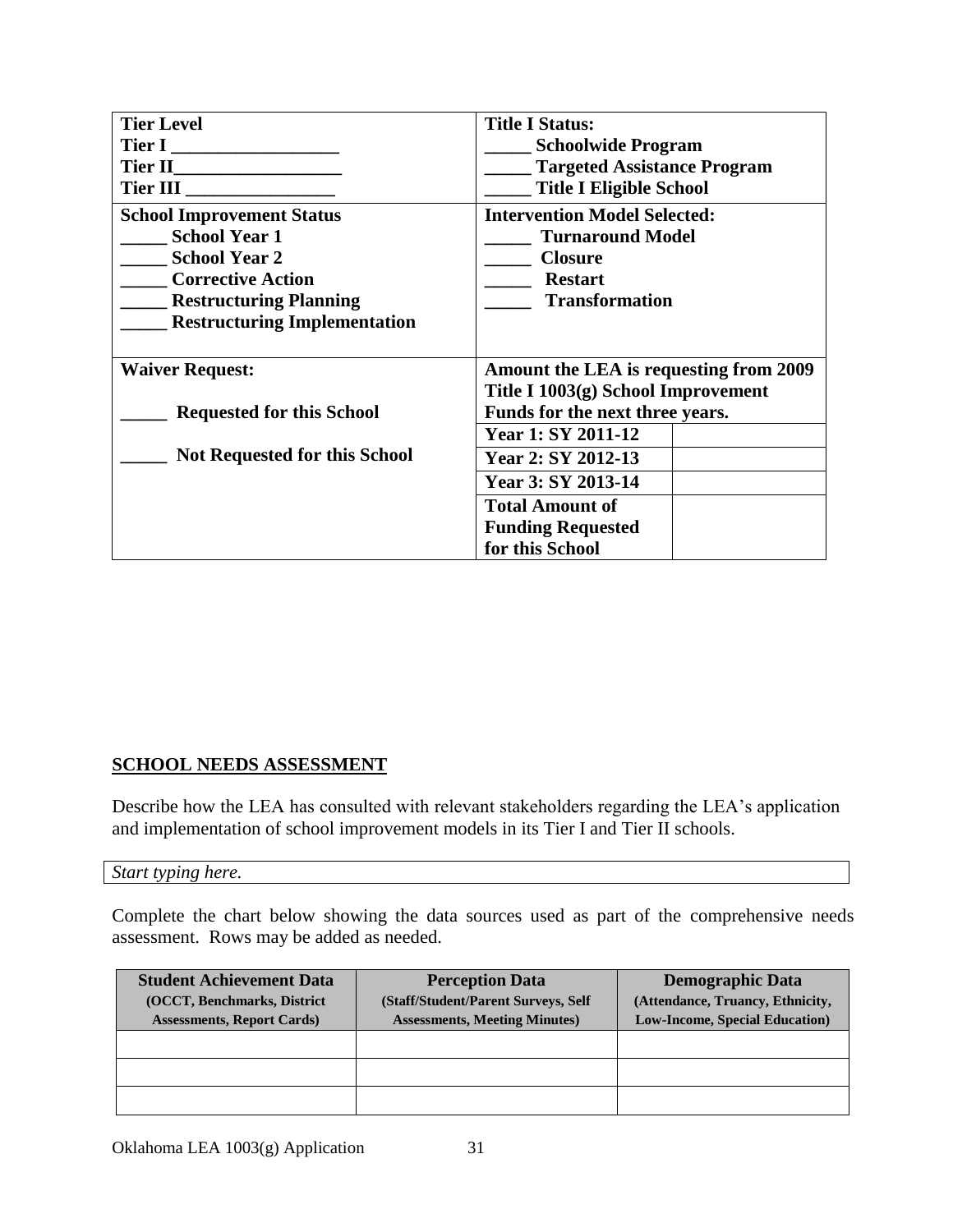| **Tier Level**<br>**Tier I ___________________**<br>**Tier II___________________**<br>**Tier III _________________** | **Title I Status:**<br>**_____ Schoolwide Program**<br>**_____ Targeted Assistance Program**<br>**_____ Title I Eligible School** | |
|---|---|---|
| **School Improvement Status**<br>**_____ School Year 1**<br>**_____ School Year 2**<br>**_____ Corrective Action**<br>**_____ Restructuring Planning**<br>**_____ Restructuring Implementation** | **Intervention Model Selected:**<br>**_____ Turnaround Model**<br>**_____ Closure**<br>**_____ Restart**<br>**_____ Transformation** | |
| **Waiver Request:**<br><br>**_____ Requested for this School**<br><br>**_____ Not Requested for this School** | **Amount the LEA is requesting from 2009 Title I 1003(g) School Improvement Funds for the next three years.** | |
| | **Year 1: SY 2011-12** | |
| | **Year 2: SY 2012-13** | |
| | **Year 3: SY 2013-14** | |
| | **Total Amount of Funding Requested for this School** | |

## SCHOOL NEEDS ASSESSMENT

Describe how the LEA has consulted with relevant stakeholders regarding the LEA's application and implementation of school improvement models in its Tier I and Tier II schools.

*Start typing here.*

Complete the chart below showing the data sources used as part of the comprehensive needs assessment. Rows may be added as needed.

| **Student Achievement Data** (OCCT, Benchmarks, District Assessments, Report Cards) | **Perception Data** (Staff/Student/Parent Surveys, Self Assessments, Meeting Minutes) | **Demographic Data** (Attendance, Truancy, Ethnicity, Low-Income, Special Education) |
|---|---|---|
| | | |
| | | |
| | | |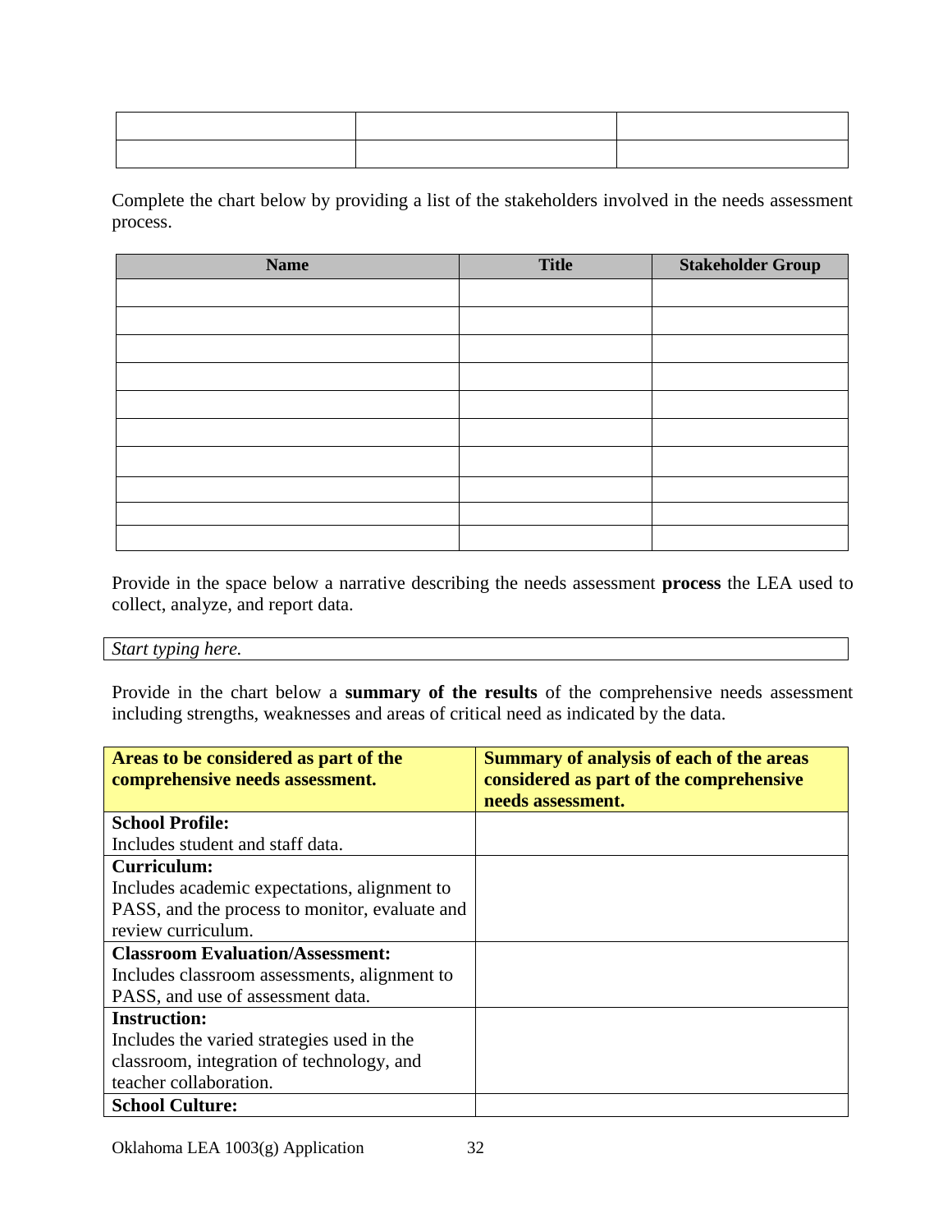| | | |
|---|---|---|
| | | |
| | | |

Complete the chart below by providing a list of the stakeholders involved in the needs assessment process.

| Name | Title | Stakeholder Group |
|---|---|---|
| | | |
| | | |
| | | |
| | | |
| | | |
| | | |
| | | |
| | | |
| | | |
| | | |

Provide in the space below a narrative describing the needs assessment **process** the LEA used to collect, analyze, and report data.

| *Start typing here.* |
|---|

Provide in the chart below a **summary of the results** of the comprehensive needs assessment including strengths, weaknesses and areas of critical need as indicated by the data.

| **Areas to be considered as part of the comprehensive needs assessment.** | **Summary of analysis of each of the areas considered as part of the comprehensive needs assessment.** |
|---|---|
| **School Profile:** Includes student and staff data. | |
| **Curriculum:** Includes academic expectations, alignment to PASS, and the process to monitor, evaluate and review curriculum. | |
| **Classroom Evaluation/Assessment:** Includes classroom assessments, alignment to PASS, and use of assessment data. | |
| **Instruction:** Includes the varied strategies used in the classroom, integration of technology, and teacher collaboration. | |
| **School Culture:** | |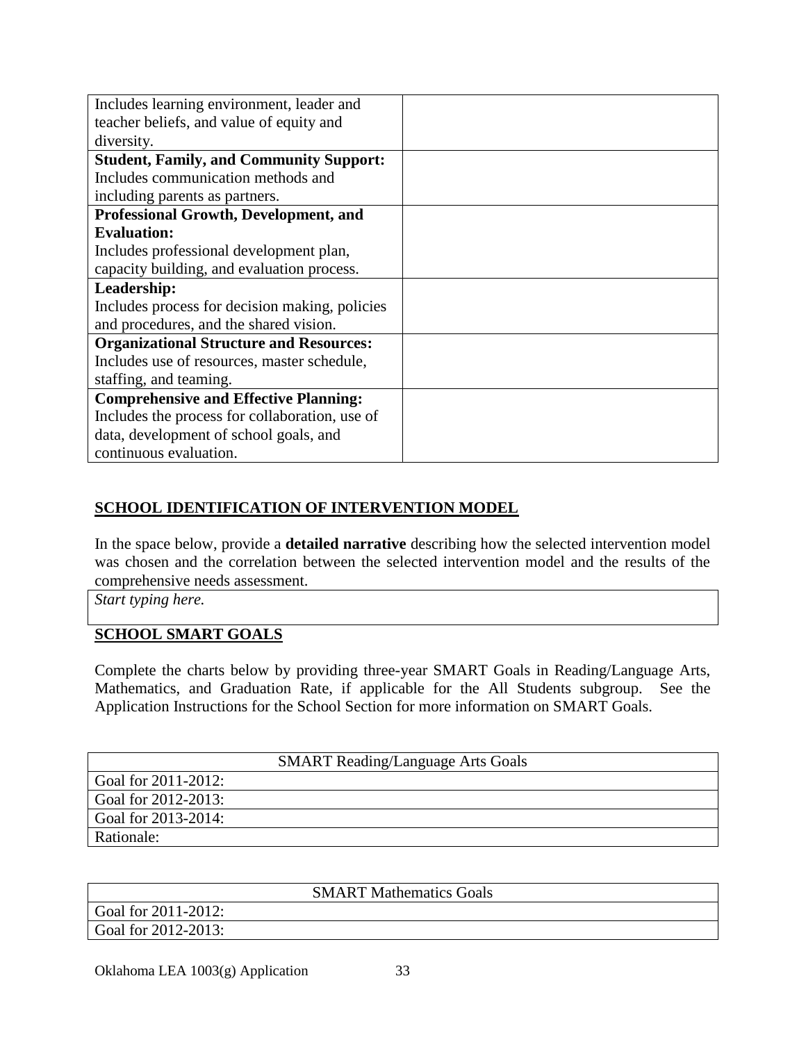| | |
|---|---|
| Includes learning environment, leader and teacher beliefs, and value of equity and diversity. | |
| **Student, Family, and Community Support:** Includes communication methods and including parents as partners. | |
| **Professional Growth, Development, and Evaluation:** Includes professional development plan, capacity building, and evaluation process. | |
| **Leadership:** Includes process for decision making, policies and procedures, and the shared vision. | |
| **Organizational Structure and Resources:** Includes use of resources, master schedule, staffing, and teaming. | |
| **Comprehensive and Effective Planning:** Includes the process for collaboration, use of data, development of school goals, and continuous evaluation. | |

## SCHOOL IDENTIFICATION OF INTERVENTION MODEL

In the space below, provide a **detailed narrative** describing how the selected intervention model was chosen and the correlation between the selected intervention model and the results of the comprehensive needs assessment.

| |
|---|
| *Start typing here.* |

## SCHOOL SMART GOALS

Complete the charts below by providing three-year SMART Goals in Reading/Language Arts, Mathematics, and Graduation Rate, if applicable for the All Students subgroup. See the Application Instructions for the School Section for more information on SMART Goals.

| SMART Reading/Language Arts Goals |
|---|
| Goal for 2011-2012: |
| Goal for 2012-2013: |
| Goal for 2013-2014: |
| Rationale: |

| SMART Mathematics Goals |
|---|
| Goal for 2011-2012: |
| Goal for 2012-2013: |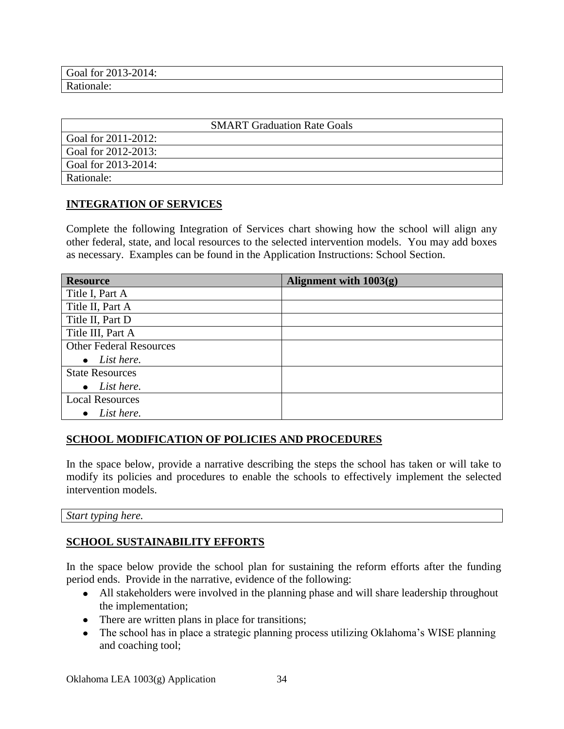| Goal for 2013-2014: |
| --- |
| Rationale: |

| SMART Graduation Rate Goals |
| --- |
| Goal for 2011-2012: |
| Goal for 2012-2013: |
| Goal for 2013-2014: |
| Rationale: |

## INTEGRATION OF SERVICES

Complete the following Integration of Services chart showing how the school will align any other federal, state, and local resources to the selected intervention models. You may add boxes as necessary. Examples can be found in the Application Instructions: School Section.

| **Resource** | **Alignment with 1003(g)** |
| --- | --- |
| Title I, Part A | |
| Title II, Part A | |
| Title II, Part D | |
| Title III, Part A | |
| Other Federal Resources<br>• *List here.* | |
| State Resources<br>• *List here.* | |
| Local Resources<br>• *List here.* | |

## SCHOOL MODIFICATION OF POLICIES AND PROCEDURES

In the space below, provide a narrative describing the steps the school has taken or will take to modify its policies and procedures to enable the schools to effectively implement the selected intervention models.

| *Start typing here.* |
| --- |

## SCHOOL SUSTAINABILITY EFFORTS

In the space below provide the school plan for sustaining the reform efforts after the funding period ends. Provide in the narrative, evidence of the following:

- All stakeholders were involved in the planning phase and will share leadership throughout the implementation;
- There are written plans in place for transitions;
- The school has in place a strategic planning process utilizing Oklahoma's WISE planning and coaching tool;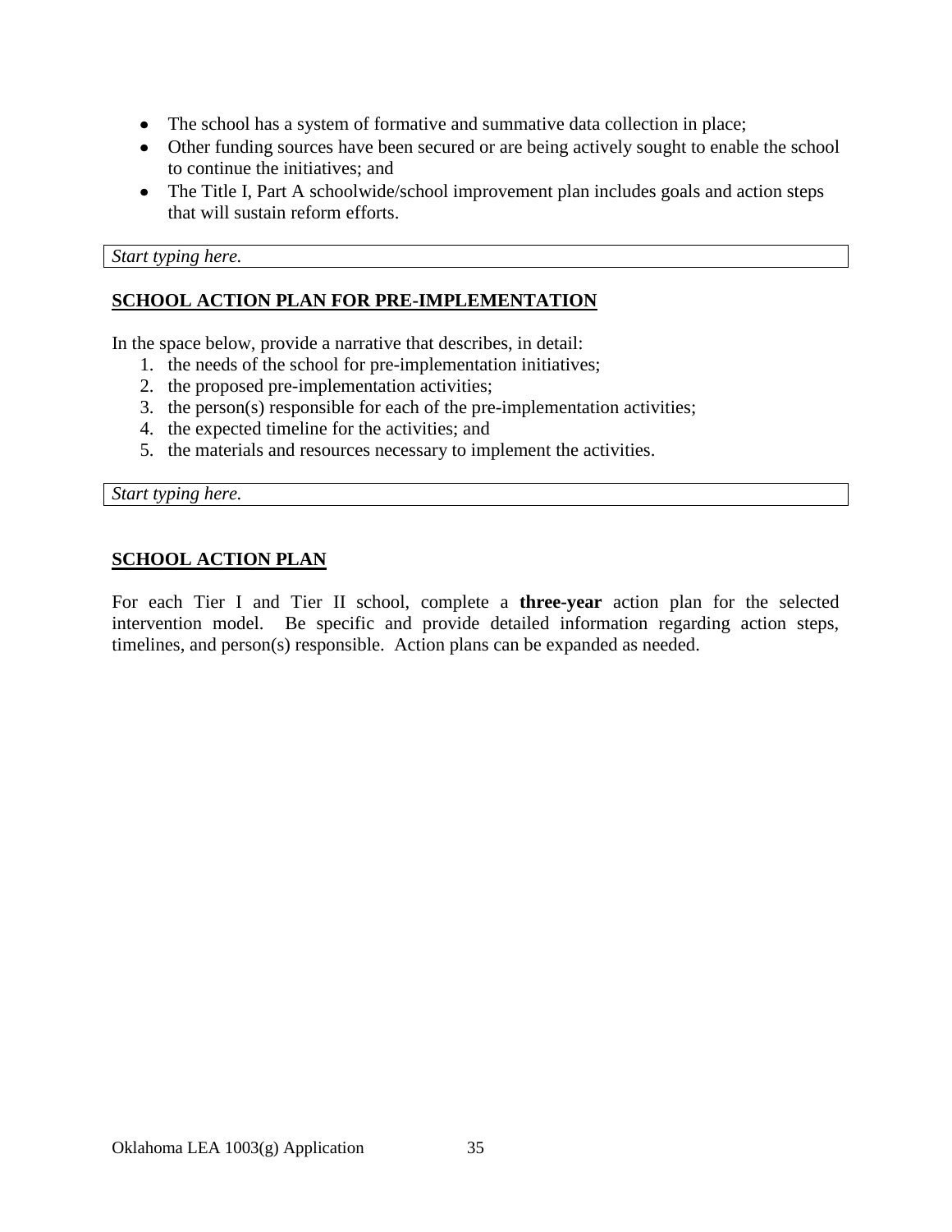- The school has a system of formative and summative data collection in place;
- Other funding sources have been secured or are being actively sought to enable the school to continue the initiatives; and
- The Title I, Part A schoolwide/school improvement plan includes goals and action steps that will sustain reform efforts.

| *Start typing here.* |
|---|

## SCHOOL ACTION PLAN FOR PRE-IMPLEMENTATION

In the space below, provide a narrative that describes, in detail:

1. the needs of the school for pre-implementation initiatives;
2. the proposed pre-implementation activities;
3. the person(s) responsible for each of the pre-implementation activities;
4. the expected timeline for the activities; and
5. the materials and resources necessary to implement the activities.

| *Start typing here.* |
|---|

## SCHOOL ACTION PLAN

For each Tier I and Tier II school, complete a **three-year** action plan for the selected intervention model. Be specific and provide detailed information regarding action steps, timelines, and person(s) responsible. Action plans can be expanded as needed.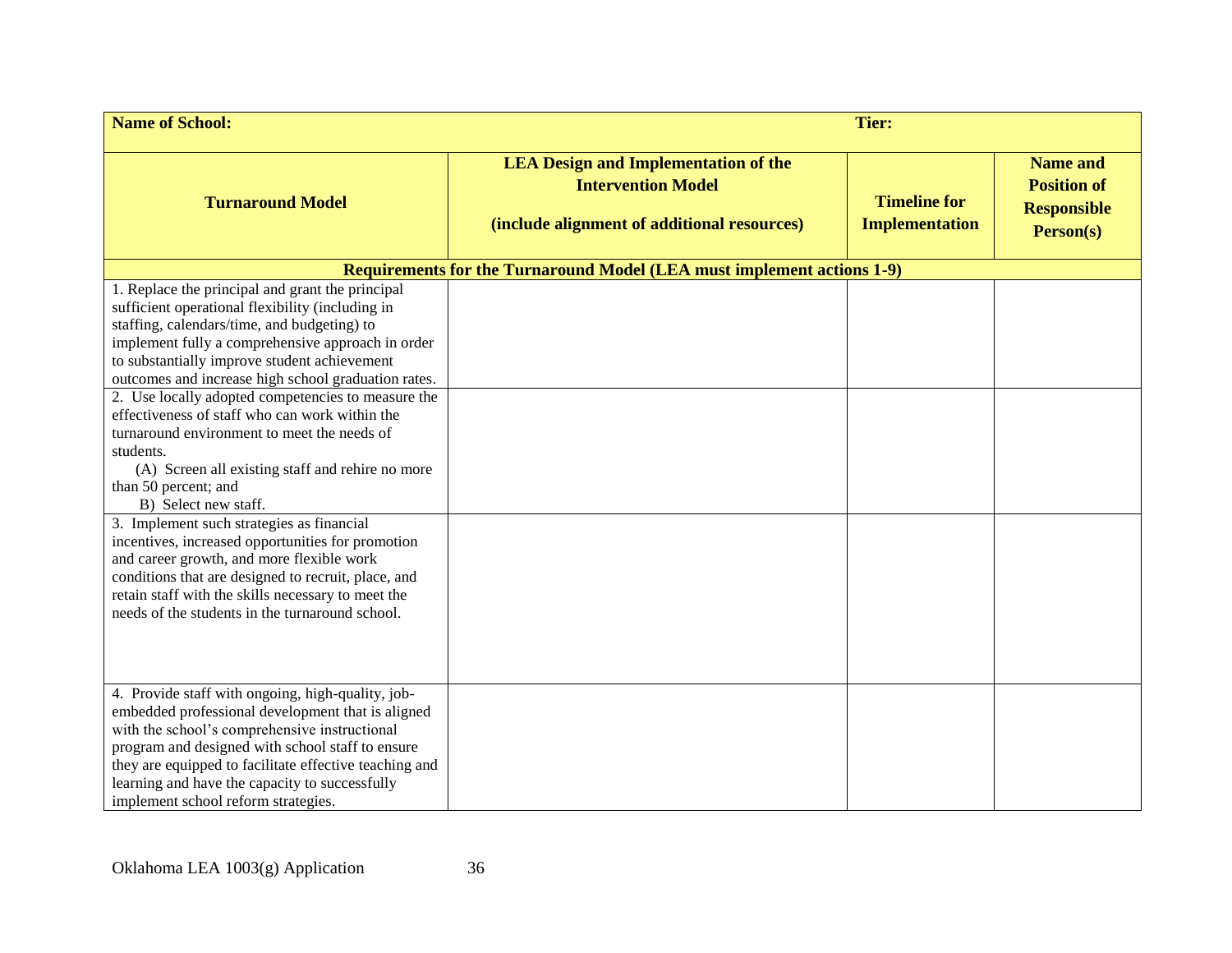| **Name of School:** | | **Tier:** | |
|---|---|---|---|
| **Turnaround Model** | **LEA Design and Implementation of the Intervention Model** <br><br> **(include alignment of additional resources)** | **Timeline for Implementation** | **Name and Position of Responsible Person(s)** |
| **Requirements for the Turnaround Model (LEA must implement actions 1-9)** | | | |
| 1. Replace the principal and grant the principal sufficient operational flexibility (including in staffing, calendars/time, and budgeting) to implement fully a comprehensive approach in order to substantially improve student achievement outcomes and increase high school graduation rates. | | | |
| 2. Use locally adopted competencies to measure the effectiveness of staff who can work within the turnaround environment to meet the needs of students. <br> (A) Screen all existing staff and rehire no more than 50 percent; and <br> B) Select new staff. | | | |
| 3. Implement such strategies as financial incentives, increased opportunities for promotion and career growth, and more flexible work conditions that are designed to recruit, place, and retain staff with the skills necessary to meet the needs of the students in the turnaround school. | | | |
| 4. Provide staff with ongoing, high-quality, job-embedded professional development that is aligned with the school's comprehensive instructional program and designed with school staff to ensure they are equipped to facilitate effective teaching and learning and have the capacity to successfully implement school reform strategies. | | | |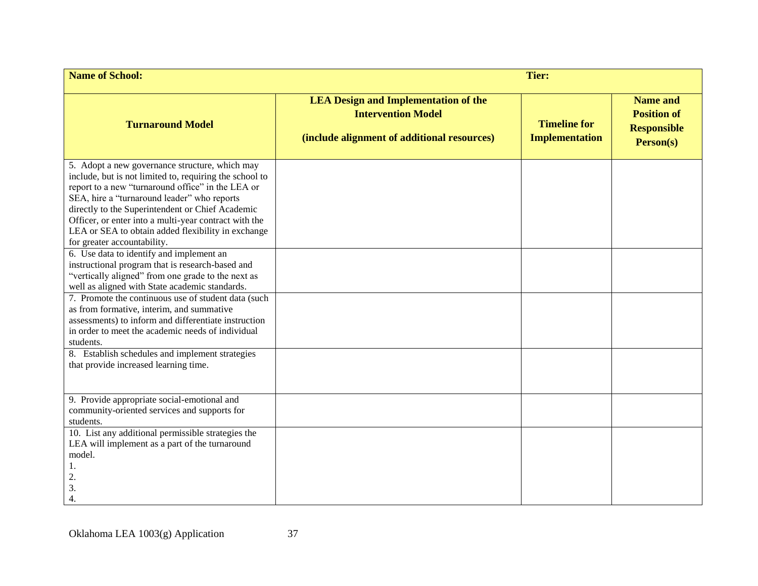| **Name of School:** | | **Tier:** | |
|---|---|---|---|
| **Turnaround Model** | **LEA Design and Implementation of the Intervention Model** **(include alignment of additional resources)** | **Timeline for Implementation** | **Name and Position of Responsible Person(s)** |
| 5. Adopt a new governance structure, which may include, but is not limited to, requiring the school to report to a new "turnaround office" in the LEA or SEA, hire a "turnaround leader" who reports directly to the Superintendent or Chief Academic Officer, or enter into a multi-year contract with the LEA or SEA to obtain added flexibility in exchange for greater accountability. | | | |
| 6. Use data to identify and implement an instructional program that is research-based and "vertically aligned" from one grade to the next as well as aligned with State academic standards. | | | |
| 7. Promote the continuous use of student data (such as from formative, interim, and summative assessments) to inform and differentiate instruction in order to meet the academic needs of individual students. | | | |
| 8. Establish schedules and implement strategies that provide increased learning time. | | | |
| 9. Provide appropriate social-emotional and community-oriented services and supports for students. | | | |
| 10. List any additional permissible strategies the LEA will implement as a part of the turnaround model.<br>1.<br>2.<br>3.<br>4. | | | |

Oklahoma LEA 1003(g) Application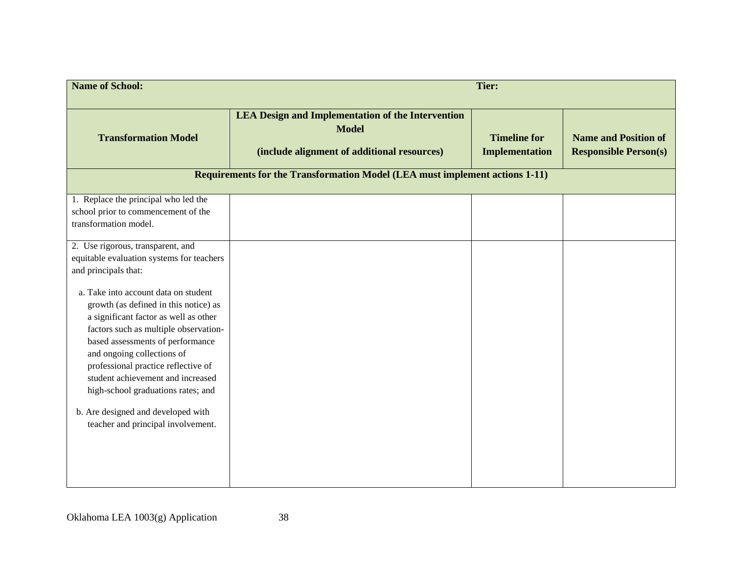| **Name of School:** | | **Tier:** | |
|---|---|---|---|
| **Transformation Model** | **LEA Design and Implementation of the Intervention Model** <br><br> **(include alignment of additional resources)** | **Timeline for Implementation** | **Name and Position of Responsible Person(s)** |
| **Requirements for the Transformation Model (LEA must implement actions 1-11)** | | | |
| 1. Replace the principal who led the school prior to commencement of the transformation model. | | | |
| 2. Use rigorous, transparent, and equitable evaluation systems for teachers and principals that: <br><br> a. Take into account data on student growth (as defined in this notice) as a significant factor as well as other factors such as multiple observation-based assessments of performance and ongoing collections of professional practice reflective of student achievement and increased high-school graduations rates; and <br><br> b. Are designed and developed with teacher and principal involvement. | | | |

Oklahoma LEA 1003(g) Application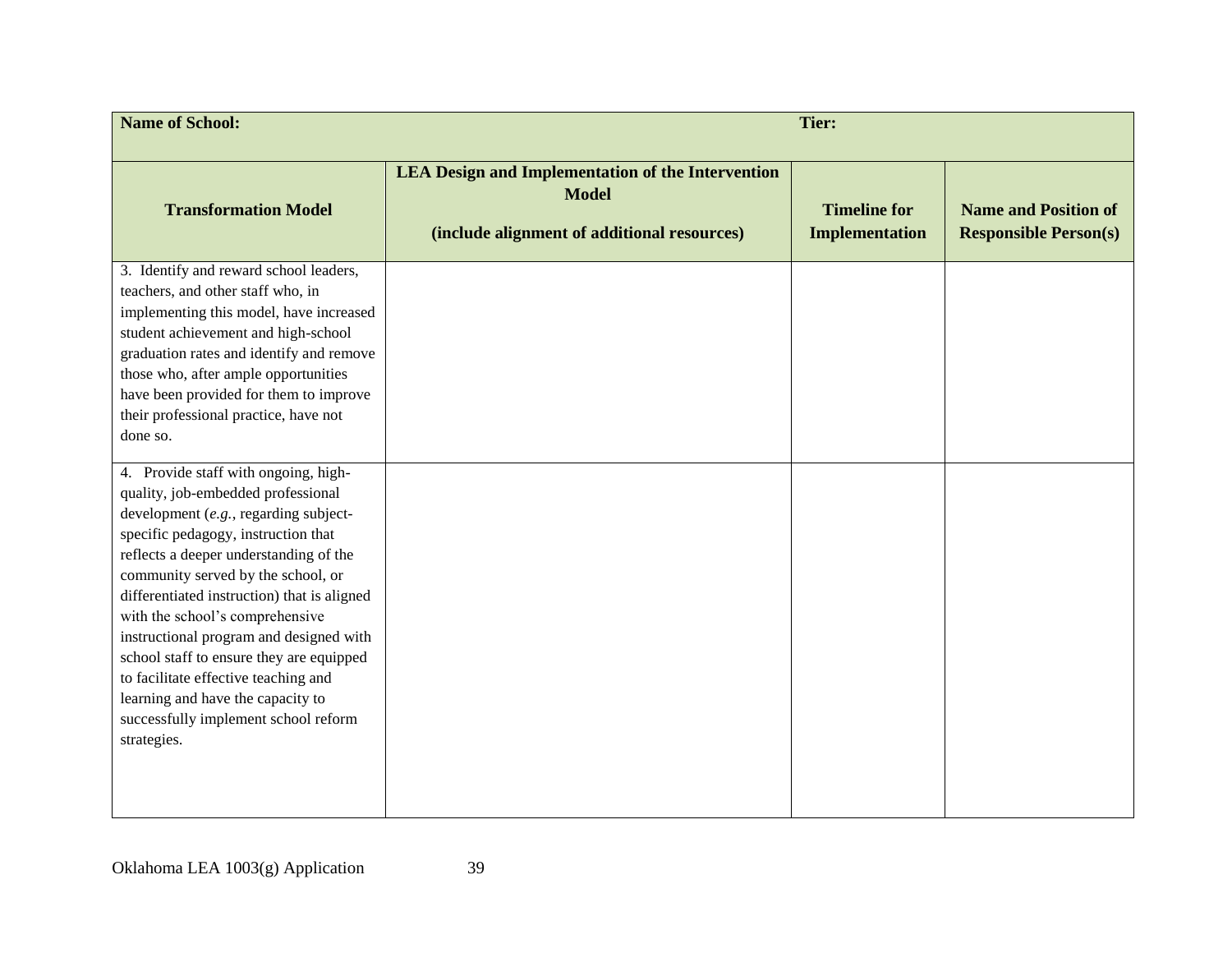| **Name of School:** | | **Tier:** | |
|---|---|---|---|
| **Transformation Model** | **LEA Design and Implementation of the Intervention Model**<br><br>**(include alignment of additional resources)** | **Timeline for Implementation** | **Name and Position of Responsible Person(s)** |
| 3. Identify and reward school leaders, teachers, and other staff who, in implementing this model, have increased student achievement and high-school graduation rates and identify and remove those who, after ample opportunities have been provided for them to improve their professional practice, have not done so. | | | |
| 4. Provide staff with ongoing, high-quality, job-embedded professional development (*e.g.*, regarding subject-specific pedagogy, instruction that reflects a deeper understanding of the community served by the school, or differentiated instruction) that is aligned with the school's comprehensive instructional program and designed with school staff to ensure they are equipped to facilitate effective teaching and learning and have the capacity to successfully implement school reform strategies. | | | |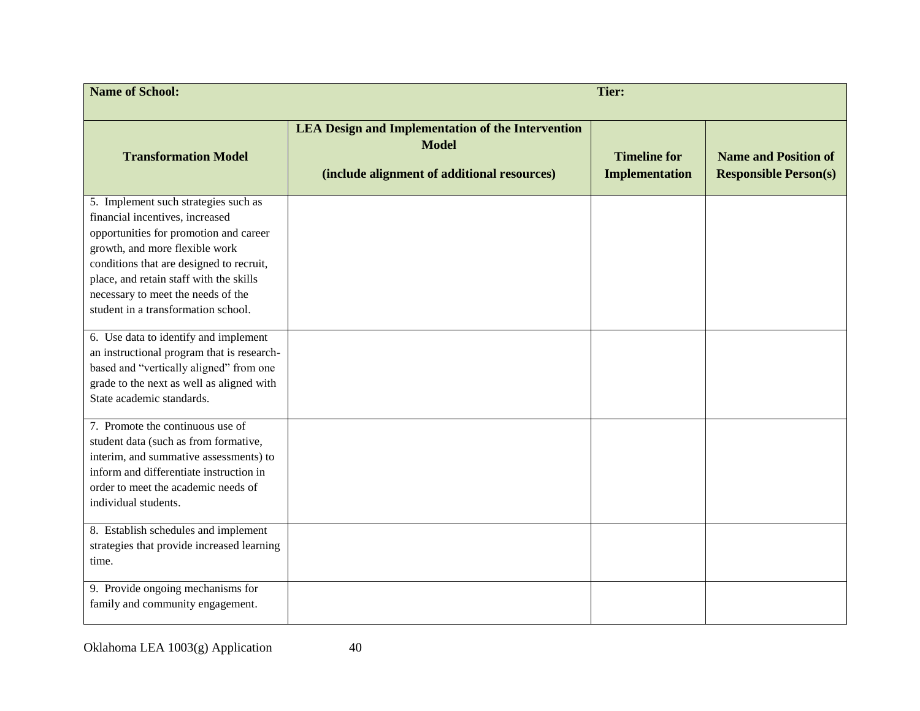| **Name of School:** | | **Tier:** | |
|---|---|---|---|
| **Transformation Model** | **LEA Design and Implementation of the Intervention Model (include alignment of additional resources)** | **Timeline for Implementation** | **Name and Position of Responsible Person(s)** |
| 5. Implement such strategies such as financial incentives, increased opportunities for promotion and career growth, and more flexible work conditions that are designed to recruit, place, and retain staff with the skills necessary to meet the needs of the student in a transformation school. | | | |
| 6. Use data to identify and implement an instructional program that is research-based and "vertically aligned" from one grade to the next as well as aligned with State academic standards. | | | |
| 7. Promote the continuous use of student data (such as from formative, interim, and summative assessments) to inform and differentiate instruction in order to meet the academic needs of individual students. | | | |
| 8. Establish schedules and implement strategies that provide increased learning time. | | | |
| 9. Provide ongoing mechanisms for family and community engagement. | | | |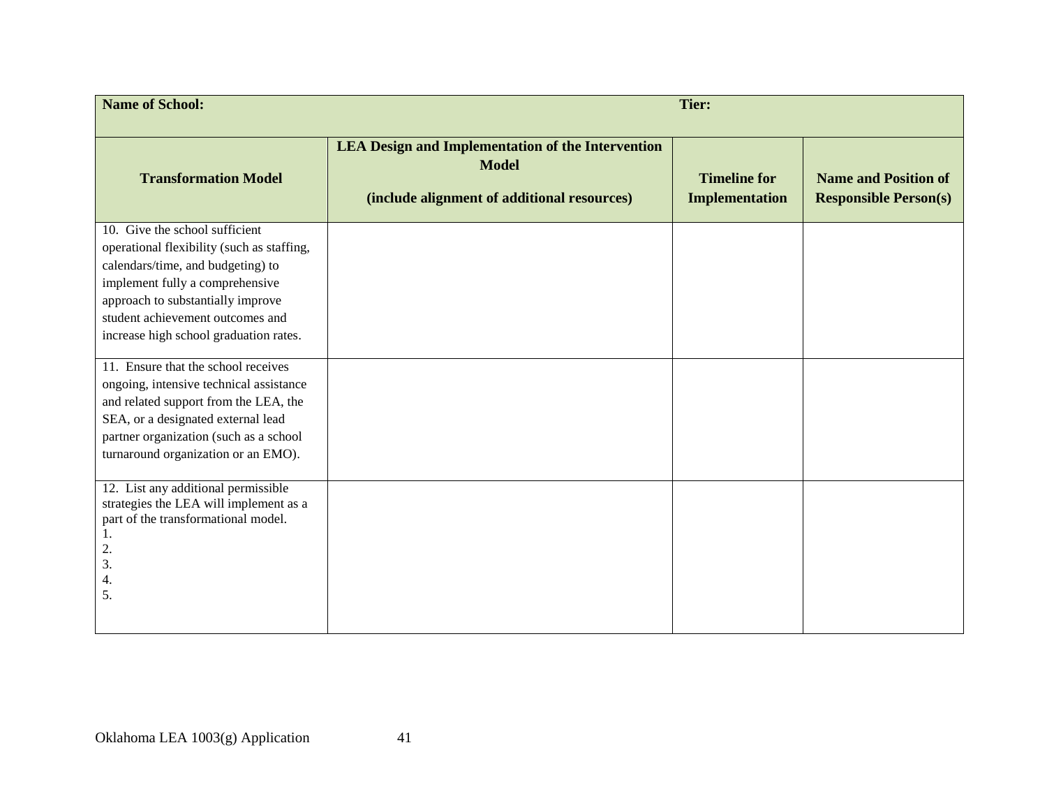| **Name of School:** | | **Tier:** | |
|---|---|---|---|
| **Transformation Model** | **LEA Design and Implementation of the Intervention Model**<br><br>**(include alignment of additional resources)** | **Timeline for Implementation** | **Name and Position of Responsible Person(s)** |
| 10. Give the school sufficient operational flexibility (such as staffing, calendars/time, and budgeting) to implement fully a comprehensive approach to substantially improve student achievement outcomes and increase high school graduation rates. | | | |
| 11. Ensure that the school receives ongoing, intensive technical assistance and related support from the LEA, the SEA, or a designated external lead partner organization (such as a school turnaround organization or an EMO). | | | |
| 12. List any additional permissible strategies the LEA will implement as a part of the transformational model.<br>1.<br>2.<br>3.<br>4.<br>5. | | | |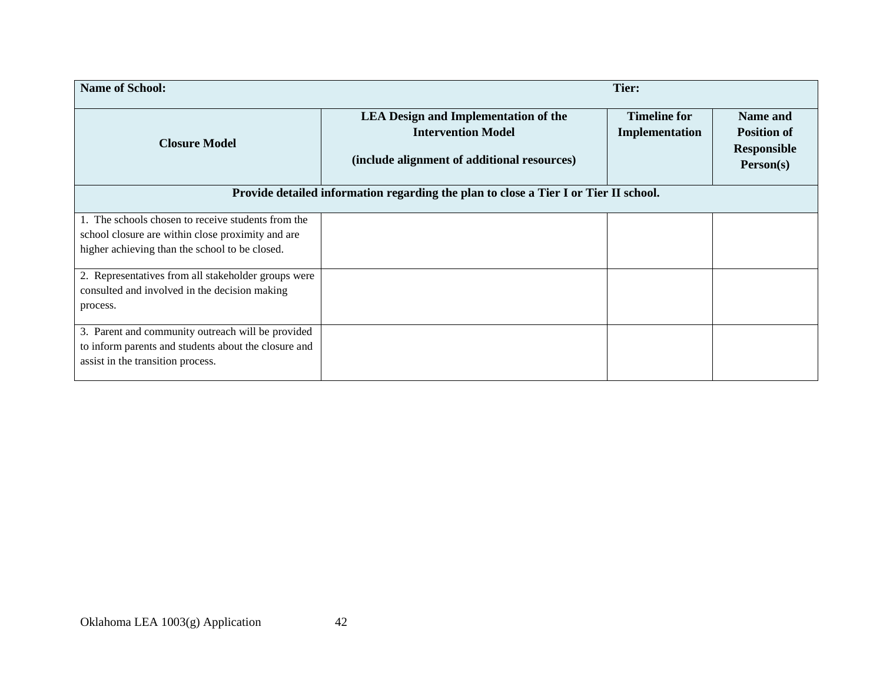| **Name of School:** | | **Tier:** | |
|---|---|---|---|
| **Closure Model** | **LEA Design and Implementation of the Intervention Model**<br><br>**(include alignment of additional resources)** | **Timeline for Implementation** | **Name and Position of Responsible Person(s)** |
| **Provide detailed information regarding the plan to close a Tier I or Tier II school.** | | | |
| 1. The schools chosen to receive students from the school closure are within close proximity and are higher achieving than the school to be closed. | | | |
| 2. Representatives from all stakeholder groups were consulted and involved in the decision making process. | | | |
| 3. Parent and community outreach will be provided to inform parents and students about the closure and assist in the transition process. | | | |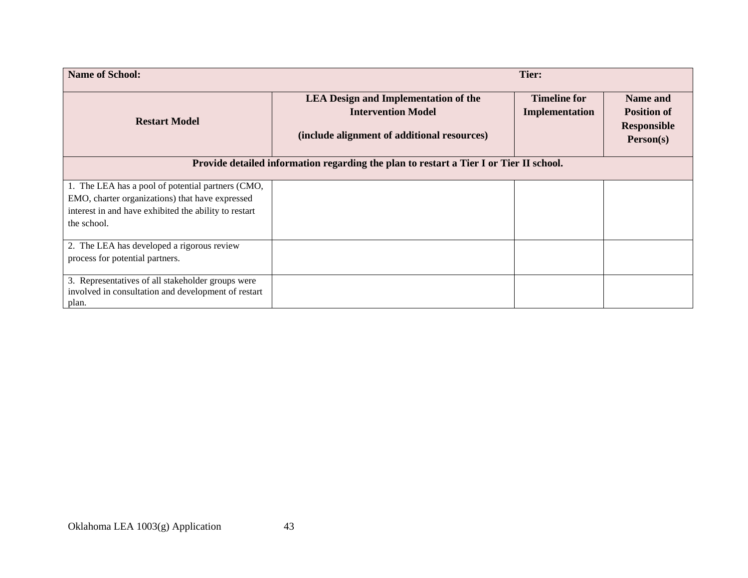| **Name of School:** | | **Tier:** | |
|---|---|---|---|
| **Restart Model** | **LEA Design and Implementation of the Intervention Model**<br><br>**(include alignment of additional resources)** | **Timeline for Implementation** | **Name and Position of Responsible Person(s)** |
| **Provide detailed information regarding the plan to restart a Tier I or Tier II school.** | | | |
| 1. The LEA has a pool of potential partners (CMO, EMO, charter organizations) that have expressed interest in and have exhibited the ability to restart the school. | | | |
| 2. The LEA has developed a rigorous review process for potential partners. | | | |
| 3. Representatives of all stakeholder groups were involved in consultation and development of restart plan. | | | |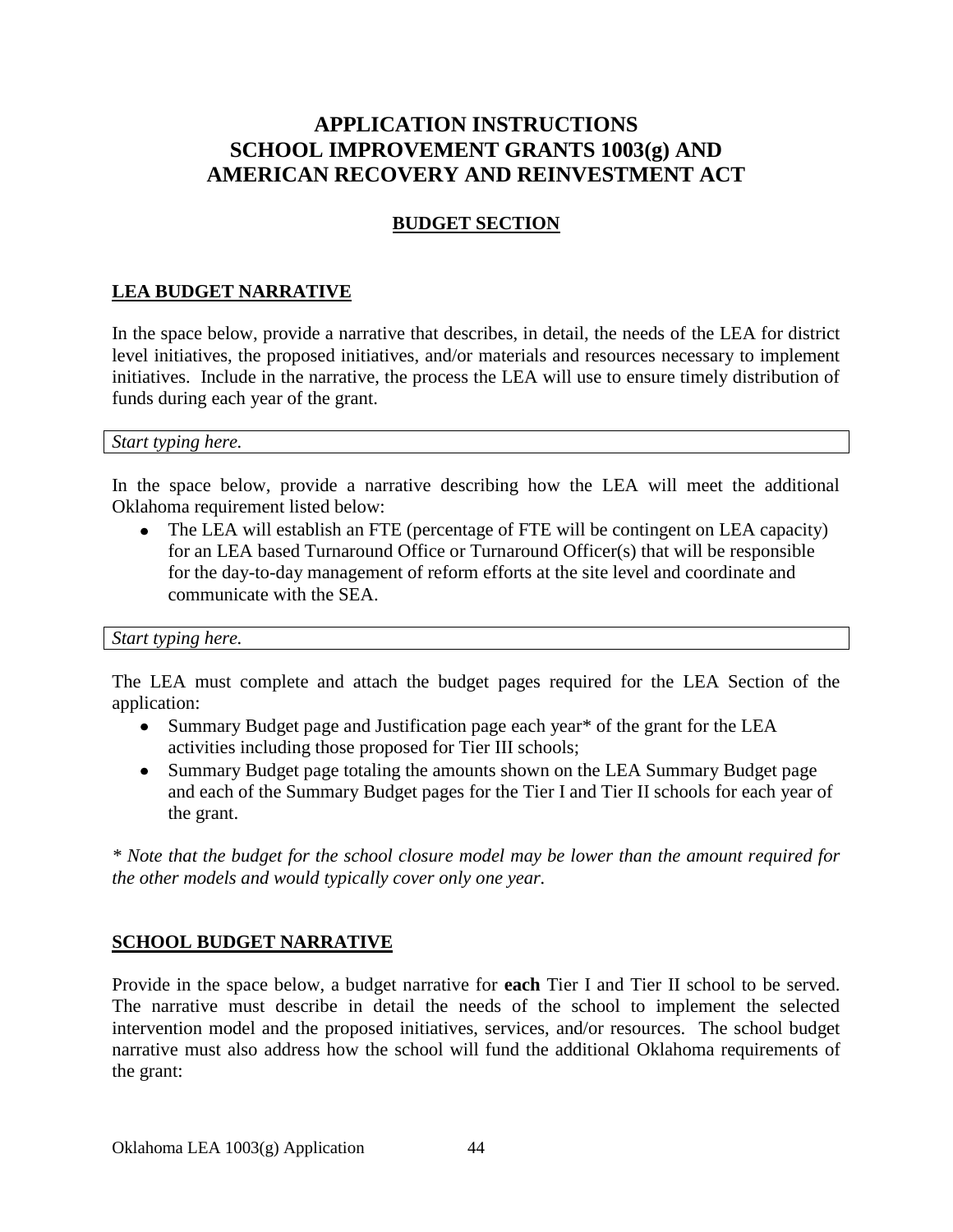# APPLICATION INSTRUCTIONS
# SCHOOL IMPROVEMENT GRANTS 1003(g) AND AMERICAN RECOVERY AND REINVESTMENT ACT

## BUDGET SECTION

### LEA BUDGET NARRATIVE

In the space below, provide a narrative that describes, in detail, the needs of the LEA for district level initiatives, the proposed initiatives, and/or materials and resources necessary to implement initiatives. Include in the narrative, the process the LEA will use to ensure timely distribution of funds during each year of the grant.

| *Start typing here.* |
|---|

In the space below, provide a narrative describing how the LEA will meet the additional Oklahoma requirement listed below:

- The LEA will establish an FTE (percentage of FTE will be contingent on LEA capacity) for an LEA based Turnaround Office or Turnaround Officer(s) that will be responsible for the day-to-day management of reform efforts at the site level and coordinate and communicate with the SEA.

| *Start typing here.* |
|---|

The LEA must complete and attach the budget pages required for the LEA Section of the application:

- Summary Budget page and Justification page each year* of the grant for the LEA activities including those proposed for Tier III schools;
- Summary Budget page totaling the amounts shown on the LEA Summary Budget page and each of the Summary Budget pages for the Tier I and Tier II schools for each year of the grant.

*\* Note that the budget for the school closure model may be lower than the amount required for the other models and would typically cover only one year.*

### SCHOOL BUDGET NARRATIVE

Provide in the space below, a budget narrative for **each** Tier I and Tier II school to be served. The narrative must describe in detail the needs of the school to implement the selected intervention model and the proposed initiatives, services, and/or resources. The school budget narrative must also address how the school will fund the additional Oklahoma requirements of the grant: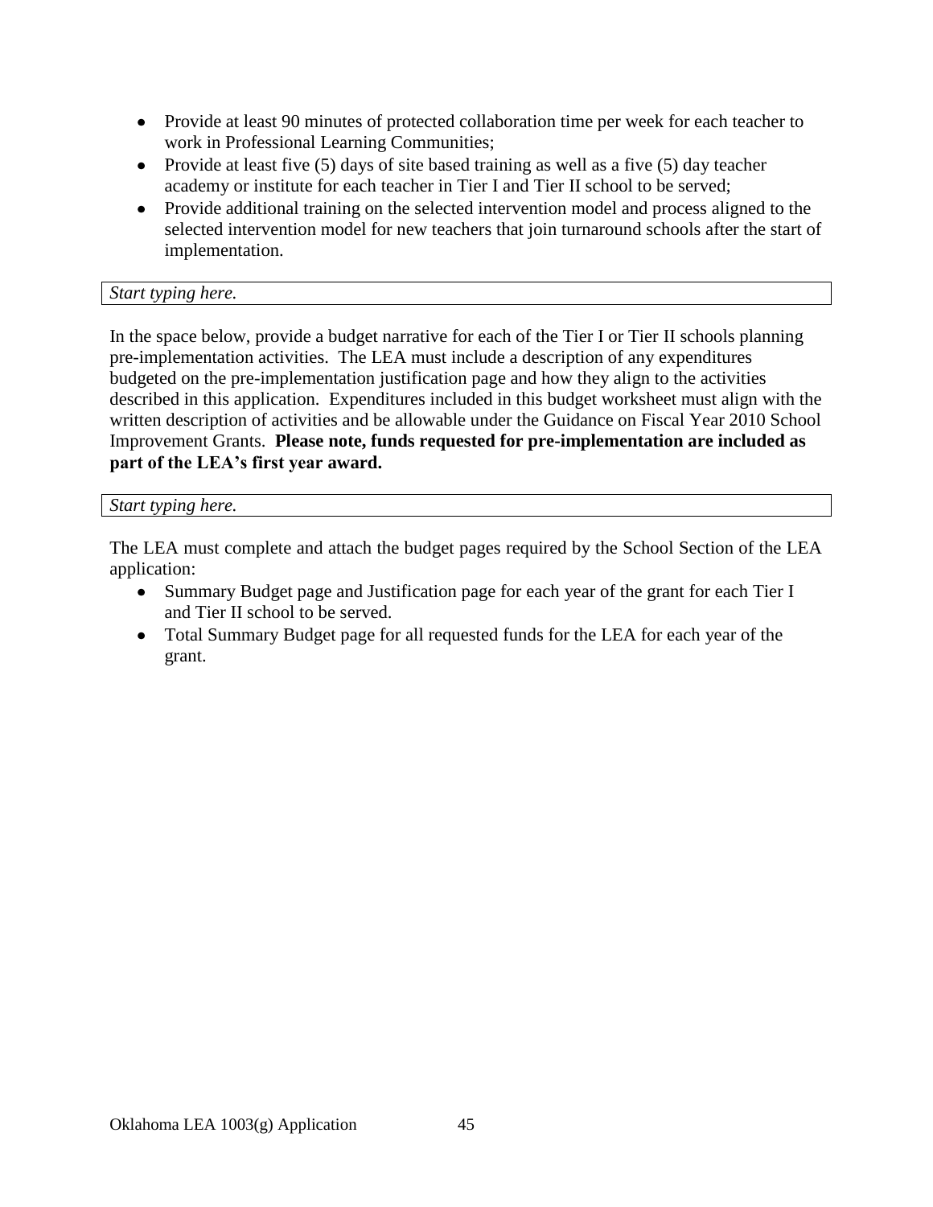- Provide at least 90 minutes of protected collaboration time per week for each teacher to work in Professional Learning Communities;
- Provide at least five (5) days of site based training as well as a five (5) day teacher academy or institute for each teacher in Tier I and Tier II school to be served;
- Provide additional training on the selected intervention model and process aligned to the selected intervention model for new teachers that join turnaround schools after the start of implementation.

| *Start typing here.* |
|---|

In the space below, provide a budget narrative for each of the Tier I or Tier II schools planning pre-implementation activities. The LEA must include a description of any expenditures budgeted on the pre-implementation justification page and how they align to the activities described in this application. Expenditures included in this budget worksheet must align with the written description of activities and be allowable under the Guidance on Fiscal Year 2010 School Improvement Grants. **Please note, funds requested for pre-implementation are included as part of the LEA's first year award.**

| *Start typing here.* |
|---|

The LEA must complete and attach the budget pages required by the School Section of the LEA application:

- Summary Budget page and Justification page for each year of the grant for each Tier I and Tier II school to be served.
- Total Summary Budget page for all requested funds for the LEA for each year of the grant.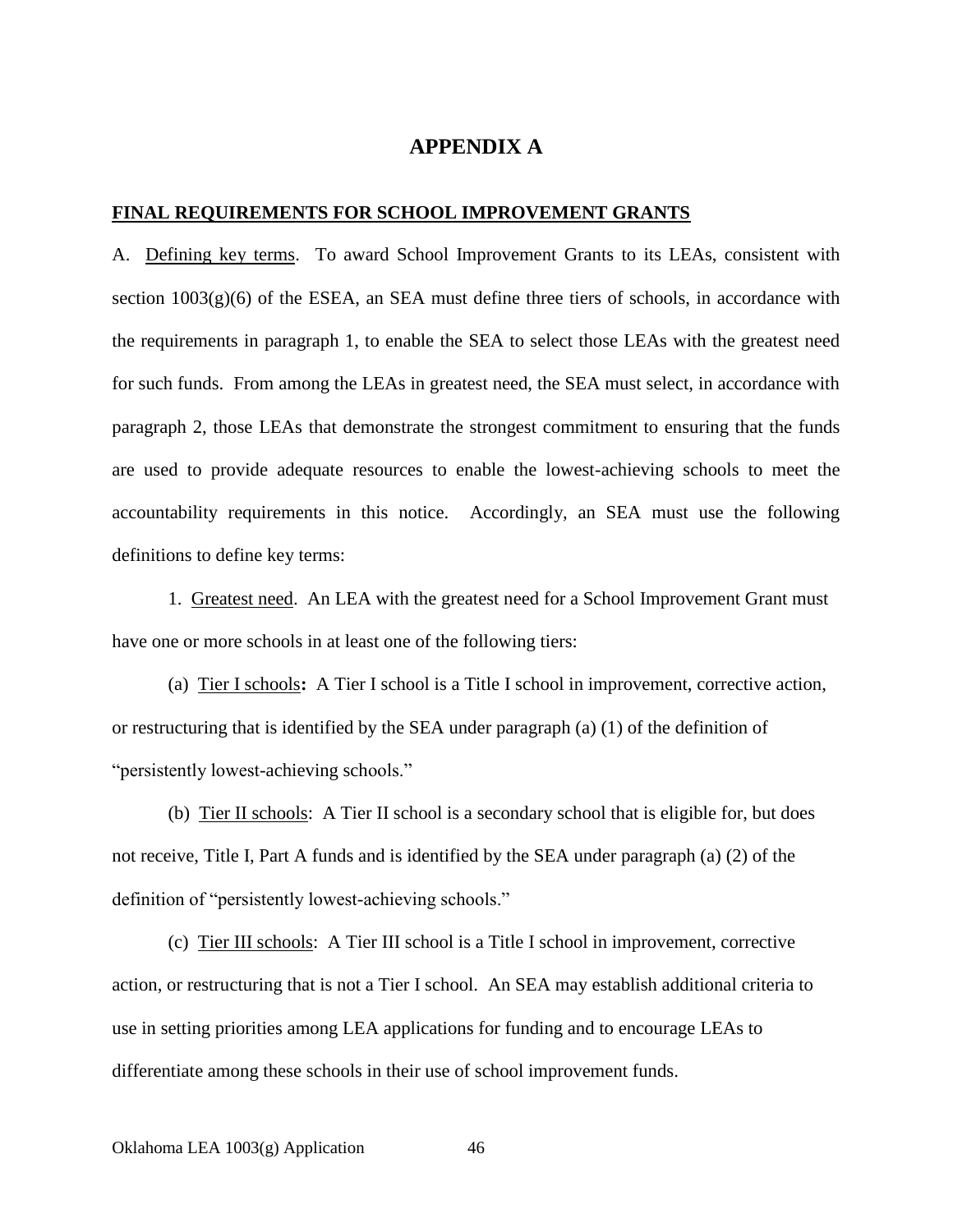# APPENDIX A

**FINAL REQUIREMENTS FOR SCHOOL IMPROVEMENT GRANTS**

A. Defining key terms. To award School Improvement Grants to its LEAs, consistent with section 1003(g)(6) of the ESEA, an SEA must define three tiers of schools, in accordance with the requirements in paragraph 1, to enable the SEA to select those LEAs with the greatest need for such funds. From among the LEAs in greatest need, the SEA must select, in accordance with paragraph 2, those LEAs that demonstrate the strongest commitment to ensuring that the funds are used to provide adequate resources to enable the lowest-achieving schools to meet the accountability requirements in this notice. Accordingly, an SEA must use the following definitions to define key terms:

1. Greatest need. An LEA with the greatest need for a School Improvement Grant must have one or more schools in at least one of the following tiers:

(a) Tier I schools**:** A Tier I school is a Title I school in improvement, corrective action, or restructuring that is identified by the SEA under paragraph (a) (1) of the definition of "persistently lowest-achieving schools."

(b) Tier II schools: A Tier II school is a secondary school that is eligible for, but does not receive, Title I, Part A funds and is identified by the SEA under paragraph (a) (2) of the definition of "persistently lowest-achieving schools."

(c) Tier III schools: A Tier III school is a Title I school in improvement, corrective action, or restructuring that is not a Tier I school. An SEA may establish additional criteria to use in setting priorities among LEA applications for funding and to encourage LEAs to differentiate among these schools in their use of school improvement funds.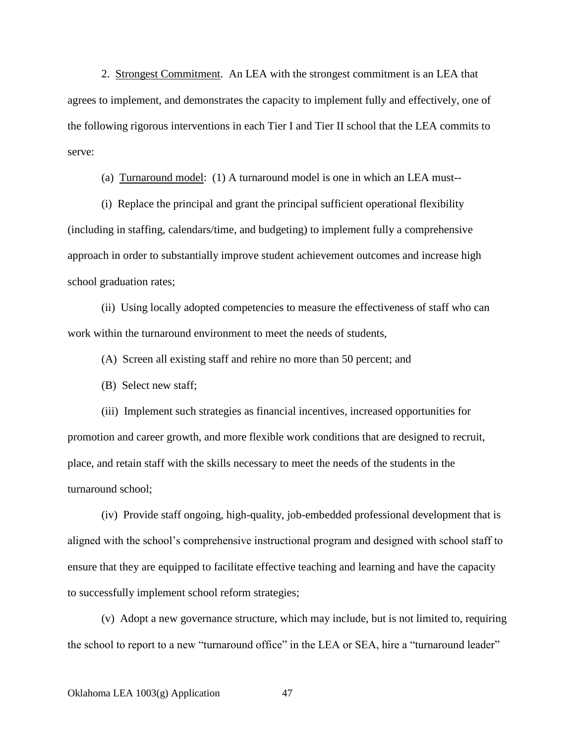2. Strongest Commitment. An LEA with the strongest commitment is an LEA that agrees to implement, and demonstrates the capacity to implement fully and effectively, one of the following rigorous interventions in each Tier I and Tier II school that the LEA commits to serve:

(a) Turnaround model: (1) A turnaround model is one in which an LEA must--

(i) Replace the principal and grant the principal sufficient operational flexibility (including in staffing, calendars/time, and budgeting) to implement fully a comprehensive approach in order to substantially improve student achievement outcomes and increase high school graduation rates;

(ii) Using locally adopted competencies to measure the effectiveness of staff who can work within the turnaround environment to meet the needs of students,

(A) Screen all existing staff and rehire no more than 50 percent; and

(B) Select new staff;

(iii) Implement such strategies as financial incentives, increased opportunities for promotion and career growth, and more flexible work conditions that are designed to recruit, place, and retain staff with the skills necessary to meet the needs of the students in the turnaround school;

(iv) Provide staff ongoing, high-quality, job-embedded professional development that is aligned with the school's comprehensive instructional program and designed with school staff to ensure that they are equipped to facilitate effective teaching and learning and have the capacity to successfully implement school reform strategies;

(v) Adopt a new governance structure, which may include, but is not limited to, requiring the school to report to a new "turnaround office" in the LEA or SEA, hire a "turnaround leader"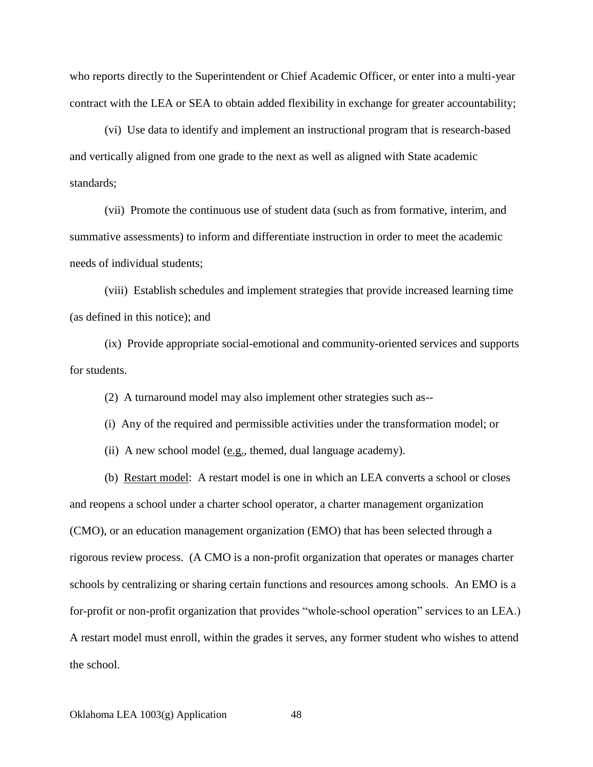who reports directly to the Superintendent or Chief Academic Officer, or enter into a multi-year contract with the LEA or SEA to obtain added flexibility in exchange for greater accountability;

(vi) Use data to identify and implement an instructional program that is research-based and vertically aligned from one grade to the next as well as aligned with State academic standards;

(vii) Promote the continuous use of student data (such as from formative, interim, and summative assessments) to inform and differentiate instruction in order to meet the academic needs of individual students;

(viii) Establish schedules and implement strategies that provide increased learning time (as defined in this notice); and

(ix) Provide appropriate social-emotional and community-oriented services and supports for students.

(2) A turnaround model may also implement other strategies such as--

(i) Any of the required and permissible activities under the transformation model; or

(ii) A new school model (e.g., themed, dual language academy).

(b) Restart model: A restart model is one in which an LEA converts a school or closes and reopens a school under a charter school operator, a charter management organization (CMO), or an education management organization (EMO) that has been selected through a rigorous review process. (A CMO is a non-profit organization that operates or manages charter schools by centralizing or sharing certain functions and resources among schools. An EMO is a for-profit or non-profit organization that provides "whole-school operation" services to an LEA.) A restart model must enroll, within the grades it serves, any former student who wishes to attend the school.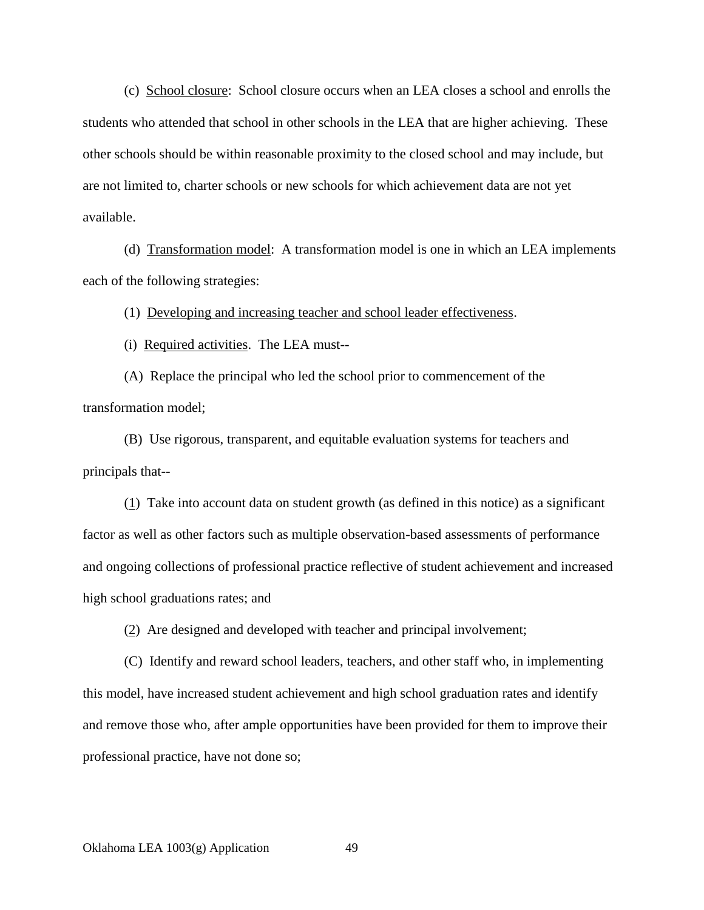(c) School closure: School closure occurs when an LEA closes a school and enrolls the students who attended that school in other schools in the LEA that are higher achieving. These other schools should be within reasonable proximity to the closed school and may include, but are not limited to, charter schools or new schools for which achievement data are not yet available.

(d) Transformation model: A transformation model is one in which an LEA implements each of the following strategies:

(1) Developing and increasing teacher and school leader effectiveness.

(i) Required activities. The LEA must--

(A) Replace the principal who led the school prior to commencement of the transformation model;

(B) Use rigorous, transparent, and equitable evaluation systems for teachers and principals that--

(1) Take into account data on student growth (as defined in this notice) as a significant factor as well as other factors such as multiple observation-based assessments of performance and ongoing collections of professional practice reflective of student achievement and increased high school graduations rates; and

(2) Are designed and developed with teacher and principal involvement;

(C) Identify and reward school leaders, teachers, and other staff who, in implementing this model, have increased student achievement and high school graduation rates and identify and remove those who, after ample opportunities have been provided for them to improve their professional practice, have not done so;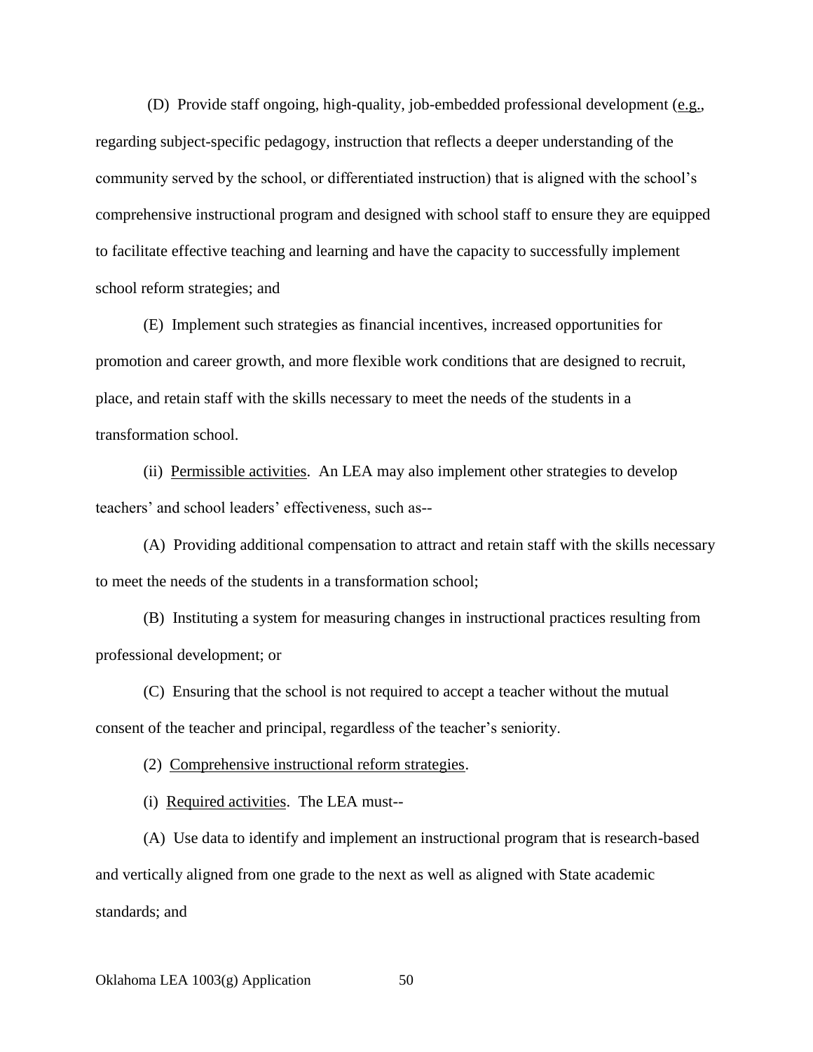(D) Provide staff ongoing, high-quality, job-embedded professional development (e.g., regarding subject-specific pedagogy, instruction that reflects a deeper understanding of the community served by the school, or differentiated instruction) that is aligned with the school's comprehensive instructional program and designed with school staff to ensure they are equipped to facilitate effective teaching and learning and have the capacity to successfully implement school reform strategies; and

(E) Implement such strategies as financial incentives, increased opportunities for promotion and career growth, and more flexible work conditions that are designed to recruit, place, and retain staff with the skills necessary to meet the needs of the students in a transformation school.

(ii) Permissible activities. An LEA may also implement other strategies to develop teachers' and school leaders' effectiveness, such as--

(A) Providing additional compensation to attract and retain staff with the skills necessary to meet the needs of the students in a transformation school;

(B) Instituting a system for measuring changes in instructional practices resulting from professional development; or

(C) Ensuring that the school is not required to accept a teacher without the mutual consent of the teacher and principal, regardless of the teacher's seniority.

(2) Comprehensive instructional reform strategies.

(i) Required activities. The LEA must--

(A) Use data to identify and implement an instructional program that is research-based and vertically aligned from one grade to the next as well as aligned with State academic standards; and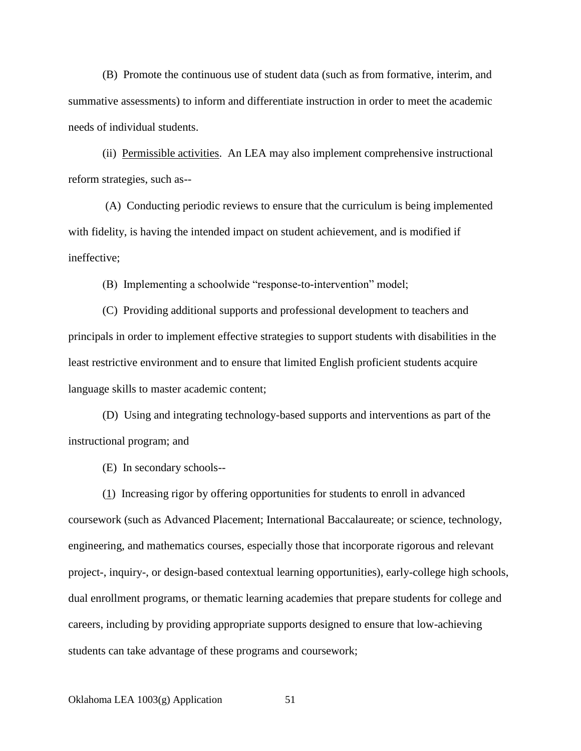(B) Promote the continuous use of student data (such as from formative, interim, and summative assessments) to inform and differentiate instruction in order to meet the academic needs of individual students.

(ii) Permissible activities. An LEA may also implement comprehensive instructional reform strategies, such as--

(A) Conducting periodic reviews to ensure that the curriculum is being implemented with fidelity, is having the intended impact on student achievement, and is modified if ineffective;

(B) Implementing a schoolwide "response-to-intervention" model;

(C) Providing additional supports and professional development to teachers and principals in order to implement effective strategies to support students with disabilities in the least restrictive environment and to ensure that limited English proficient students acquire language skills to master academic content;

(D) Using and integrating technology-based supports and interventions as part of the instructional program; and

(E) In secondary schools--

(1) Increasing rigor by offering opportunities for students to enroll in advanced coursework (such as Advanced Placement; International Baccalaureate; or science, technology, engineering, and mathematics courses, especially those that incorporate rigorous and relevant project-, inquiry-, or design-based contextual learning opportunities), early-college high schools, dual enrollment programs, or thematic learning academies that prepare students for college and careers, including by providing appropriate supports designed to ensure that low-achieving students can take advantage of these programs and coursework;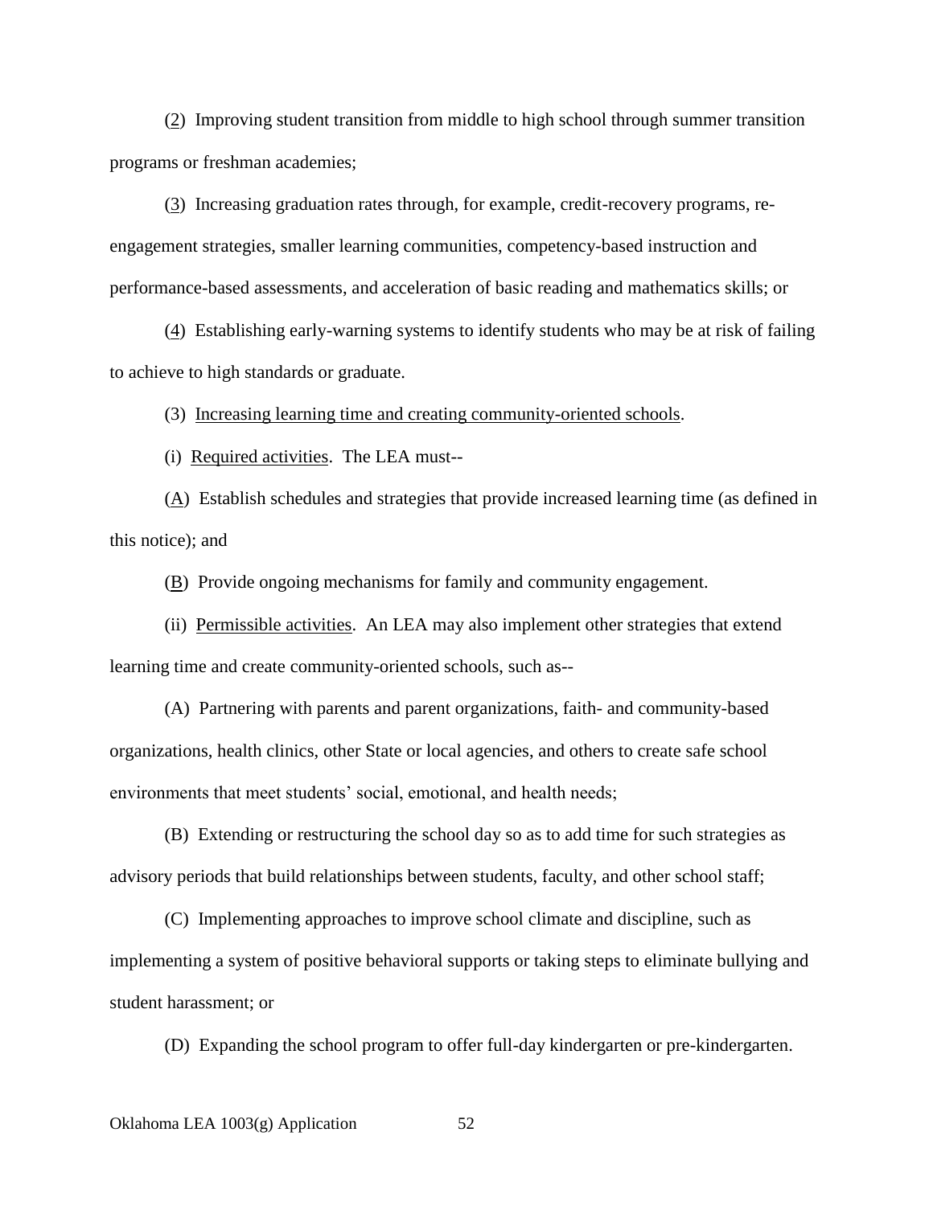(2) Improving student transition from middle to high school through summer transition programs or freshman academies;

(3) Increasing graduation rates through, for example, credit-recovery programs, re-engagement strategies, smaller learning communities, competency-based instruction and performance-based assessments, and acceleration of basic reading and mathematics skills; or

(4) Establishing early-warning systems to identify students who may be at risk of failing to achieve to high standards or graduate.

(3) Increasing learning time and creating community-oriented schools.

(i) Required activities. The LEA must--

(A) Establish schedules and strategies that provide increased learning time (as defined in this notice); and

(B) Provide ongoing mechanisms for family and community engagement.

(ii) Permissible activities. An LEA may also implement other strategies that extend learning time and create community-oriented schools, such as--

(A) Partnering with parents and parent organizations, faith- and community-based organizations, health clinics, other State or local agencies, and others to create safe school environments that meet students' social, emotional, and health needs;

(B) Extending or restructuring the school day so as to add time for such strategies as advisory periods that build relationships between students, faculty, and other school staff;

(C) Implementing approaches to improve school climate and discipline, such as implementing a system of positive behavioral supports or taking steps to eliminate bullying and student harassment; or

(D) Expanding the school program to offer full-day kindergarten or pre-kindergarten.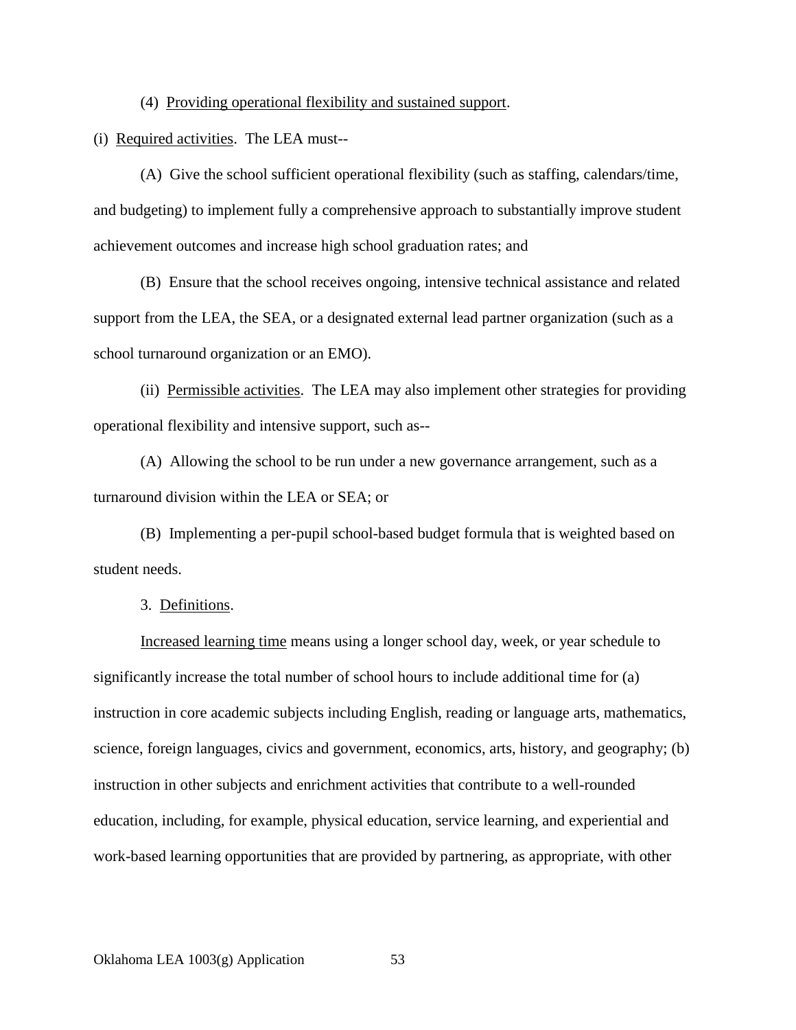(4) <u>Providing operational flexibility and sustained support</u>.

(i) <u>Required activities</u>. The LEA must--

(A) Give the school sufficient operational flexibility (such as staffing, calendars/time, and budgeting) to implement fully a comprehensive approach to substantially improve student achievement outcomes and increase high school graduation rates; and

(B) Ensure that the school receives ongoing, intensive technical assistance and related support from the LEA, the SEA, or a designated external lead partner organization (such as a school turnaround organization or an EMO).

(ii) <u>Permissible activities</u>. The LEA may also implement other strategies for providing operational flexibility and intensive support, such as--

(A) Allowing the school to be run under a new governance arrangement, such as a turnaround division within the LEA or SEA; or

(B) Implementing a per-pupil school-based budget formula that is weighted based on student needs.

3. <u>Definitions</u>.

<u>Increased learning time</u> means using a longer school day, week, or year schedule to significantly increase the total number of school hours to include additional time for (a) instruction in core academic subjects including English, reading or language arts, mathematics, science, foreign languages, civics and government, economics, arts, history, and geography; (b) instruction in other subjects and enrichment activities that contribute to a well-rounded education, including, for example, physical education, service learning, and experiential and work-based learning opportunities that are provided by partnering, as appropriate, with other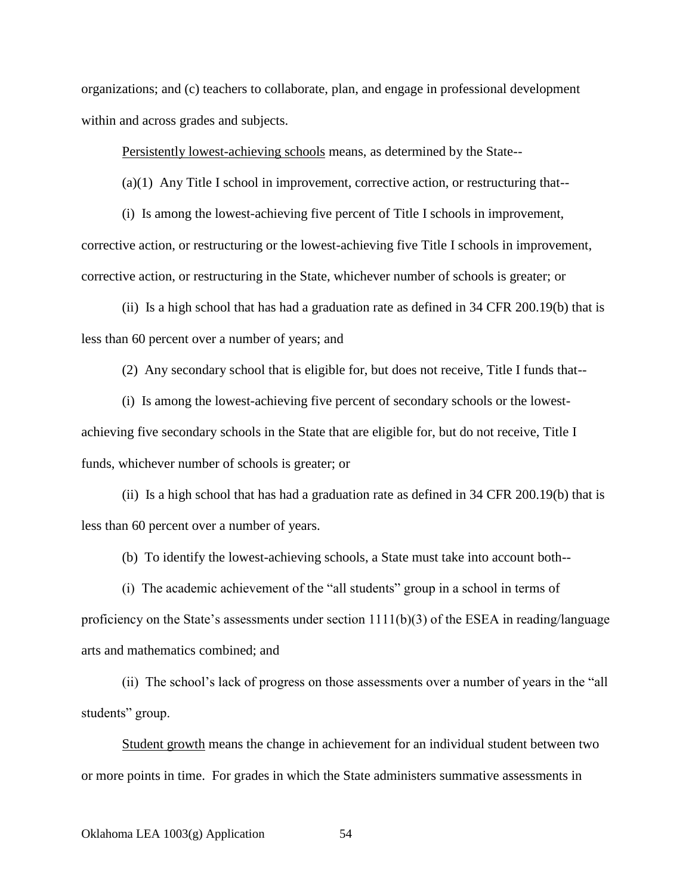organizations; and (c) teachers to collaborate, plan, and engage in professional development within and across grades and subjects.

Persistently lowest-achieving schools means, as determined by the State--

(a)(1) Any Title I school in improvement, corrective action, or restructuring that--

(i) Is among the lowest-achieving five percent of Title I schools in improvement, corrective action, or restructuring or the lowest-achieving five Title I schools in improvement, corrective action, or restructuring in the State, whichever number of schools is greater; or

(ii) Is a high school that has had a graduation rate as defined in 34 CFR 200.19(b) that is less than 60 percent over a number of years; and

(2) Any secondary school that is eligible for, but does not receive, Title I funds that--

(i) Is among the lowest-achieving five percent of secondary schools or the lowest-achieving five secondary schools in the State that are eligible for, but do not receive, Title I funds, whichever number of schools is greater; or

(ii) Is a high school that has had a graduation rate as defined in 34 CFR 200.19(b) that is less than 60 percent over a number of years.

(b) To identify the lowest-achieving schools, a State must take into account both--

(i) The academic achievement of the "all students" group in a school in terms of proficiency on the State's assessments under section 1111(b)(3) of the ESEA in reading/language arts and mathematics combined; and

(ii) The school's lack of progress on those assessments over a number of years in the "all students" group.

Student growth means the change in achievement for an individual student between two or more points in time. For grades in which the State administers summative assessments in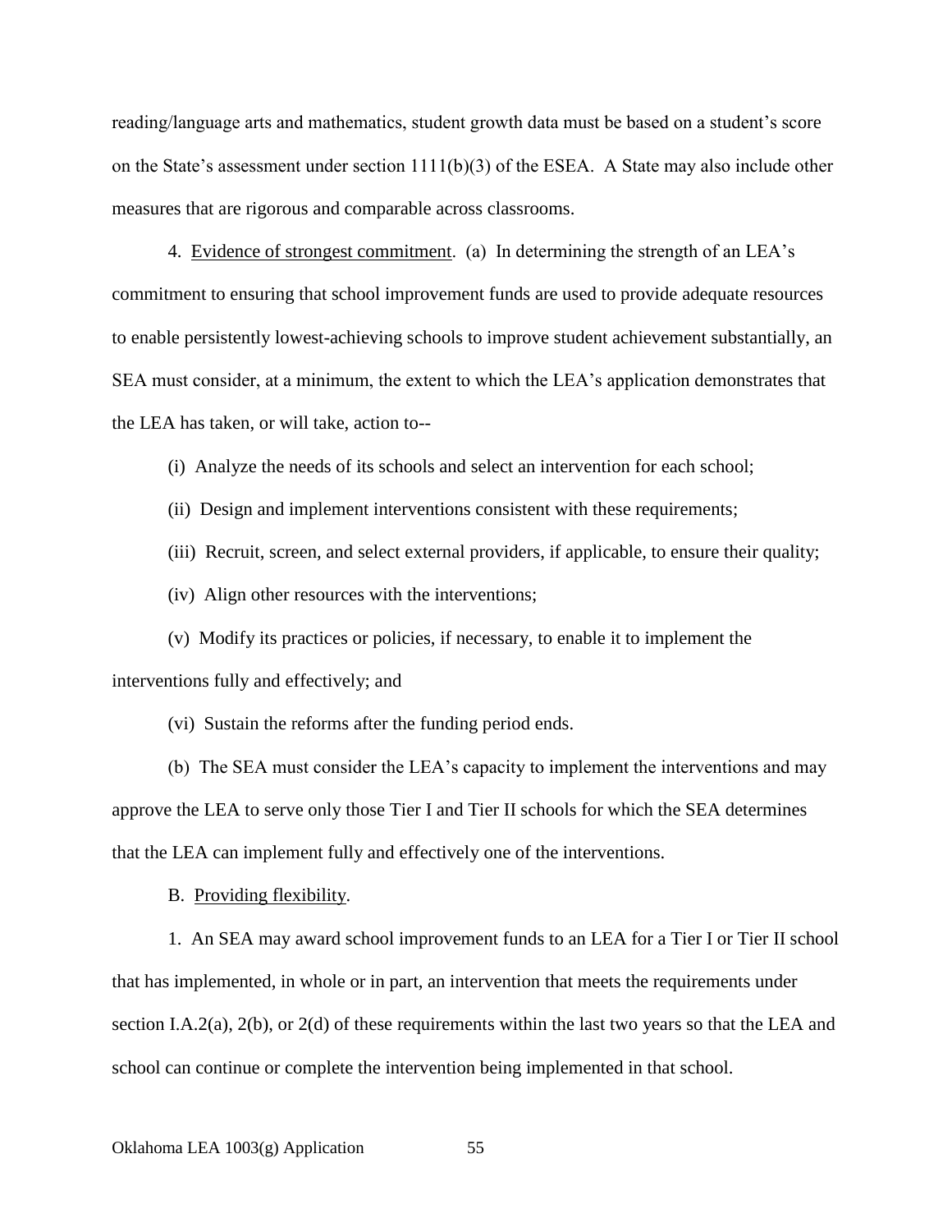reading/language arts and mathematics, student growth data must be based on a student's score on the State's assessment under section 1111(b)(3) of the ESEA. A State may also include other measures that are rigorous and comparable across classrooms.

4. Evidence of strongest commitment. (a) In determining the strength of an LEA's commitment to ensuring that school improvement funds are used to provide adequate resources to enable persistently lowest-achieving schools to improve student achievement substantially, an SEA must consider, at a minimum, the extent to which the LEA's application demonstrates that the LEA has taken, or will take, action to--

(i) Analyze the needs of its schools and select an intervention for each school;

(ii) Design and implement interventions consistent with these requirements;

(iii) Recruit, screen, and select external providers, if applicable, to ensure their quality;

(iv) Align other resources with the interventions;

(v) Modify its practices or policies, if necessary, to enable it to implement the interventions fully and effectively; and

(vi) Sustain the reforms after the funding period ends.

(b) The SEA must consider the LEA's capacity to implement the interventions and may approve the LEA to serve only those Tier I and Tier II schools for which the SEA determines that the LEA can implement fully and effectively one of the interventions.

B. Providing flexibility.

1. An SEA may award school improvement funds to an LEA for a Tier I or Tier II school that has implemented, in whole or in part, an intervention that meets the requirements under section I.A.2(a), 2(b), or 2(d) of these requirements within the last two years so that the LEA and school can continue or complete the intervention being implemented in that school.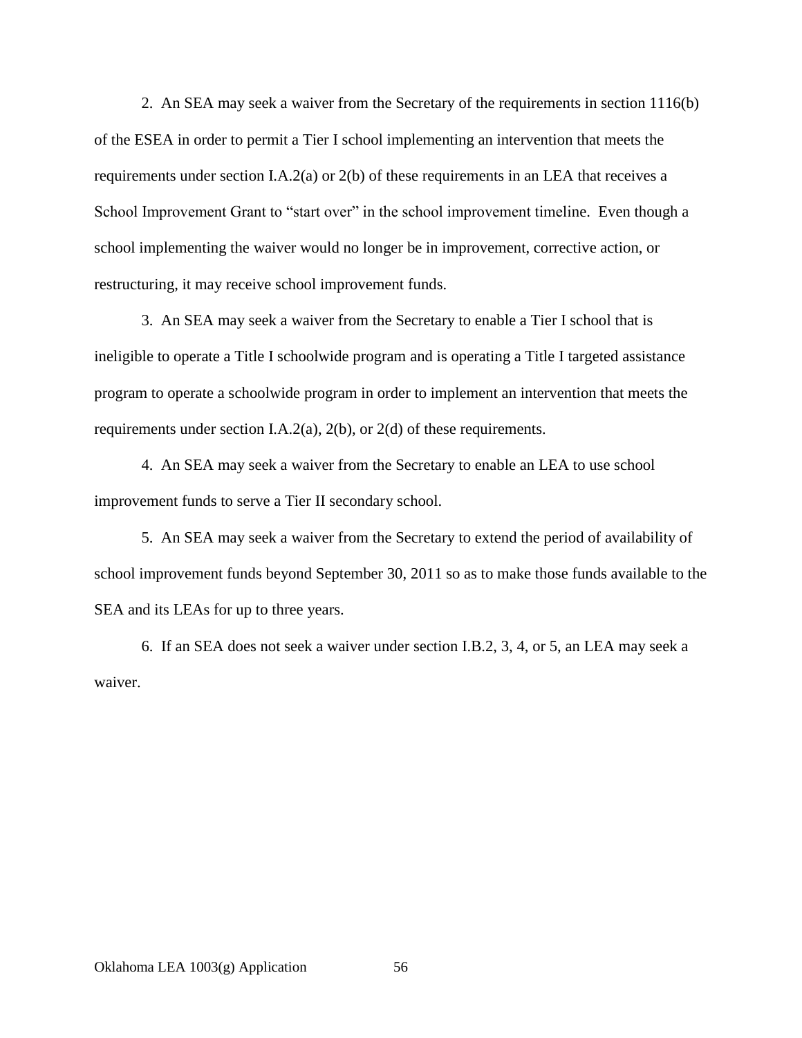2. An SEA may seek a waiver from the Secretary of the requirements in section 1116(b) of the ESEA in order to permit a Tier I school implementing an intervention that meets the requirements under section I.A.2(a) or 2(b) of these requirements in an LEA that receives a School Improvement Grant to "start over" in the school improvement timeline. Even though a school implementing the waiver would no longer be in improvement, corrective action, or restructuring, it may receive school improvement funds.

3. An SEA may seek a waiver from the Secretary to enable a Tier I school that is ineligible to operate a Title I schoolwide program and is operating a Title I targeted assistance program to operate a schoolwide program in order to implement an intervention that meets the requirements under section I.A.2(a), 2(b), or 2(d) of these requirements.

4. An SEA may seek a waiver from the Secretary to enable an LEA to use school improvement funds to serve a Tier II secondary school.

5. An SEA may seek a waiver from the Secretary to extend the period of availability of school improvement funds beyond September 30, 2011 so as to make those funds available to the SEA and its LEAs for up to three years.

6. If an SEA does not seek a waiver under section I.B.2, 3, 4, or 5, an LEA may seek a waiver.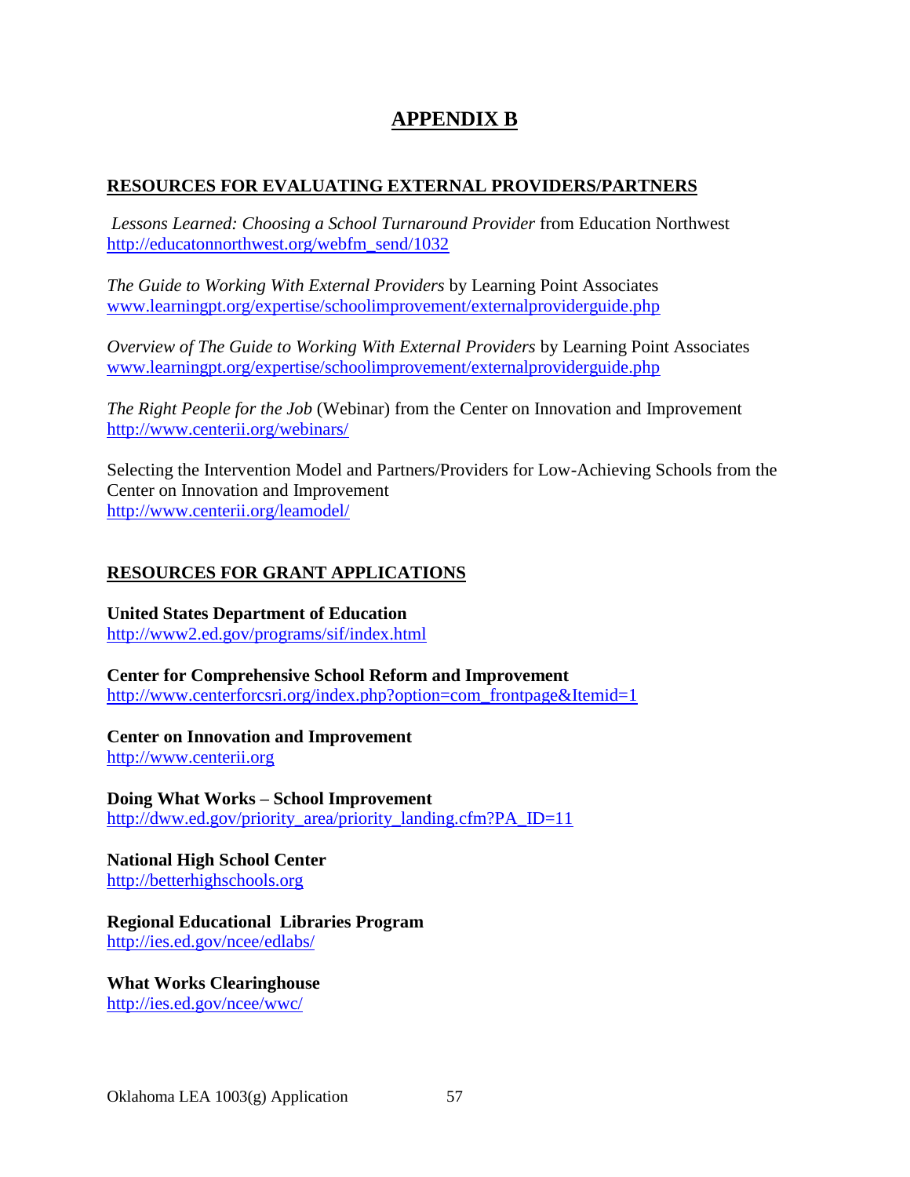# APPENDIX B

## RESOURCES FOR EVALUATING EXTERNAL PROVIDERS/PARTNERS

*Lessons Learned: Choosing a School Turnaround Provider* from Education Northwest
http://educatonnorthwest.org/webfm_send/1032

*The Guide to Working With External Providers* by Learning Point Associates
www.learningpt.org/expertise/schoolimprovement/externalproviderguide.php

*Overview of The Guide to Working With External Providers* by Learning Point Associates
www.learningpt.org/expertise/schoolimprovement/externalproviderguide.php

*The Right People for the Job* (Webinar) from the Center on Innovation and Improvement
http://www.centerii.org/webinars/

Selecting the Intervention Model and Partners/Providers for Low-Achieving Schools from the Center on Innovation and Improvement
http://www.centerii.org/leamodel/

## RESOURCES FOR GRANT APPLICATIONS

**United States Department of Education**
http://www2.ed.gov/programs/sif/index.html

**Center for Comprehensive School Reform and Improvement**
http://www.centerforcsri.org/index.php?option=com_frontpage&Itemid=1

**Center on Innovation and Improvement**
http://www.centerii.org

**Doing What Works – School Improvement**
http://dww.ed.gov/priority_area/priority_landing.cfm?PA_ID=11

**National High School Center**
http://betterhighschools.org

**Regional Educational Libraries Program**
http://ies.ed.gov/ncee/edlabs/

**What Works Clearinghouse**
http://ies.ed.gov/ncee/wwc/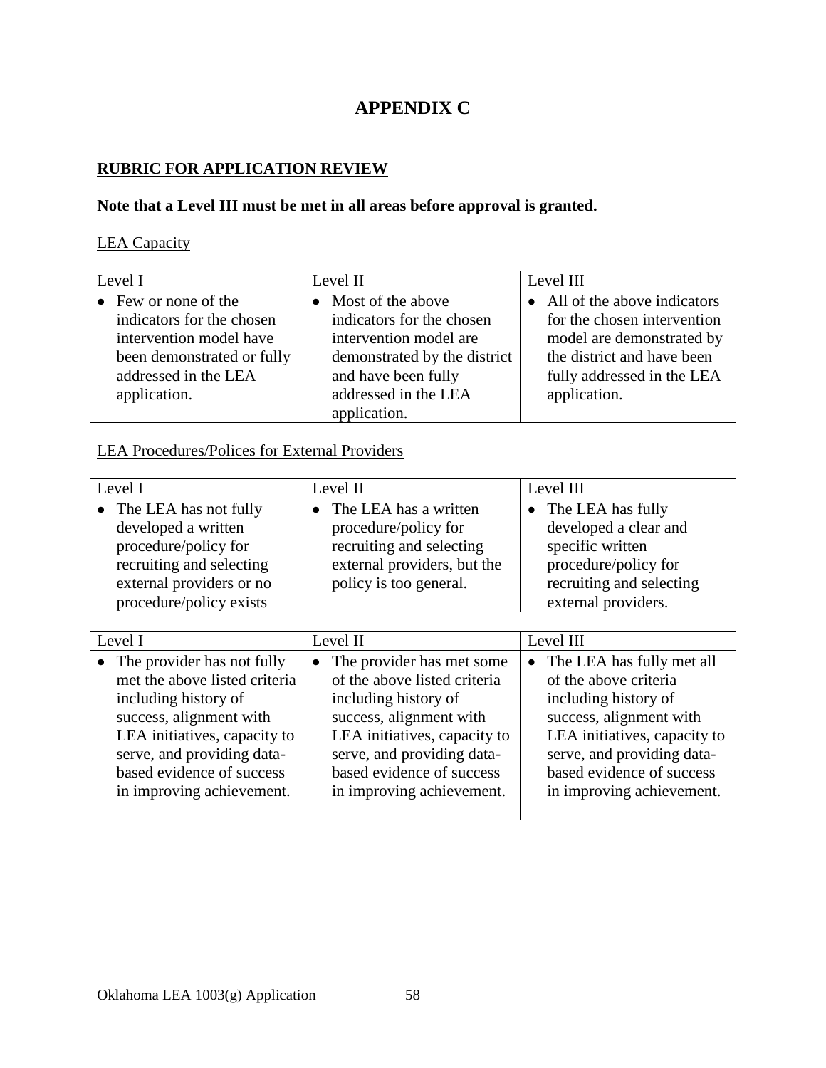# APPENDIX C

## RUBRIC FOR APPLICATION REVIEW

**Note that a Level III must be met in all areas before approval is granted.**

LEA Capacity

| Level I | Level II | Level III |
|---|---|---|
| • Few or none of the indicators for the chosen intervention model have been demonstrated or fully addressed in the LEA application. | • Most of the above indicators for the chosen intervention model are demonstrated by the district and have been fully addressed in the LEA application. | • All of the above indicators for the chosen intervention model are demonstrated by the district and have been fully addressed in the LEA application. |

LEA Procedures/Polices for External Providers

| Level I | Level II | Level III |
|---|---|---|
| • The LEA has not fully developed a written procedure/policy for recruiting and selecting external providers or no procedure/policy exists | • The LEA has a written procedure/policy for recruiting and selecting external providers, but the policy is too general. | • The LEA has fully developed a clear and specific written procedure/policy for recruiting and selecting external providers. |

| Level I | Level II | Level III |
|---|---|---|
| • The provider has not fully met the above listed criteria including history of success, alignment with LEA initiatives, capacity to serve, and providing data-based evidence of success in improving achievement. | • The provider has met some of the above listed criteria including history of success, alignment with LEA initiatives, capacity to serve, and providing data-based evidence of success in improving achievement. | • The LEA has fully met all of the above criteria including history of success, alignment with LEA initiatives, capacity to serve, and providing data-based evidence of success in improving achievement. |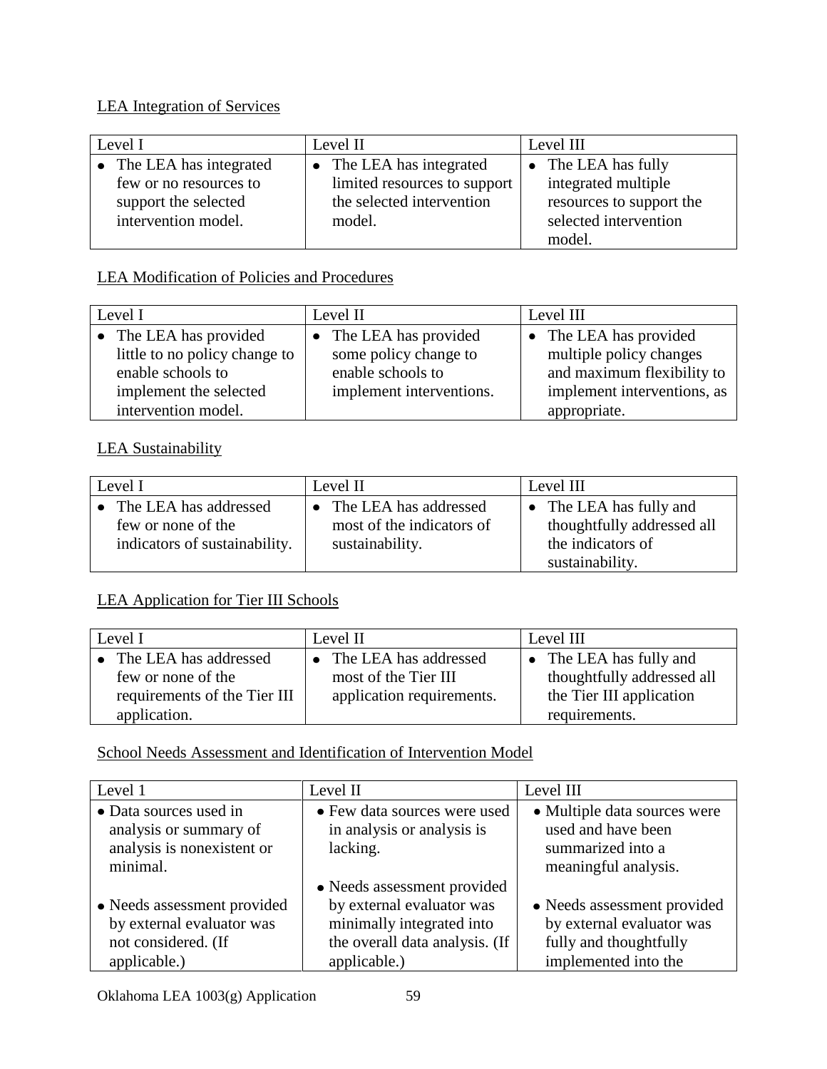LEA Integration of Services

| Level I | Level II | Level III |
| --- | --- | --- |
| • The LEA has integrated few or no resources to support the selected intervention model. | • The LEA has integrated limited resources to support the selected intervention model. | • The LEA has fully integrated multiple resources to support the selected intervention model. |

LEA Modification of Policies and Procedures

| Level I | Level II | Level III |
| --- | --- | --- |
| • The LEA has provided little to no policy change to enable schools to implement the selected intervention model. | • The LEA has provided some policy change to enable schools to implement interventions. | • The LEA has provided multiple policy changes and maximum flexibility to implement interventions, as appropriate. |

LEA Sustainability

| Level I | Level II | Level III |
| --- | --- | --- |
| • The LEA has addressed few or none of the indicators of sustainability. | • The LEA has addressed most of the indicators of sustainability. | • The LEA has fully and thoughtfully addressed all the indicators of sustainability. |

LEA Application for Tier III Schools

| Level I | Level II | Level III |
| --- | --- | --- |
| • The LEA has addressed few or none of the requirements of the Tier III application. | • The LEA has addressed most of the Tier III application requirements. | • The LEA has fully and thoughtfully addressed all the Tier III application requirements. |

School Needs Assessment and Identification of Intervention Model

| Level 1 | Level II | Level III |
| --- | --- | --- |
| • Data sources used in analysis or summary of analysis is nonexistent or minimal.<br><br>• Needs assessment provided by external evaluator was not considered. (If applicable.) | • Few data sources were used in analysis or analysis is lacking.<br><br>• Needs assessment provided by external evaluator was minimally integrated into the overall data analysis. (If applicable.) | • Multiple data sources were used and have been summarized into a meaningful analysis.<br><br>• Needs assessment provided by external evaluator was fully and thoughtfully implemented into the |

Oklahoma LEA 1003(g) Application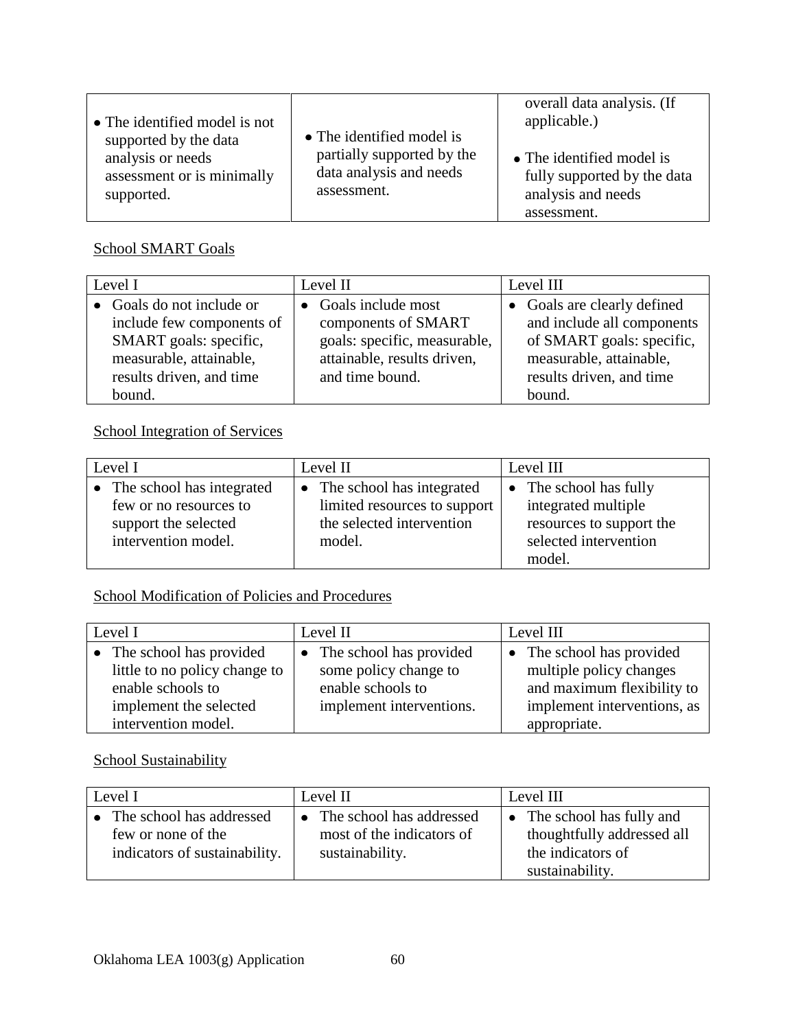| | | |
|---|---|---|
| • The identified model is not supported by the data analysis or needs assessment or is minimally supported. | • The identified model is partially supported by the data analysis and needs assessment. | overall data analysis. (If applicable.) • The identified model is fully supported by the data analysis and needs assessment. |

School SMART Goals

| Level I | Level II | Level III |
|---|---|---|
| • Goals do not include or include few components of SMART goals: specific, measurable, attainable, results driven, and time bound. | • Goals include most components of SMART goals: specific, measurable, attainable, results driven, and time bound. | • Goals are clearly defined and include all components of SMART goals: specific, measurable, attainable, results driven, and time bound. |

School Integration of Services

| Level I | Level II | Level III |
|---|---|---|
| • The school has integrated few or no resources to support the selected intervention model. | • The school has integrated limited resources to support the selected intervention model. | • The school has fully integrated multiple resources to support the selected intervention model. |

School Modification of Policies and Procedures

| Level I | Level II | Level III |
|---|---|---|
| • The school has provided little to no policy change to enable schools to implement the selected intervention model. | • The school has provided some policy change to enable schools to implement interventions. | • The school has provided multiple policy changes and maximum flexibility to implement interventions, as appropriate. |

School Sustainability

| Level I | Level II | Level III |
|---|---|---|
| • The school has addressed few or none of the indicators of sustainability. | • The school has addressed most of the indicators of sustainability. | • The school has fully and thoughtfully addressed all the indicators of sustainability. |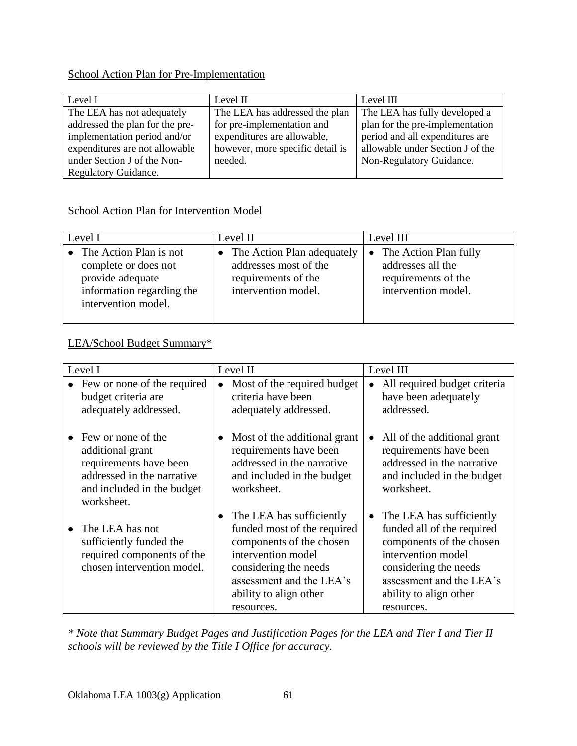<u>School Action Plan for Pre-Implementation</u>

| Level I | Level II | Level III |
|---|---|---|
| The LEA has not adequately addressed the plan for the pre-implementation period and/or expenditures are not allowable under Section J of the Non-Regulatory Guidance. | The LEA has addressed the plan for pre-implementation and expenditures are allowable, however, more specific detail is needed. | The LEA has fully developed a plan for the pre-implementation period and all expenditures are allowable under Section J of the Non-Regulatory Guidance. |

<u>School Action Plan for Intervention Model</u>

| Level I | Level II | Level III |
|---|---|---|
| • The Action Plan is not complete or does not provide adequate information regarding the intervention model. | • The Action Plan adequately addresses most of the requirements of the intervention model. | • The Action Plan fully addresses all the requirements of the intervention model. |

<u>LEA/School Budget Summary*</u>

| Level I | Level II | Level III |
|---|---|---|
| • Few or none of the required budget criteria are adequately addressed.<br><br>• Few or none of the additional grant requirements have been addressed in the narrative and included in the budget worksheet.<br><br>• The LEA has not sufficiently funded the required components of the chosen intervention model. | • Most of the required budget criteria have been adequately addressed.<br><br>• Most of the additional grant requirements have been addressed in the narrative and included in the budget worksheet.<br><br>• The LEA has sufficiently funded most of the required components of the chosen intervention model considering the needs assessment and the LEA's ability to align other resources. | • All required budget criteria have been adequately addressed.<br><br>• All of the additional grant requirements have been addressed in the narrative and included in the budget worksheet.<br><br>• The LEA has sufficiently funded all of the required components of the chosen intervention model considering the needs assessment and the LEA's ability to align other resources. |

*\* Note that Summary Budget Pages and Justification Pages for the LEA and Tier I and Tier II schools will be reviewed by the Title I Office for accuracy.*